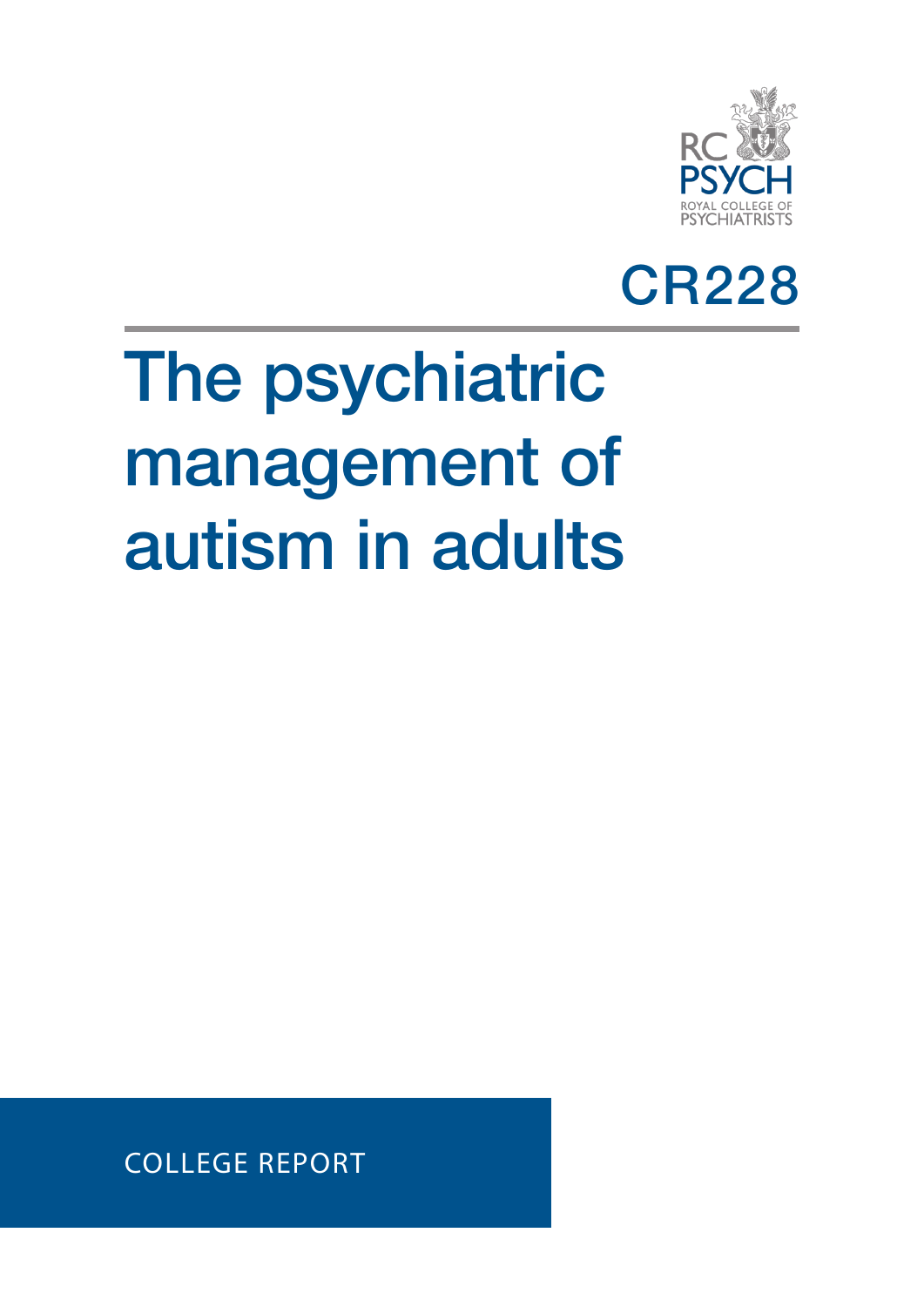RC PSYCH
ROYAL COLLEGE OF PSYCHIATRISTS

CR228

# The psychiatric management of autism in adults

COLLEGE REPORT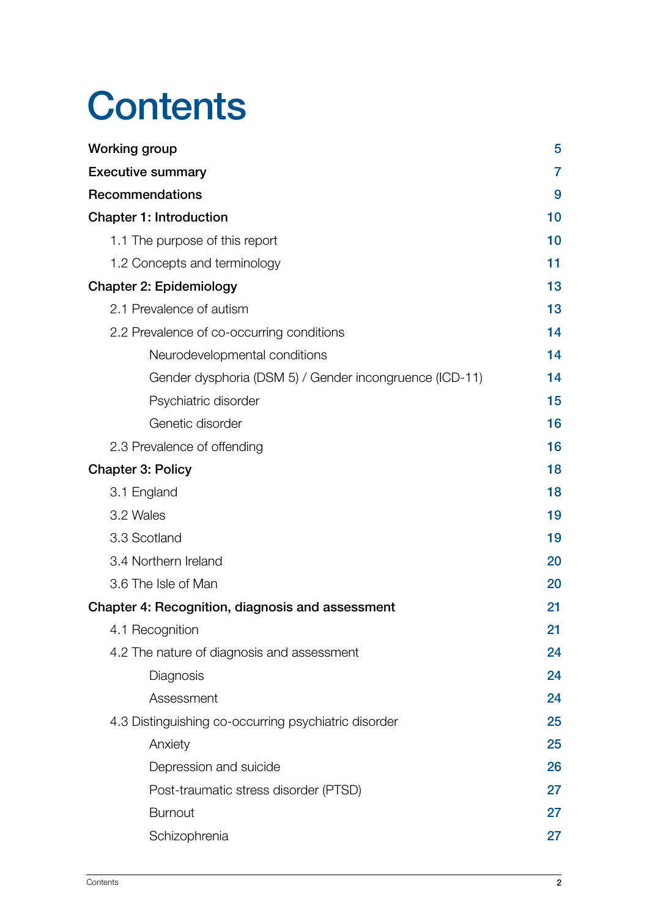# Contents

| | |
|---|---|
| **Working group** | 5 |
| **Executive summary** | 7 |
| **Recommendations** | 9 |
| **Chapter 1: Introduction** | 10 |
| 1.1 The purpose of this report | 10 |
| 1.2 Concepts and terminology | 11 |
| **Chapter 2: Epidemiology** | 13 |
| 2.1 Prevalence of autism | 13 |
| 2.2 Prevalence of co-occurring conditions | 14 |
| Neurodevelopmental conditions | 14 |
| Gender dysphoria (DSM 5) / Gender incongruence (ICD-11) | 14 |
| Psychiatric disorder | 15 |
| Genetic disorder | 16 |
| 2.3 Prevalence of offending | 16 |
| **Chapter 3: Policy** | 18 |
| 3.1 England | 18 |
| 3.2 Wales | 19 |
| 3.3 Scotland | 19 |
| 3.4 Northern Ireland | 20 |
| 3.6 The Isle of Man | 20 |
| **Chapter 4: Recognition, diagnosis and assessment** | 21 |
| 4.1 Recognition | 21 |
| 4.2 The nature of diagnosis and assessment | 24 |
| Diagnosis | 24 |
| Assessment | 24 |
| 4.3 Distinguishing co-occurring psychiatric disorder | 25 |
| Anxiety | 25 |
| Depression and suicide | 26 |
| Post-traumatic stress disorder (PTSD) | 27 |
| Burnout | 27 |
| Schizophrenia | 27 |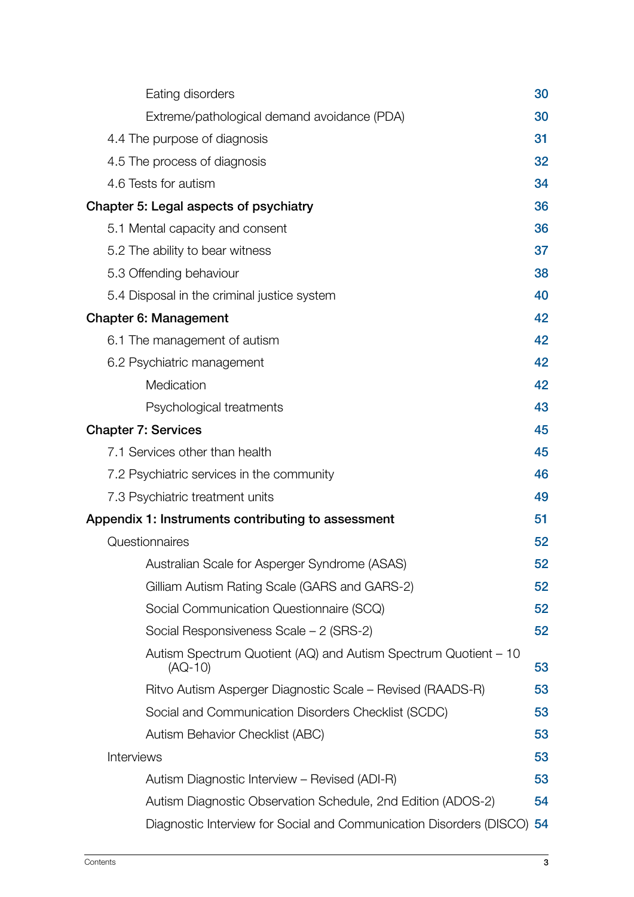Eating disorders 30

Extreme/pathological demand avoidance (PDA) 30

4.4 The purpose of diagnosis 31

4.5 The process of diagnosis 32

4.6 Tests for autism 34

**Chapter 5: Legal aspects of psychiatry 36**

5.1 Mental capacity and consent 36

5.2 The ability to bear witness 37

5.3 Offending behaviour 38

5.4 Disposal in the criminal justice system 40

**Chapter 6: Management 42**

6.1 The management of autism 42

6.2 Psychiatric management 42

Medication 42

Psychological treatments 43

**Chapter 7: Services 45**

7.1 Services other than health 45

7.2 Psychiatric services in the community 46

7.3 Psychiatric treatment units 49

**Appendix 1: Instruments contributing to assessment 51**

Questionnaires 52

Australian Scale for Asperger Syndrome (ASAS) 52

Gilliam Autism Rating Scale (GARS and GARS-2) 52

Social Communication Questionnaire (SCQ) 52

Social Responsiveness Scale – 2 (SRS-2) 52

Autism Spectrum Quotient (AQ) and Autism Spectrum Quotient – 10 (AQ-10) 53

Ritvo Autism Asperger Diagnostic Scale – Revised (RAADS-R) 53

Social and Communication Disorders Checklist (SCDC) 53

Autism Behavior Checklist (ABC) 53

Interviews 53

Autism Diagnostic Interview – Revised (ADI-R) 53

Autism Diagnostic Observation Schedule, 2nd Edition (ADOS-2) 54

Diagnostic Interview for Social and Communication Disorders (DISCO) 54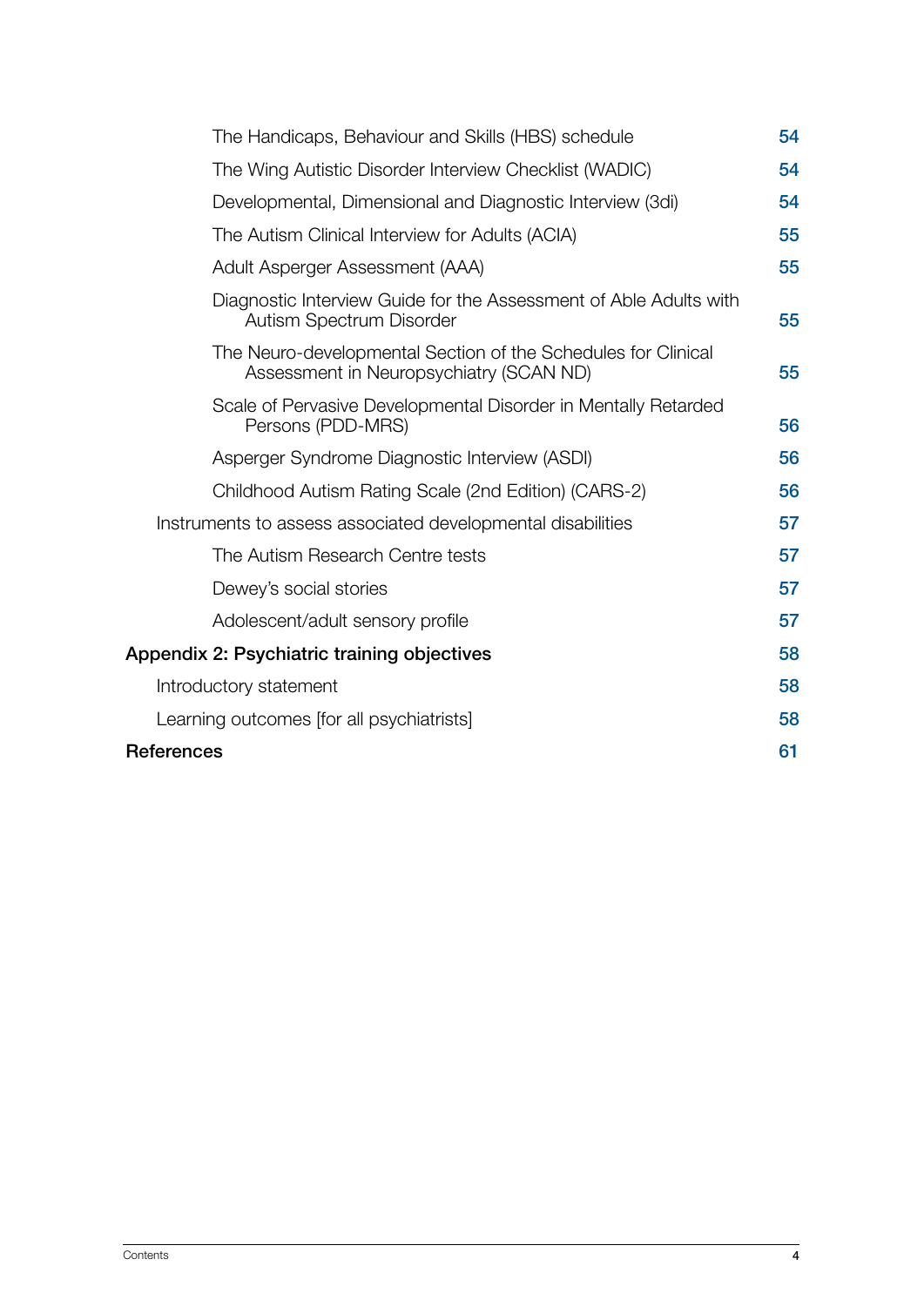- The Handicaps, Behaviour and Skills (HBS) schedule 54
- The Wing Autistic Disorder Interview Checklist (WADIC) 54
- Developmental, Dimensional and Diagnostic Interview (3di) 54
- The Autism Clinical Interview for Adults (ACIA) 55
- Adult Asperger Assessment (AAA) 55
- Diagnostic Interview Guide for the Assessment of Able Adults with Autism Spectrum Disorder 55
- The Neuro-developmental Section of the Schedules for Clinical Assessment in Neuropsychiatry (SCAN ND) 55
- Scale of Pervasive Developmental Disorder in Mentally Retarded Persons (PDD-MRS) 56
- Asperger Syndrome Diagnostic Interview (ASDI) 56
- Childhood Autism Rating Scale (2nd Edition) (CARS-2) 56

Instruments to assess associated developmental disabilities 57

- The Autism Research Centre tests 57
- Dewey's social stories 57
- Adolescent/adult sensory profile 57

**Appendix 2: Psychiatric training objectives** 58

Introductory statement 58

Learning outcomes [for all psychiatrists] 58

**References** 61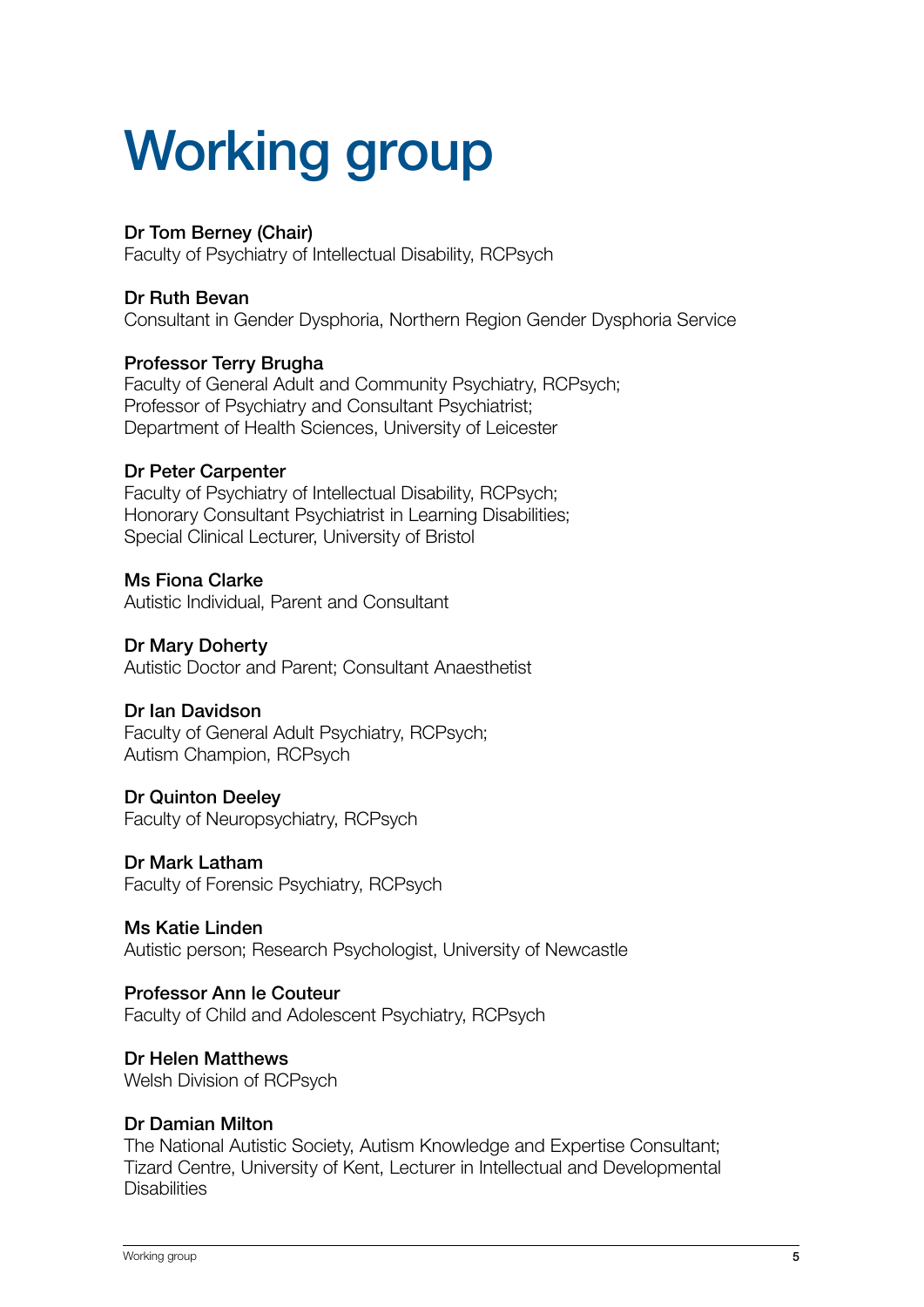# Working group

**Dr Tom Berney (Chair)**
Faculty of Psychiatry of Intellectual Disability, RCPsych

**Dr Ruth Bevan**
Consultant in Gender Dysphoria, Northern Region Gender Dysphoria Service

**Professor Terry Brugha**
Faculty of General Adult and Community Psychiatry, RCPsych;
Professor of Psychiatry and Consultant Psychiatrist;
Department of Health Sciences, University of Leicester

**Dr Peter Carpenter**
Faculty of Psychiatry of Intellectual Disability, RCPsych;
Honorary Consultant Psychiatrist in Learning Disabilities;
Special Clinical Lecturer, University of Bristol

**Ms Fiona Clarke**
Autistic Individual, Parent and Consultant

**Dr Mary Doherty**
Autistic Doctor and Parent; Consultant Anaesthetist

**Dr Ian Davidson**
Faculty of General Adult Psychiatry, RCPsych;
Autism Champion, RCPsych

**Dr Quinton Deeley**
Faculty of Neuropsychiatry, RCPsych

**Dr Mark Latham**
Faculty of Forensic Psychiatry, RCPsych

**Ms Katie Linden**
Autistic person; Research Psychologist, University of Newcastle

**Professor Ann le Couteur**
Faculty of Child and Adolescent Psychiatry, RCPsych

**Dr Helen Matthews**
Welsh Division of RCPsych

**Dr Damian Milton**
The National Autistic Society, Autism Knowledge and Expertise Consultant;
Tizard Centre, University of Kent, Lecturer in Intellectual and Developmental Disabilities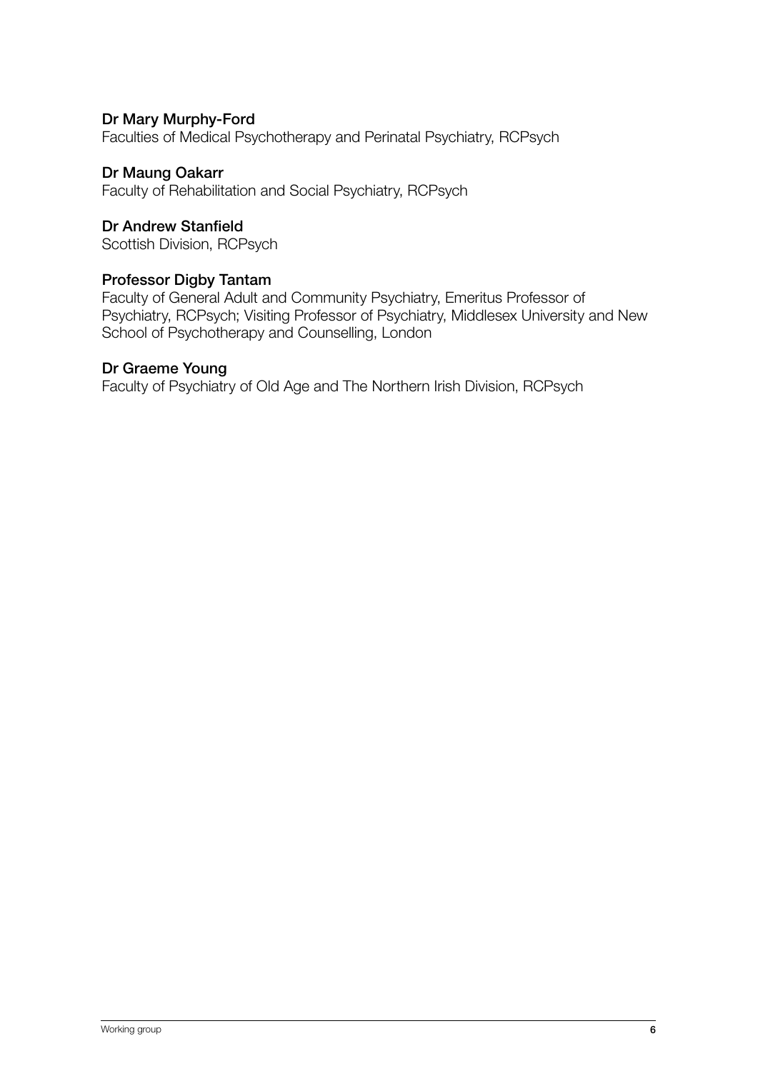**Dr Mary Murphy-Ford**
Faculties of Medical Psychotherapy and Perinatal Psychiatry, RCPsych

**Dr Maung Oakarr**
Faculty of Rehabilitation and Social Psychiatry, RCPsych

**Dr Andrew Stanfield**
Scottish Division, RCPsych

**Professor Digby Tantam**
Faculty of General Adult and Community Psychiatry, Emeritus Professor of Psychiatry, RCPsych; Visiting Professor of Psychiatry, Middlesex University and New School of Psychotherapy and Counselling, London

**Dr Graeme Young**
Faculty of Psychiatry of Old Age and The Northern Irish Division, RCPsych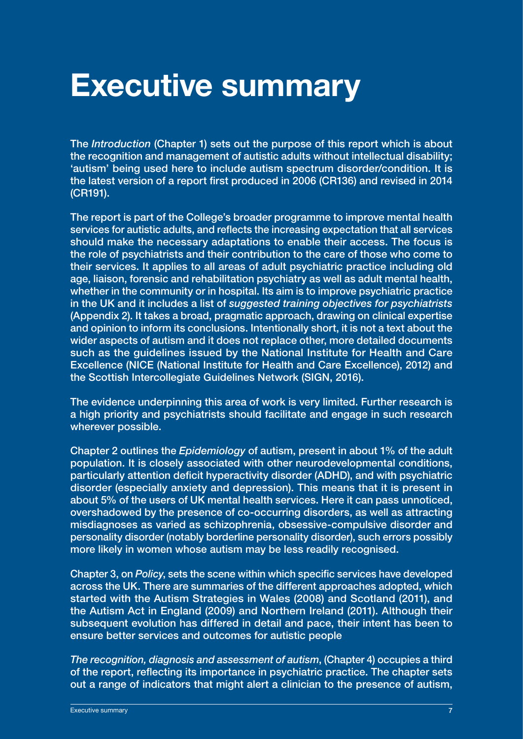# Executive summary

The *Introduction* (Chapter 1) sets out the purpose of this report which is about the recognition and management of autistic adults without intellectual disability; 'autism' being used here to include autism spectrum disorder/condition. It is the latest version of a report first produced in 2006 (CR136) and revised in 2014 (CR191).

The report is part of the College's broader programme to improve mental health services for autistic adults, and reflects the increasing expectation that all services should make the necessary adaptations to enable their access. The focus is the role of psychiatrists and their contribution to the care of those who come to their services. It applies to all areas of adult psychiatric practice including old age, liaison, forensic and rehabilitation psychiatry as well as adult mental health, whether in the community or in hospital. Its aim is to improve psychiatric practice in the UK and it includes a list of *suggested training objectives for psychiatrists* (Appendix 2). It takes a broad, pragmatic approach, drawing on clinical expertise and opinion to inform its conclusions. Intentionally short, it is not a text about the wider aspects of autism and it does not replace other, more detailed documents such as the guidelines issued by the National Institute for Health and Care Excellence (NICE (National Institute for Health and Care Excellence), 2012) and the Scottish Intercollegiate Guidelines Network (SIGN, 2016).

The evidence underpinning this area of work is very limited. Further research is a high priority and psychiatrists should facilitate and engage in such research wherever possible.

Chapter 2 outlines the *Epidemiology* of autism, present in about 1% of the adult population. It is closely associated with other neurodevelopmental conditions, particularly attention deficit hyperactivity disorder (ADHD), and with psychiatric disorder (especially anxiety and depression). This means that it is present in about 5% of the users of UK mental health services. Here it can pass unnoticed, overshadowed by the presence of co-occurring disorders, as well as attracting misdiagnoses as varied as schizophrenia, obsessive-compulsive disorder and personality disorder (notably borderline personality disorder), such errors possibly more likely in women whose autism may be less readily recognised.

Chapter 3, on *Policy*, sets the scene within which specific services have developed across the UK. There are summaries of the different approaches adopted, which started with the Autism Strategies in Wales (2008) and Scotland (2011), and the Autism Act in England (2009) and Northern Ireland (2011). Although their subsequent evolution has differed in detail and pace, their intent has been to ensure better services and outcomes for autistic people

*The recognition, diagnosis and assessment of autism*, (Chapter 4) occupies a third of the report, reflecting its importance in psychiatric practice. The chapter sets out a range of indicators that might alert a clinician to the presence of autism,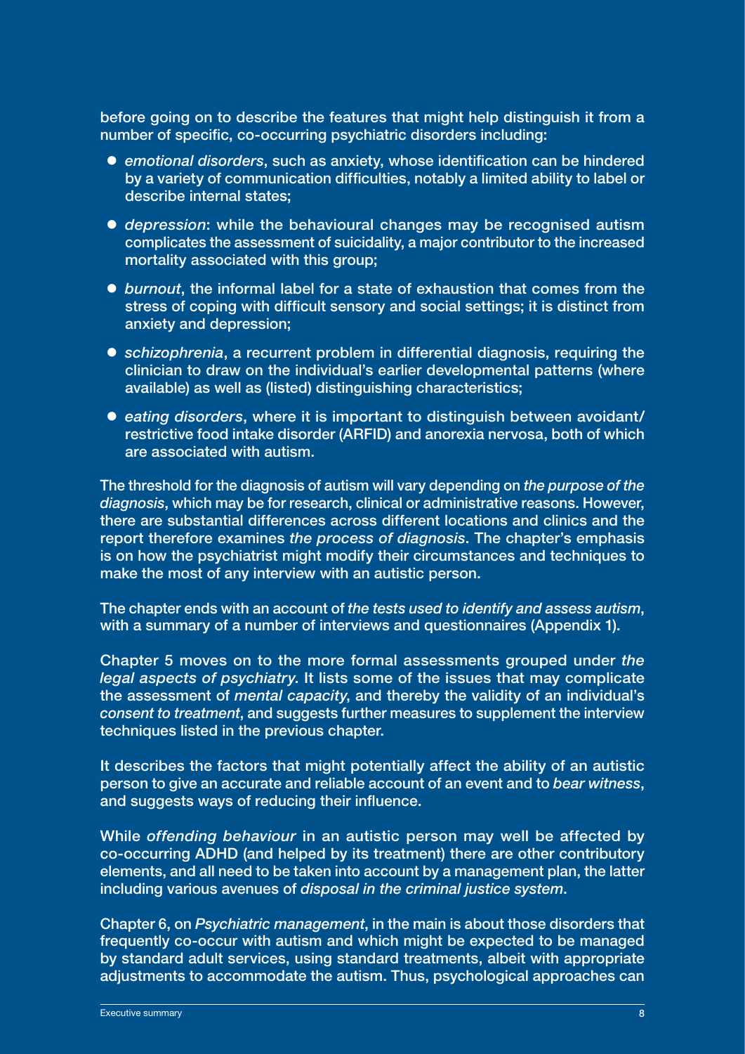before going on to describe the features that might help distinguish it from a number of specific, co-occurring psychiatric disorders including:

- *emotional disorders*, such as anxiety, whose identification can be hindered by a variety of communication difficulties, notably a limited ability to label or describe internal states;
- *depression*: while the behavioural changes may be recognised autism complicates the assessment of suicidality, a major contributor to the increased mortality associated with this group;
- *burnout*, the informal label for a state of exhaustion that comes from the stress of coping with difficult sensory and social settings; it is distinct from anxiety and depression;
- *schizophrenia*, a recurrent problem in differential diagnosis, requiring the clinician to draw on the individual's earlier developmental patterns (where available) as well as (listed) distinguishing characteristics;
- *eating disorders*, where it is important to distinguish between avoidant/restrictive food intake disorder (ARFID) and anorexia nervosa, both of which are associated with autism.

The threshold for the diagnosis of autism will vary depending on *the purpose of the diagnosis*, which may be for research, clinical or administrative reasons. However, there are substantial differences across different locations and clinics and the report therefore examines *the process of diagnosis*. The chapter's emphasis is on how the psychiatrist might modify their circumstances and techniques to make the most of any interview with an autistic person.

The chapter ends with an account of *the tests used to identify and assess autism*, with a summary of a number of interviews and questionnaires (Appendix 1).

Chapter 5 moves on to the more formal assessments grouped under *the legal aspects of psychiatry*. It lists some of the issues that may complicate the assessment of *mental capacity*, and thereby the validity of an individual's *consent to treatment*, and suggests further measures to supplement the interview techniques listed in the previous chapter.

It describes the factors that might potentially affect the ability of an autistic person to give an accurate and reliable account of an event and to *bear witness*, and suggests ways of reducing their influence.

While *offending behaviour* in an autistic person may well be affected by co-occurring ADHD (and helped by its treatment) there are other contributory elements, and all need to be taken into account by a management plan, the latter including various avenues of *disposal in the criminal justice system*.

Chapter 6, on *Psychiatric management*, in the main is about those disorders that frequently co-occur with autism and which might be expected to be managed by standard adult services, using standard treatments, albeit with appropriate adjustments to accommodate the autism. Thus, psychological approaches can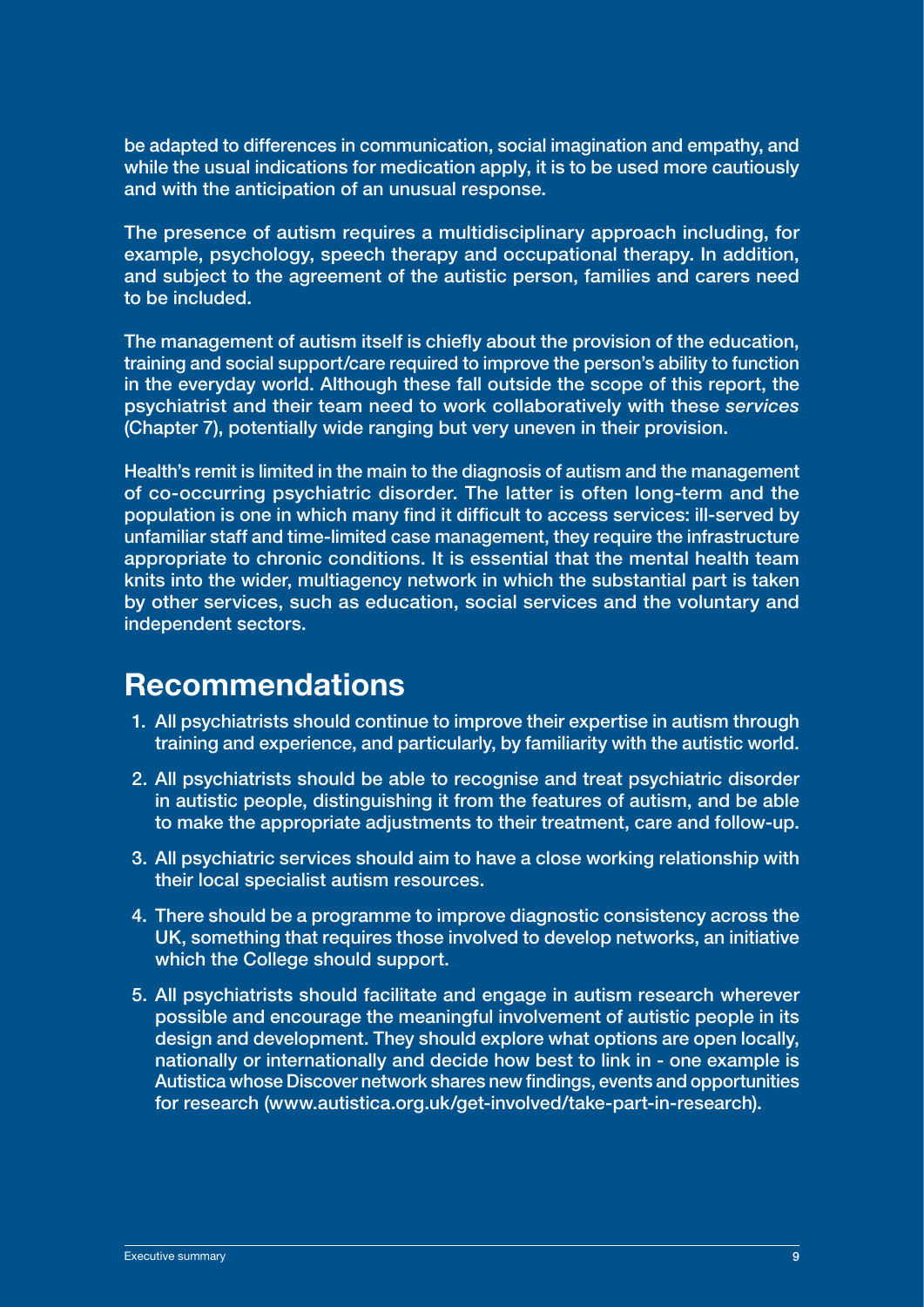be adapted to differences in communication, social imagination and empathy, and while the usual indications for medication apply, it is to be used more cautiously and with the anticipation of an unusual response.

The presence of autism requires a multidisciplinary approach including, for example, psychology, speech therapy and occupational therapy. In addition, and subject to the agreement of the autistic person, families and carers need to be included.

The management of autism itself is chiefly about the provision of the education, training and social support/care required to improve the person's ability to function in the everyday world. Although these fall outside the scope of this report, the psychiatrist and their team need to work collaboratively with these *services* (Chapter 7), potentially wide ranging but very uneven in their provision.

Health's remit is limited in the main to the diagnosis of autism and the management of co-occurring psychiatric disorder. The latter is often long-term and the population is one in which many find it difficult to access services: ill-served by unfamiliar staff and time-limited case management, they require the infrastructure appropriate to chronic conditions. It is essential that the mental health team knits into the wider, multiagency network in which the substantial part is taken by other services, such as education, social services and the voluntary and independent sectors.

## Recommendations

1. All psychiatrists should continue to improve their expertise in autism through training and experience, and particularly, by familiarity with the autistic world.
2. All psychiatrists should be able to recognise and treat psychiatric disorder in autistic people, distinguishing it from the features of autism, and be able to make the appropriate adjustments to their treatment, care and follow-up.
3. All psychiatric services should aim to have a close working relationship with their local specialist autism resources.
4. There should be a programme to improve diagnostic consistency across the UK, something that requires those involved to develop networks, an initiative which the College should support.
5. All psychiatrists should facilitate and engage in autism research wherever possible and encourage the meaningful involvement of autistic people in its design and development. They should explore what options are open locally, nationally or internationally and decide how best to link in - one example is Autistica whose Discover network shares new findings, events and opportunities for research (www.autistica.org.uk/get-involved/take-part-in-research).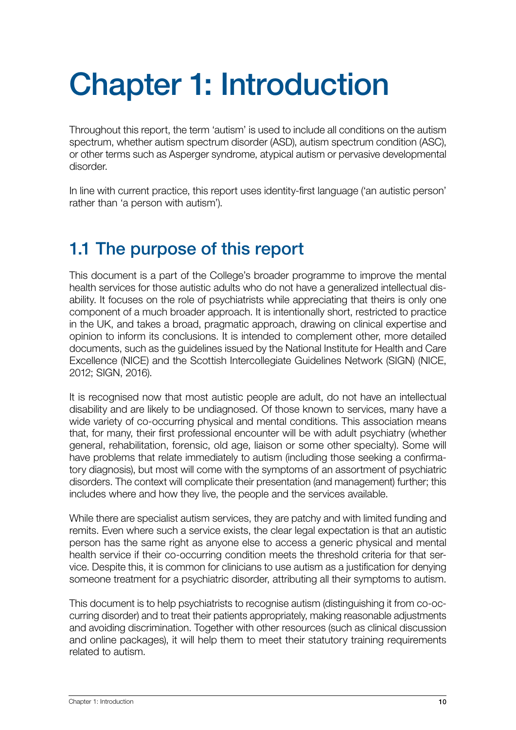# Chapter 1: Introduction

Throughout this report, the term 'autism' is used to include all conditions on the autism spectrum, whether autism spectrum disorder (ASD), autism spectrum condition (ASC), or other terms such as Asperger syndrome, atypical autism or pervasive developmental disorder.

In line with current practice, this report uses identity-first language ('an autistic person' rather than 'a person with autism').

## 1.1 The purpose of this report

This document is a part of the College's broader programme to improve the mental health services for those autistic adults who do not have a generalized intellectual disability. It focuses on the role of psychiatrists while appreciating that theirs is only one component of a much broader approach. It is intentionally short, restricted to practice in the UK, and takes a broad, pragmatic approach, drawing on clinical expertise and opinion to inform its conclusions. It is intended to complement other, more detailed documents, such as the guidelines issued by the National Institute for Health and Care Excellence (NICE) and the Scottish Intercollegiate Guidelines Network (SIGN) (NICE, 2012; SIGN, 2016).

It is recognised now that most autistic people are adult, do not have an intellectual disability and are likely to be undiagnosed. Of those known to services, many have a wide variety of co-occurring physical and mental conditions. This association means that, for many, their first professional encounter will be with adult psychiatry (whether general, rehabilitation, forensic, old age, liaison or some other specialty). Some will have problems that relate immediately to autism (including those seeking a confirmatory diagnosis), but most will come with the symptoms of an assortment of psychiatric disorders. The context will complicate their presentation (and management) further; this includes where and how they live, the people and the services available.

While there are specialist autism services, they are patchy and with limited funding and remits. Even where such a service exists, the clear legal expectation is that an autistic person has the same right as anyone else to access a generic physical and mental health service if their co-occurring condition meets the threshold criteria for that service. Despite this, it is common for clinicians to use autism as a justification for denying someone treatment for a psychiatric disorder, attributing all their symptoms to autism.

This document is to help psychiatrists to recognise autism (distinguishing it from co-occurring disorder) and to treat their patients appropriately, making reasonable adjustments and avoiding discrimination. Together with other resources (such as clinical discussion and online packages), it will help them to meet their statutory training requirements related to autism.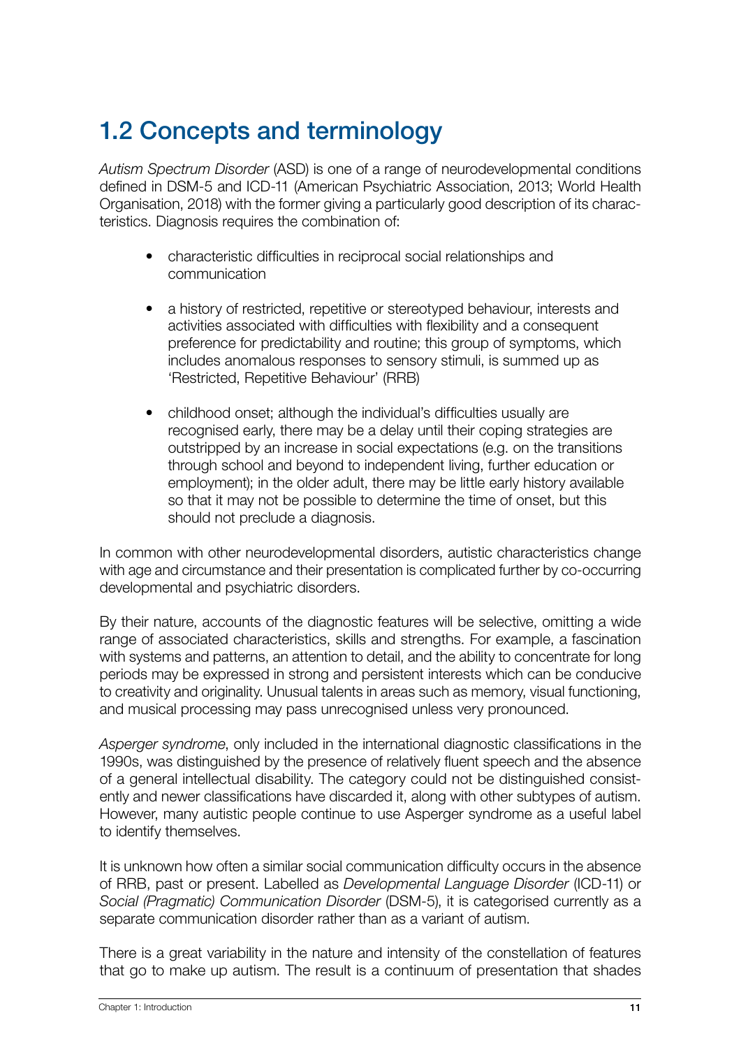## 1.2 Concepts and terminology

*Autism Spectrum Disorder* (ASD) is one of a range of neurodevelopmental conditions defined in DSM-5 and ICD-11 (American Psychiatric Association, 2013; World Health Organisation, 2018) with the former giving a particularly good description of its characteristics. Diagnosis requires the combination of:

- characteristic difficulties in reciprocal social relationships and communication
- a history of restricted, repetitive or stereotyped behaviour, interests and activities associated with difficulties with flexibility and a consequent preference for predictability and routine; this group of symptoms, which includes anomalous responses to sensory stimuli, is summed up as 'Restricted, Repetitive Behaviour' (RRB)
- childhood onset; although the individual's difficulties usually are recognised early, there may be a delay until their coping strategies are outstripped by an increase in social expectations (e.g. on the transitions through school and beyond to independent living, further education or employment); in the older adult, there may be little early history available so that it may not be possible to determine the time of onset, but this should not preclude a diagnosis.

In common with other neurodevelopmental disorders, autistic characteristics change with age and circumstance and their presentation is complicated further by co-occurring developmental and psychiatric disorders.

By their nature, accounts of the diagnostic features will be selective, omitting a wide range of associated characteristics, skills and strengths. For example, a fascination with systems and patterns, an attention to detail, and the ability to concentrate for long periods may be expressed in strong and persistent interests which can be conducive to creativity and originality. Unusual talents in areas such as memory, visual functioning, and musical processing may pass unrecognised unless very pronounced.

*Asperger syndrome*, only included in the international diagnostic classifications in the 1990s, was distinguished by the presence of relatively fluent speech and the absence of a general intellectual disability. The category could not be distinguished consistently and newer classifications have discarded it, along with other subtypes of autism. However, many autistic people continue to use Asperger syndrome as a useful label to identify themselves.

It is unknown how often a similar social communication difficulty occurs in the absence of RRB, past or present. Labelled as *Developmental Language Disorder* (ICD-11) or *Social (Pragmatic) Communication Disorder* (DSM-5), it is categorised currently as a separate communication disorder rather than as a variant of autism.

There is a great variability in the nature and intensity of the constellation of features that go to make up autism. The result is a continuum of presentation that shades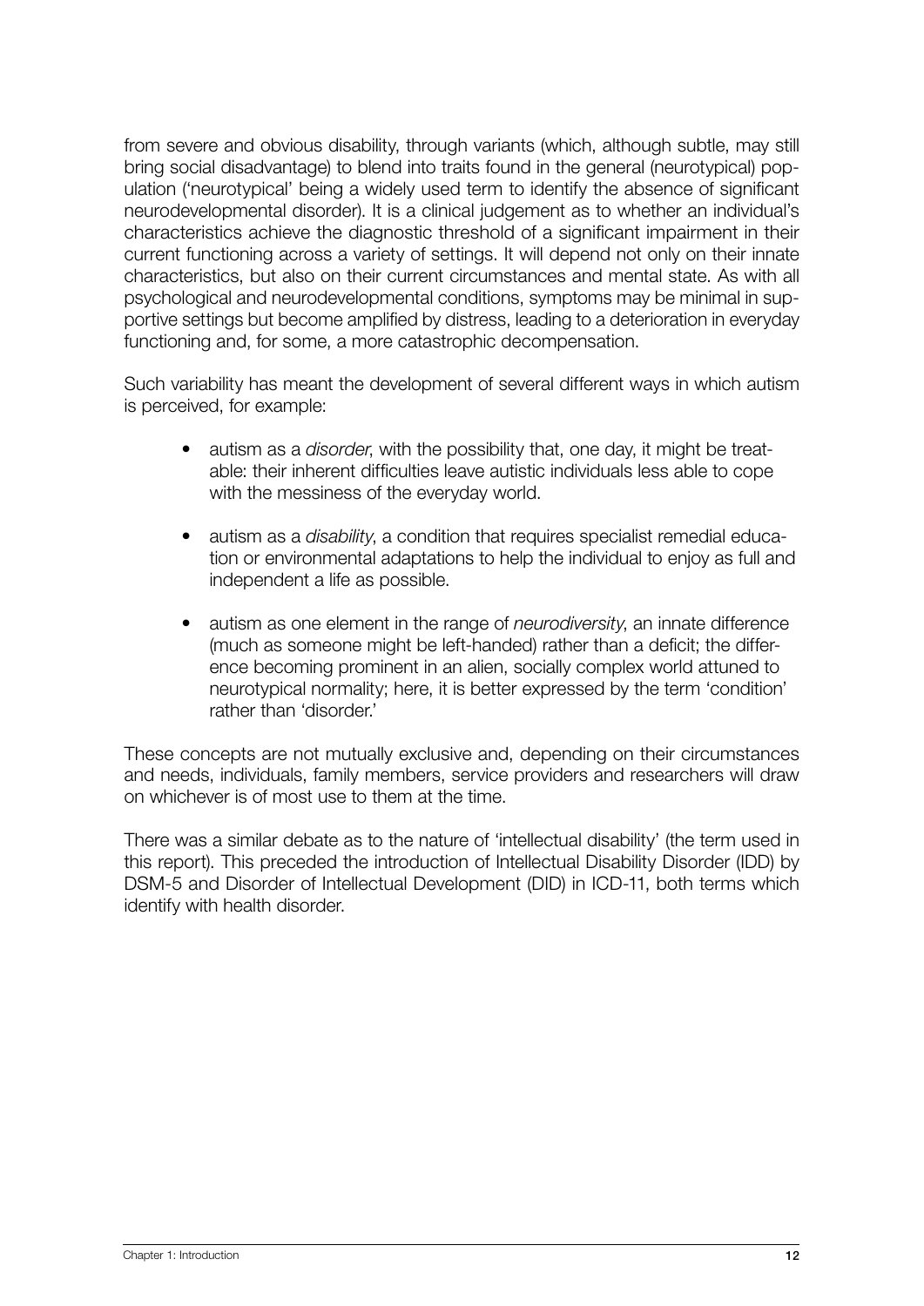from severe and obvious disability, through variants (which, although subtle, may still bring social disadvantage) to blend into traits found in the general (neurotypical) population ('neurotypical' being a widely used term to identify the absence of significant neurodevelopmental disorder). It is a clinical judgement as to whether an individual's characteristics achieve the diagnostic threshold of a significant impairment in their current functioning across a variety of settings. It will depend not only on their innate characteristics, but also on their current circumstances and mental state. As with all psychological and neurodevelopmental conditions, symptoms may be minimal in supportive settings but become amplified by distress, leading to a deterioration in everyday functioning and, for some, a more catastrophic decompensation.

Such variability has meant the development of several different ways in which autism is perceived, for example:

- autism as a *disorder*, with the possibility that, one day, it might be treatable: their inherent difficulties leave autistic individuals less able to cope with the messiness of the everyday world.
- autism as a *disability*, a condition that requires specialist remedial education or environmental adaptations to help the individual to enjoy as full and independent a life as possible.
- autism as one element in the range of *neurodiversity*, an innate difference (much as someone might be left-handed) rather than a deficit; the difference becoming prominent in an alien, socially complex world attuned to neurotypical normality; here, it is better expressed by the term 'condition' rather than 'disorder.'

These concepts are not mutually exclusive and, depending on their circumstances and needs, individuals, family members, service providers and researchers will draw on whichever is of most use to them at the time.

There was a similar debate as to the nature of 'intellectual disability' (the term used in this report). This preceded the introduction of Intellectual Disability Disorder (IDD) by DSM-5 and Disorder of Intellectual Development (DID) in ICD-11, both terms which identify with health disorder.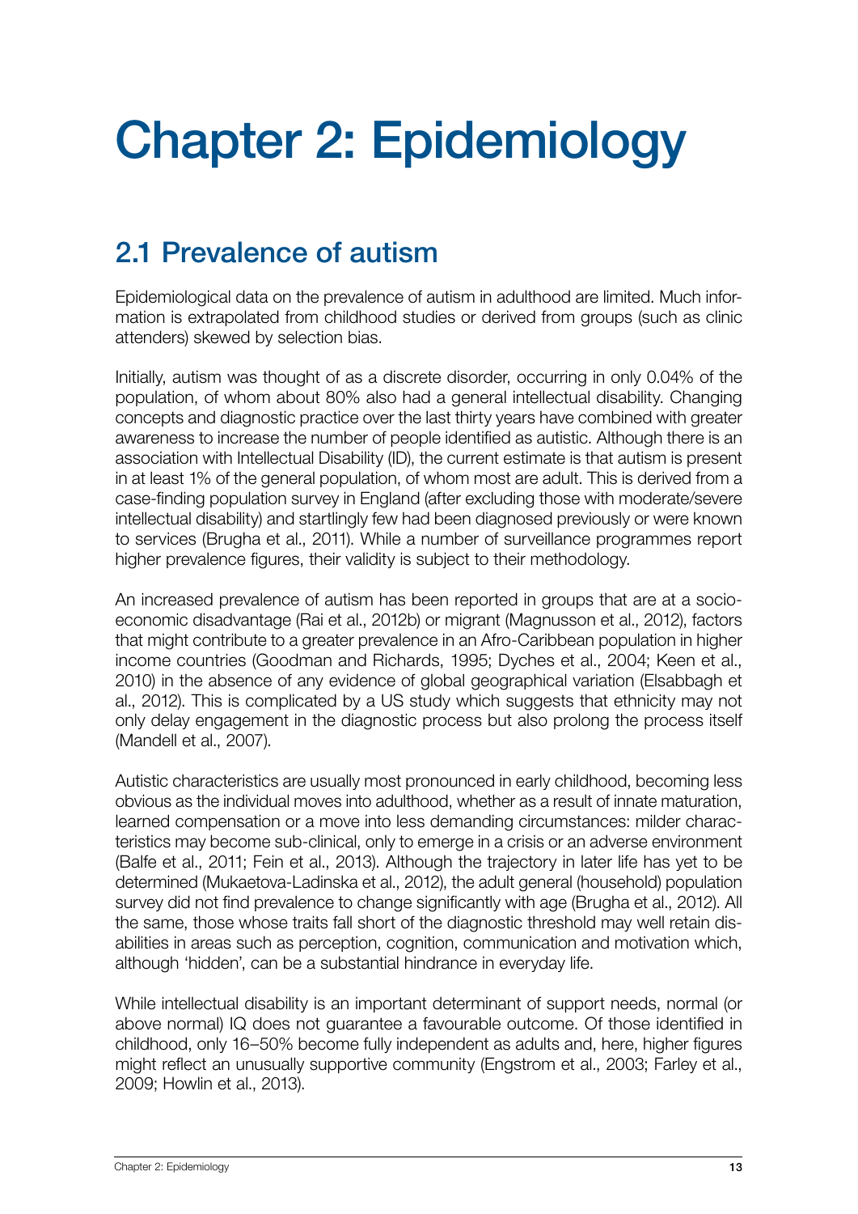# Chapter 2: Epidemiology

## 2.1 Prevalence of autism

Epidemiological data on the prevalence of autism in adulthood are limited. Much information is extrapolated from childhood studies or derived from groups (such as clinic attenders) skewed by selection bias.

Initially, autism was thought of as a discrete disorder, occurring in only 0.04% of the population, of whom about 80% also had a general intellectual disability. Changing concepts and diagnostic practice over the last thirty years have combined with greater awareness to increase the number of people identified as autistic. Although there is an association with Intellectual Disability (ID), the current estimate is that autism is present in at least 1% of the general population, of whom most are adult. This is derived from a case-finding population survey in England (after excluding those with moderate/severe intellectual disability) and startlingly few had been diagnosed previously or were known to services (Brugha et al., 2011). While a number of surveillance programmes report higher prevalence figures, their validity is subject to their methodology.

An increased prevalence of autism has been reported in groups that are at a socio-economic disadvantage (Rai et al., 2012b) or migrant (Magnusson et al., 2012), factors that might contribute to a greater prevalence in an Afro-Caribbean population in higher income countries (Goodman and Richards, 1995; Dyches et al., 2004; Keen et al., 2010) in the absence of any evidence of global geographical variation (Elsabbagh et al., 2012). This is complicated by a US study which suggests that ethnicity may not only delay engagement in the diagnostic process but also prolong the process itself (Mandell et al., 2007).

Autistic characteristics are usually most pronounced in early childhood, becoming less obvious as the individual moves into adulthood, whether as a result of innate maturation, learned compensation or a move into less demanding circumstances: milder characteristics may become sub-clinical, only to emerge in a crisis or an adverse environment (Balfe et al., 2011; Fein et al., 2013). Although the trajectory in later life has yet to be determined (Mukaetova-Ladinska et al., 2012), the adult general (household) population survey did not find prevalence to change significantly with age (Brugha et al., 2012). All the same, those whose traits fall short of the diagnostic threshold may well retain disabilities in areas such as perception, cognition, communication and motivation which, although 'hidden', can be a substantial hindrance in everyday life.

While intellectual disability is an important determinant of support needs, normal (or above normal) IQ does not guarantee a favourable outcome. Of those identified in childhood, only 16–50% become fully independent as adults and, here, higher figures might reflect an unusually supportive community (Engstrom et al., 2003; Farley et al., 2009; Howlin et al., 2013).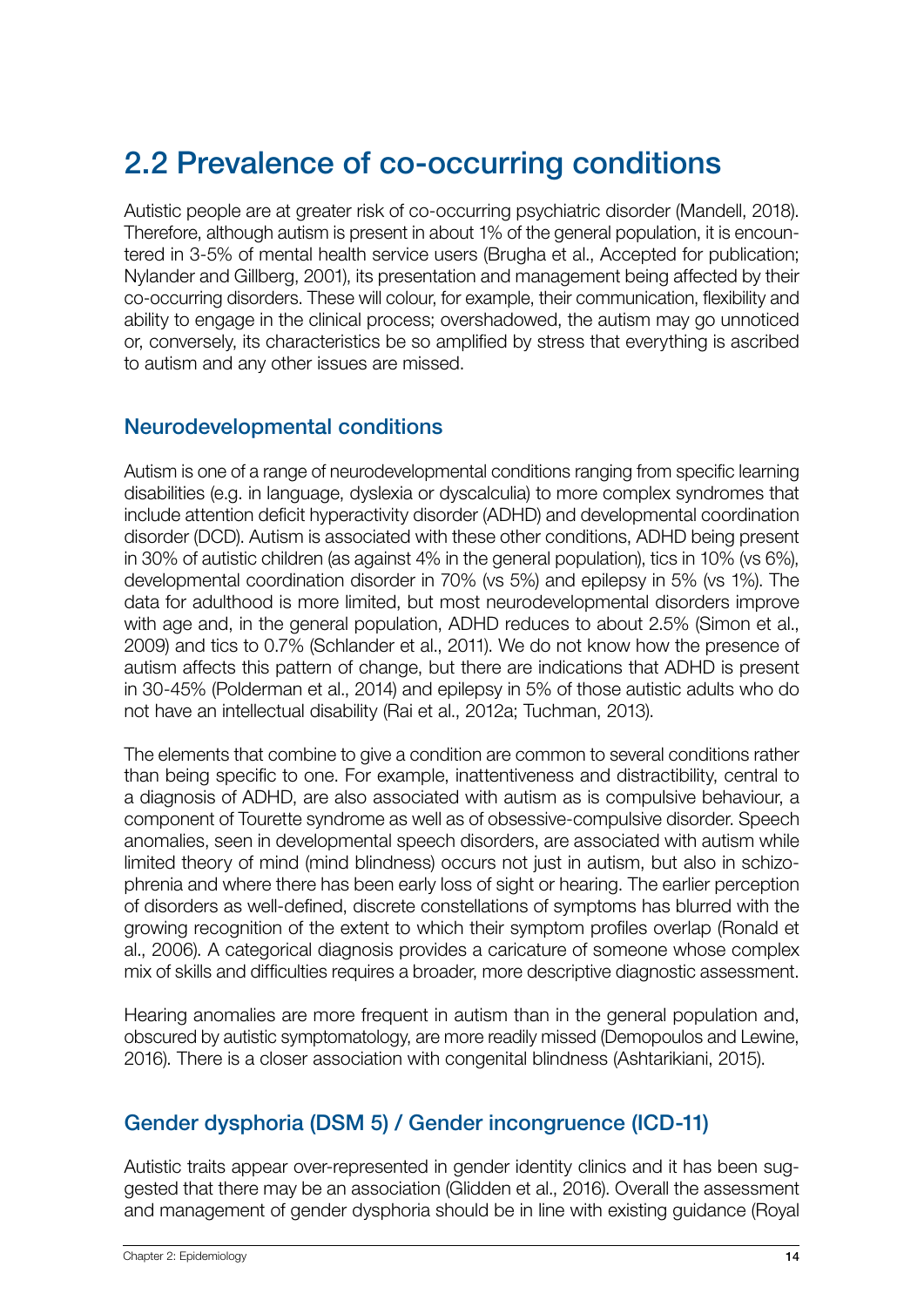## 2.2 Prevalence of co-occurring conditions

Autistic people are at greater risk of co-occurring psychiatric disorder (Mandell, 2018). Therefore, although autism is present in about 1% of the general population, it is encountered in 3-5% of mental health service users (Brugha et al., Accepted for publication; Nylander and Gillberg, 2001), its presentation and management being affected by their co-occurring disorders. These will colour, for example, their communication, flexibility and ability to engage in the clinical process; overshadowed, the autism may go unnoticed or, conversely, its characteristics be so amplified by stress that everything is ascribed to autism and any other issues are missed.

### Neurodevelopmental conditions

Autism is one of a range of neurodevelopmental conditions ranging from specific learning disabilities (e.g. in language, dyslexia or dyscalculia) to more complex syndromes that include attention deficit hyperactivity disorder (ADHD) and developmental coordination disorder (DCD). Autism is associated with these other conditions, ADHD being present in 30% of autistic children (as against 4% in the general population), tics in 10% (vs 6%), developmental coordination disorder in 70% (vs 5%) and epilepsy in 5% (vs 1%). The data for adulthood is more limited, but most neurodevelopmental disorders improve with age and, in the general population, ADHD reduces to about 2.5% (Simon et al., 2009) and tics to 0.7% (Schlander et al., 2011). We do not know how the presence of autism affects this pattern of change, but there are indications that ADHD is present in 30-45% (Polderman et al., 2014) and epilepsy in 5% of those autistic adults who do not have an intellectual disability (Rai et al., 2012a; Tuchman, 2013).

The elements that combine to give a condition are common to several conditions rather than being specific to one. For example, inattentiveness and distractibility, central to a diagnosis of ADHD, are also associated with autism as is compulsive behaviour, a component of Tourette syndrome as well as of obsessive-compulsive disorder. Speech anomalies, seen in developmental speech disorders, are associated with autism while limited theory of mind (mind blindness) occurs not just in autism, but also in schizophrenia and where there has been early loss of sight or hearing. The earlier perception of disorders as well-defined, discrete constellations of symptoms has blurred with the growing recognition of the extent to which their symptom profiles overlap (Ronald et al., 2006). A categorical diagnosis provides a caricature of someone whose complex mix of skills and difficulties requires a broader, more descriptive diagnostic assessment.

Hearing anomalies are more frequent in autism than in the general population and, obscured by autistic symptomatology, are more readily missed (Demopoulos and Lewine, 2016). There is a closer association with congenital blindness (Ashtarikiani, 2015).

### Gender dysphoria (DSM 5) / Gender incongruence (ICD-11)

Autistic traits appear over-represented in gender identity clinics and it has been suggested that there may be an association (Glidden et al., 2016). Overall the assessment and management of gender dysphoria should be in line with existing guidance (Royal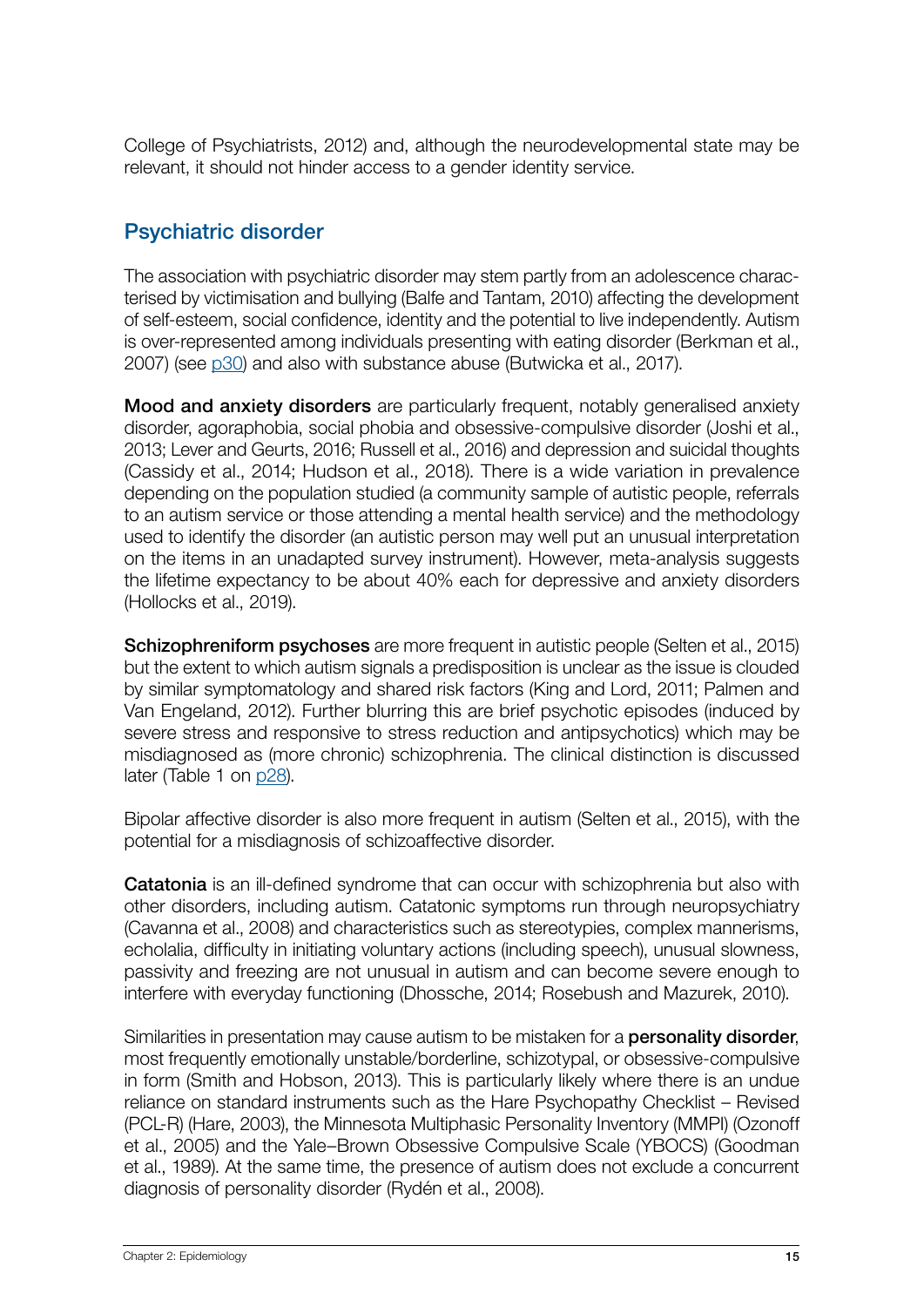College of Psychiatrists, 2012) and, although the neurodevelopmental state may be relevant, it should not hinder access to a gender identity service.

## Psychiatric disorder

The association with psychiatric disorder may stem partly from an adolescence characterised by victimisation and bullying (Balfe and Tantam, 2010) affecting the development of self-esteem, social confidence, identity and the potential to live independently. Autism is over-represented among individuals presenting with eating disorder (Berkman et al., 2007) (see p30) and also with substance abuse (Butwicka et al., 2017).

**Mood and anxiety disorders** are particularly frequent, notably generalised anxiety disorder, agoraphobia, social phobia and obsessive-compulsive disorder (Joshi et al., 2013; Lever and Geurts, 2016; Russell et al., 2016) and depression and suicidal thoughts (Cassidy et al., 2014; Hudson et al., 2018). There is a wide variation in prevalence depending on the population studied (a community sample of autistic people, referrals to an autism service or those attending a mental health service) and the methodology used to identify the disorder (an autistic person may well put an unusual interpretation on the items in an unadapted survey instrument). However, meta-analysis suggests the lifetime expectancy to be about 40% each for depressive and anxiety disorders (Hollocks et al., 2019).

**Schizophreniform psychoses** are more frequent in autistic people (Selten et al., 2015) but the extent to which autism signals a predisposition is unclear as the issue is clouded by similar symptomatology and shared risk factors (King and Lord, 2011; Palmen and Van Engeland, 2012). Further blurring this are brief psychotic episodes (induced by severe stress and responsive to stress reduction and antipsychotics) which may be misdiagnosed as (more chronic) schizophrenia. The clinical distinction is discussed later (Table 1 on p28).

Bipolar affective disorder is also more frequent in autism (Selten et al., 2015), with the potential for a misdiagnosis of schizoaffective disorder.

**Catatonia** is an ill-defined syndrome that can occur with schizophrenia but also with other disorders, including autism. Catatonic symptoms run through neuropsychiatry (Cavanna et al., 2008) and characteristics such as stereotypies, complex mannerisms, echolalia, difficulty in initiating voluntary actions (including speech), unusual slowness, passivity and freezing are not unusual in autism and can become severe enough to interfere with everyday functioning (Dhossche, 2014; Rosebush and Mazurek, 2010).

Similarities in presentation may cause autism to be mistaken for a **personality disorder**, most frequently emotionally unstable/borderline, schizotypal, or obsessive-compulsive in form (Smith and Hobson, 2013). This is particularly likely where there is an undue reliance on standard instruments such as the Hare Psychopathy Checklist – Revised (PCL-R) (Hare, 2003), the Minnesota Multiphasic Personality Inventory (MMPI) (Ozonoff et al., 2005) and the Yale–Brown Obsessive Compulsive Scale (YBOCS) (Goodman et al., 1989). At the same time, the presence of autism does not exclude a concurrent diagnosis of personality disorder (Rydén et al., 2008).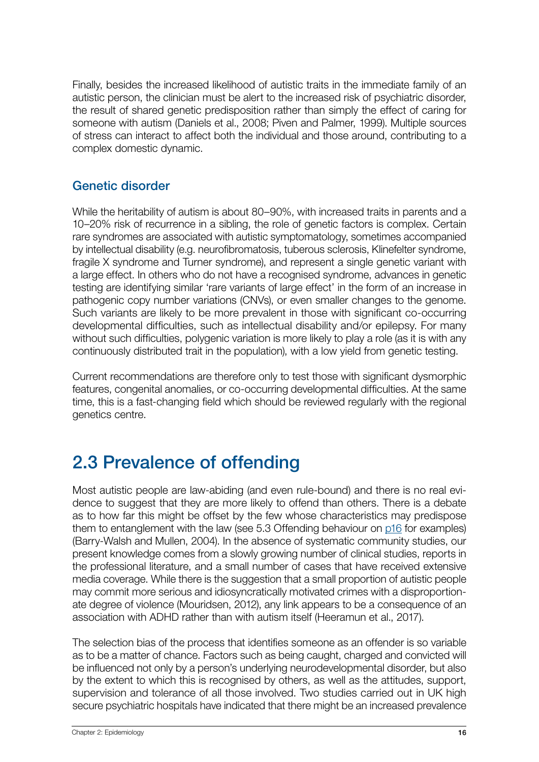Finally, besides the increased likelihood of autistic traits in the immediate family of an autistic person, the clinician must be alert to the increased risk of psychiatric disorder, the result of shared genetic predisposition rather than simply the effect of caring for someone with autism (Daniels et al., 2008; Piven and Palmer, 1999). Multiple sources of stress can interact to affect both the individual and those around, contributing to a complex domestic dynamic.

### Genetic disorder

While the heritability of autism is about 80–90%, with increased traits in parents and a 10–20% risk of recurrence in a sibling, the role of genetic factors is complex. Certain rare syndromes are associated with autistic symptomatology, sometimes accompanied by intellectual disability (e.g. neurofibromatosis, tuberous sclerosis, Klinefelter syndrome, fragile X syndrome and Turner syndrome), and represent a single genetic variant with a large effect. In others who do not have a recognised syndrome, advances in genetic testing are identifying similar 'rare variants of large effect' in the form of an increase in pathogenic copy number variations (CNVs), or even smaller changes to the genome. Such variants are likely to be more prevalent in those with significant co-occurring developmental difficulties, such as intellectual disability and/or epilepsy. For many without such difficulties, polygenic variation is more likely to play a role (as it is with any continuously distributed trait in the population), with a low yield from genetic testing.

Current recommendations are therefore only to test those with significant dysmorphic features, congenital anomalies, or co-occurring developmental difficulties. At the same time, this is a fast-changing field which should be reviewed regularly with the regional genetics centre.

## 2.3 Prevalence of offending

Most autistic people are law-abiding (and even rule-bound) and there is no real evidence to suggest that they are more likely to offend than others. There is a debate as to how far this might be offset by the few whose characteristics may predispose them to entanglement with the law (see 5.3 Offending behaviour on p16 for examples) (Barry-Walsh and Mullen, 2004). In the absence of systematic community studies, our present knowledge comes from a slowly growing number of clinical studies, reports in the professional literature, and a small number of cases that have received extensive media coverage. While there is the suggestion that a small proportion of autistic people may commit more serious and idiosyncratically motivated crimes with a disproportionate degree of violence (Mouridsen, 2012), any link appears to be a consequence of an association with ADHD rather than with autism itself (Heeramun et al., 2017).

The selection bias of the process that identifies someone as an offender is so variable as to be a matter of chance. Factors such as being caught, charged and convicted will be influenced not only by a person's underlying neurodevelopmental disorder, but also by the extent to which this is recognised by others, as well as the attitudes, support, supervision and tolerance of all those involved. Two studies carried out in UK high secure psychiatric hospitals have indicated that there might be an increased prevalence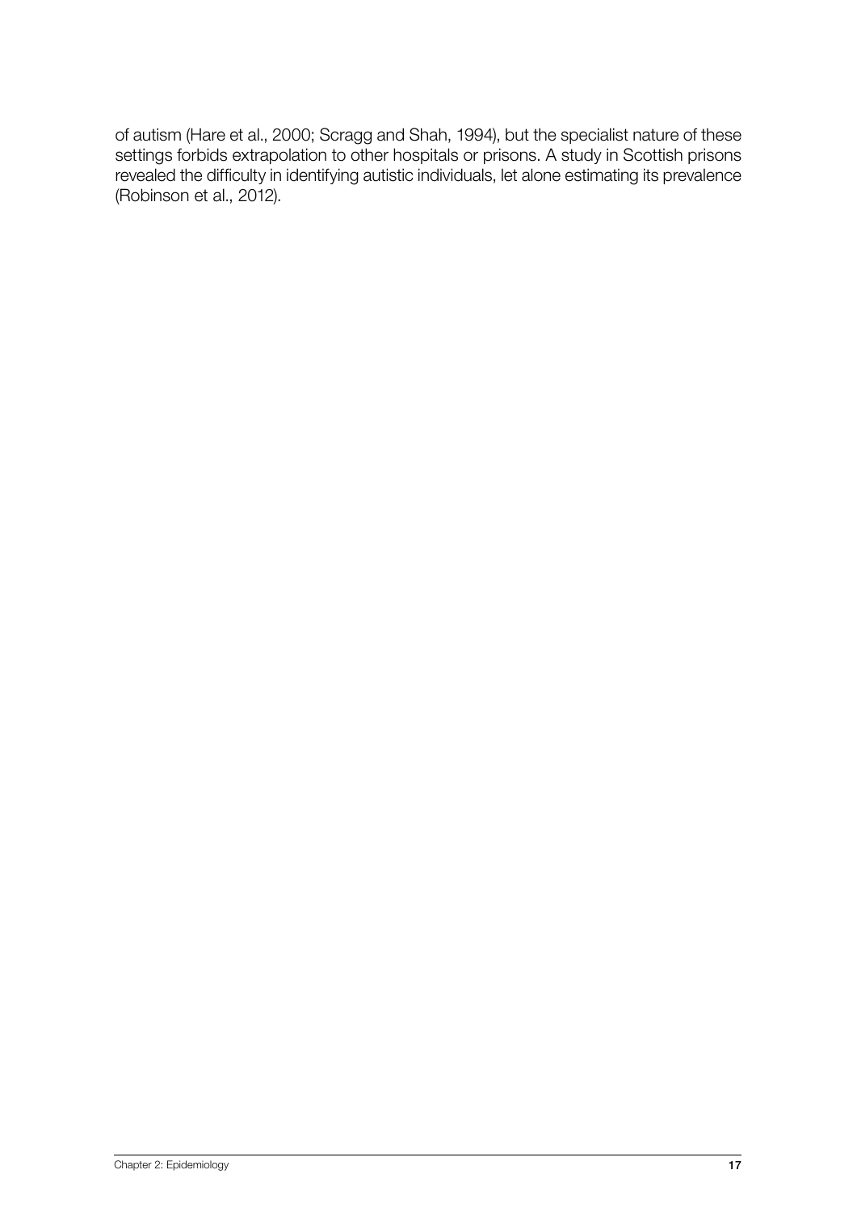of autism (Hare et al., 2000; Scragg and Shah, 1994), but the specialist nature of these settings forbids extrapolation to other hospitals or prisons. A study in Scottish prisons revealed the difficulty in identifying autistic individuals, let alone estimating its prevalence (Robinson et al., 2012).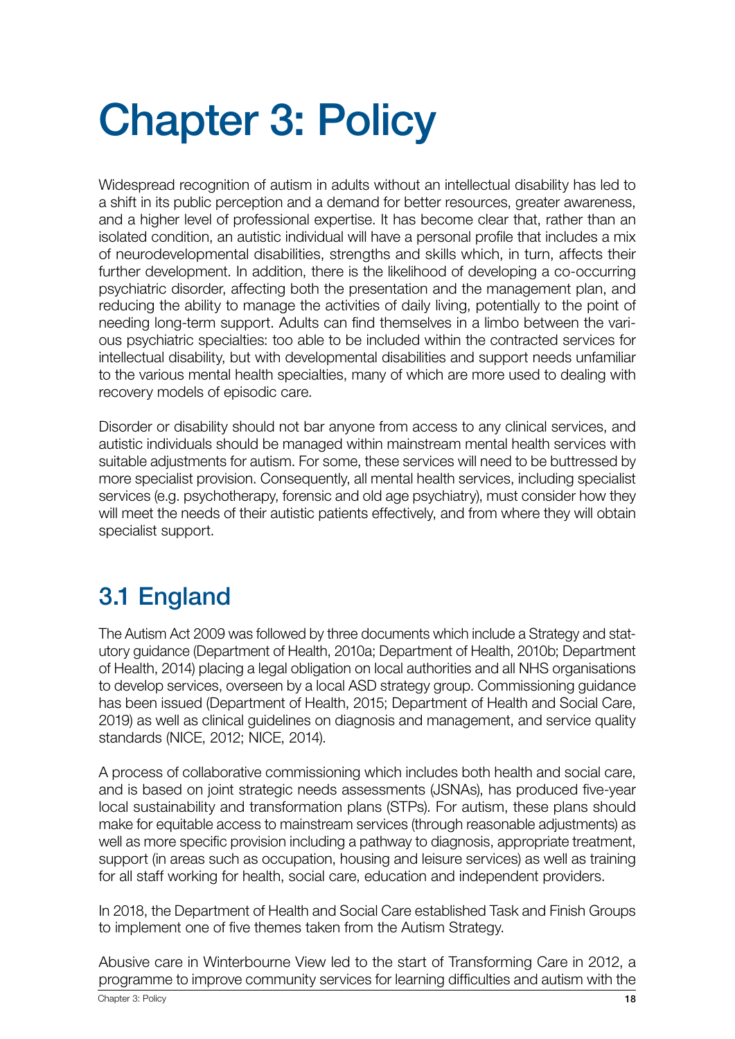# Chapter 3: Policy

Widespread recognition of autism in adults without an intellectual disability has led to a shift in its public perception and a demand for better resources, greater awareness, and a higher level of professional expertise. It has become clear that, rather than an isolated condition, an autistic individual will have a personal profile that includes a mix of neurodevelopmental disabilities, strengths and skills which, in turn, affects their further development. In addition, there is the likelihood of developing a co-occurring psychiatric disorder, affecting both the presentation and the management plan, and reducing the ability to manage the activities of daily living, potentially to the point of needing long-term support. Adults can find themselves in a limbo between the various psychiatric specialties: too able to be included within the contracted services for intellectual disability, but with developmental disabilities and support needs unfamiliar to the various mental health specialties, many of which are more used to dealing with recovery models of episodic care.

Disorder or disability should not bar anyone from access to any clinical services, and autistic individuals should be managed within mainstream mental health services with suitable adjustments for autism. For some, these services will need to be buttressed by more specialist provision. Consequently, all mental health services, including specialist services (e.g. psychotherapy, forensic and old age psychiatry), must consider how they will meet the needs of their autistic patients effectively, and from where they will obtain specialist support.

## 3.1 England

The Autism Act 2009 was followed by three documents which include a Strategy and statutory guidance (Department of Health, 2010a; Department of Health, 2010b; Department of Health, 2014) placing a legal obligation on local authorities and all NHS organisations to develop services, overseen by a local ASD strategy group. Commissioning guidance has been issued (Department of Health, 2015; Department of Health and Social Care, 2019) as well as clinical guidelines on diagnosis and management, and service quality standards (NICE, 2012; NICE, 2014).

A process of collaborative commissioning which includes both health and social care, and is based on joint strategic needs assessments (JSNAs), has produced five-year local sustainability and transformation plans (STPs). For autism, these plans should make for equitable access to mainstream services (through reasonable adjustments) as well as more specific provision including a pathway to diagnosis, appropriate treatment, support (in areas such as occupation, housing and leisure services) as well as training for all staff working for health, social care, education and independent providers.

In 2018, the Department of Health and Social Care established Task and Finish Groups to implement one of five themes taken from the Autism Strategy.

Abusive care in Winterbourne View led to the start of Transforming Care in 2012, a programme to improve community services for learning difficulties and autism with the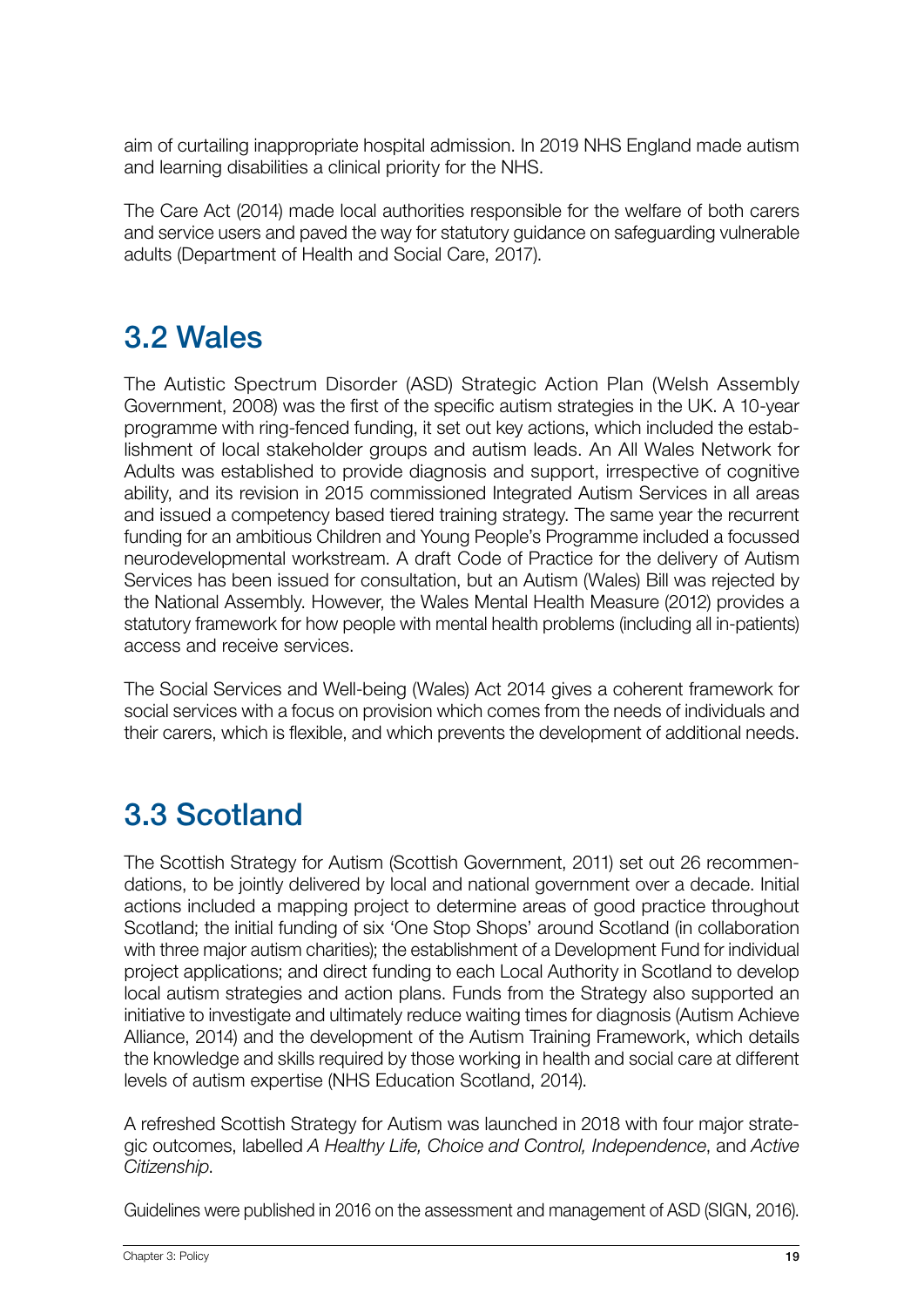aim of curtailing inappropriate hospital admission. In 2019 NHS England made autism and learning disabilities a clinical priority for the NHS.

The Care Act (2014) made local authorities responsible for the welfare of both carers and service users and paved the way for statutory guidance on safeguarding vulnerable adults (Department of Health and Social Care, 2017).

## 3.2 Wales

The Autistic Spectrum Disorder (ASD) Strategic Action Plan (Welsh Assembly Government, 2008) was the first of the specific autism strategies in the UK. A 10-year programme with ring-fenced funding, it set out key actions, which included the establishment of local stakeholder groups and autism leads. An All Wales Network for Adults was established to provide diagnosis and support, irrespective of cognitive ability, and its revision in 2015 commissioned Integrated Autism Services in all areas and issued a competency based tiered training strategy. The same year the recurrent funding for an ambitious Children and Young People's Programme included a focussed neurodevelopmental workstream. A draft Code of Practice for the delivery of Autism Services has been issued for consultation, but an Autism (Wales) Bill was rejected by the National Assembly. However, the Wales Mental Health Measure (2012) provides a statutory framework for how people with mental health problems (including all in-patients) access and receive services.

The Social Services and Well-being (Wales) Act 2014 gives a coherent framework for social services with a focus on provision which comes from the needs of individuals and their carers, which is flexible, and which prevents the development of additional needs.

## 3.3 Scotland

The Scottish Strategy for Autism (Scottish Government, 2011) set out 26 recommendations, to be jointly delivered by local and national government over a decade. Initial actions included a mapping project to determine areas of good practice throughout Scotland; the initial funding of six 'One Stop Shops' around Scotland (in collaboration with three major autism charities); the establishment of a Development Fund for individual project applications; and direct funding to each Local Authority in Scotland to develop local autism strategies and action plans. Funds from the Strategy also supported an initiative to investigate and ultimately reduce waiting times for diagnosis (Autism Achieve Alliance, 2014) and the development of the Autism Training Framework, which details the knowledge and skills required by those working in health and social care at different levels of autism expertise (NHS Education Scotland, 2014).

A refreshed Scottish Strategy for Autism was launched in 2018 with four major strategic outcomes, labelled *A Healthy Life, Choice and Control, Independence*, and *Active Citizenship*.

Guidelines were published in 2016 on the assessment and management of ASD (SIGN, 2016).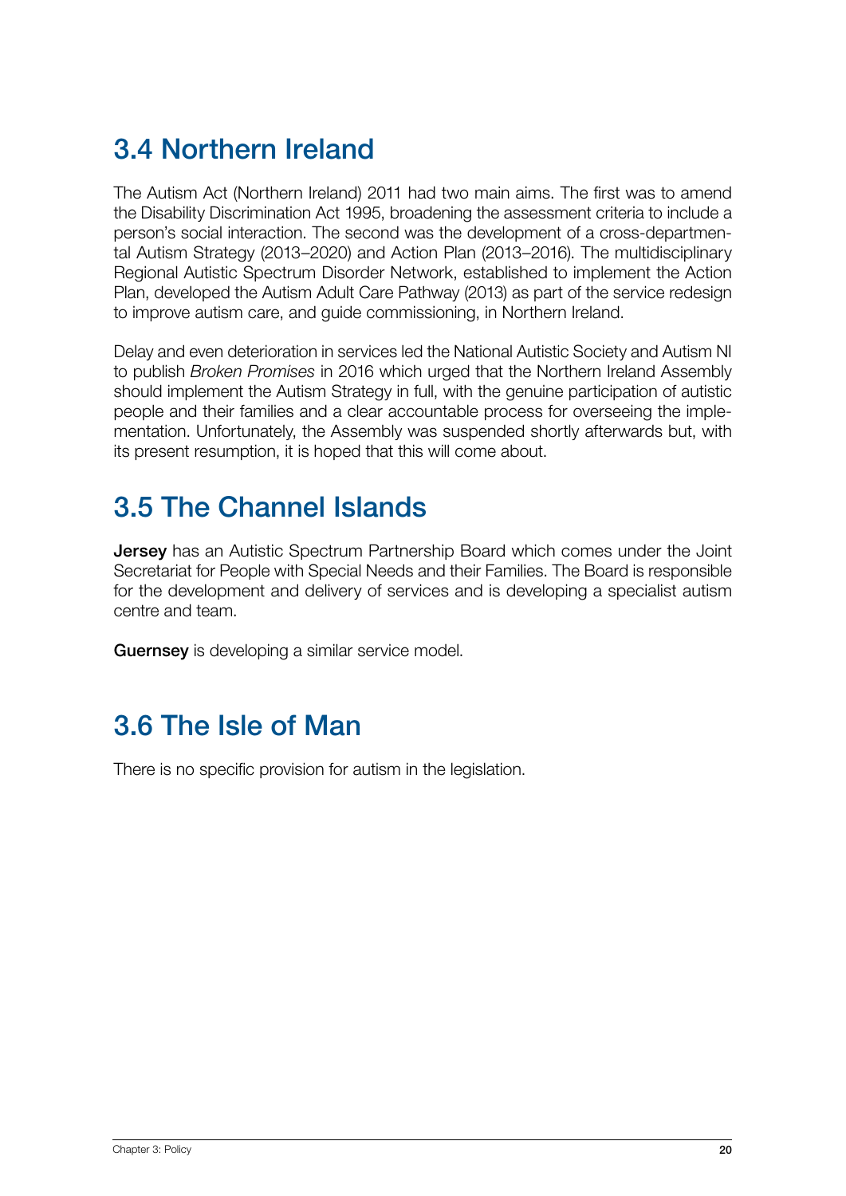## 3.4 Northern Ireland

The Autism Act (Northern Ireland) 2011 had two main aims. The first was to amend the Disability Discrimination Act 1995, broadening the assessment criteria to include a person's social interaction. The second was the development of a cross-departmental Autism Strategy (2013–2020) and Action Plan (2013–2016). The multidisciplinary Regional Autistic Spectrum Disorder Network, established to implement the Action Plan, developed the Autism Adult Care Pathway (2013) as part of the service redesign to improve autism care, and guide commissioning, in Northern Ireland.

Delay and even deterioration in services led the National Autistic Society and Autism NI to publish *Broken Promises* in 2016 which urged that the Northern Ireland Assembly should implement the Autism Strategy in full, with the genuine participation of autistic people and their families and a clear accountable process for overseeing the implementation. Unfortunately, the Assembly was suspended shortly afterwards but, with its present resumption, it is hoped that this will come about.

## 3.5 The Channel Islands

**Jersey** has an Autistic Spectrum Partnership Board which comes under the Joint Secretariat for People with Special Needs and their Families. The Board is responsible for the development and delivery of services and is developing a specialist autism centre and team.

**Guernsey** is developing a similar service model.

## 3.6 The Isle of Man

There is no specific provision for autism in the legislation.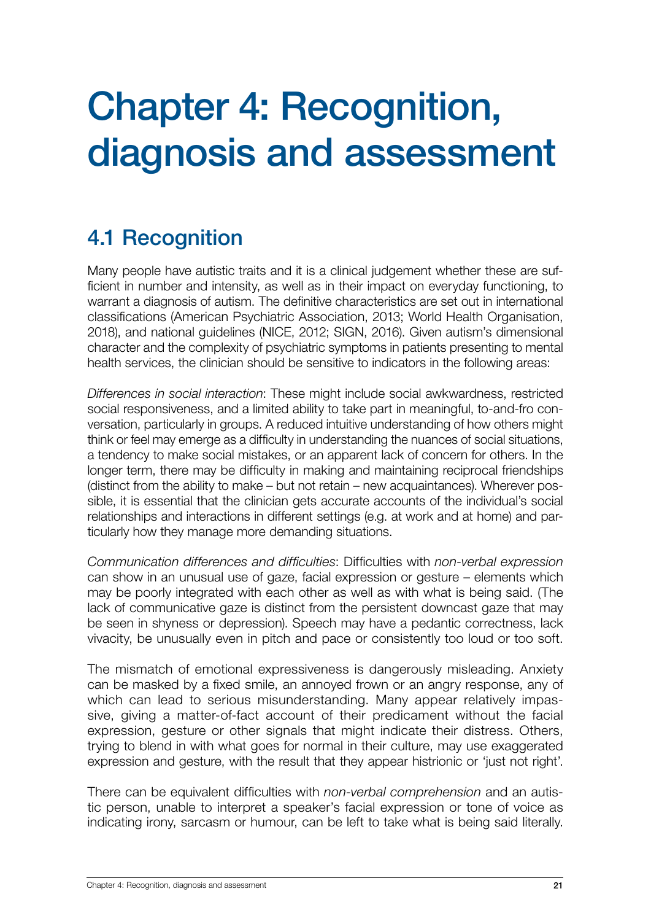# Chapter 4: Recognition, diagnosis and assessment

## 4.1 Recognition

Many people have autistic traits and it is a clinical judgement whether these are sufficient in number and intensity, as well as in their impact on everyday functioning, to warrant a diagnosis of autism. The definitive characteristics are set out in international classifications (American Psychiatric Association, 2013; World Health Organisation, 2018), and national guidelines (NICE, 2012; SIGN, 2016). Given autism's dimensional character and the complexity of psychiatric symptoms in patients presenting to mental health services, the clinician should be sensitive to indicators in the following areas:

*Differences in social interaction*: These might include social awkwardness, restricted social responsiveness, and a limited ability to take part in meaningful, to-and-fro conversation, particularly in groups. A reduced intuitive understanding of how others might think or feel may emerge as a difficulty in understanding the nuances of social situations, a tendency to make social mistakes, or an apparent lack of concern for others. In the longer term, there may be difficulty in making and maintaining reciprocal friendships (distinct from the ability to make – but not retain – new acquaintances). Wherever possible, it is essential that the clinician gets accurate accounts of the individual's social relationships and interactions in different settings (e.g. at work and at home) and particularly how they manage more demanding situations.

*Communication differences and difficulties*: Difficulties with *non-verbal expression* can show in an unusual use of gaze, facial expression or gesture – elements which may be poorly integrated with each other as well as with what is being said. (The lack of communicative gaze is distinct from the persistent downcast gaze that may be seen in shyness or depression). Speech may have a pedantic correctness, lack vivacity, be unusually even in pitch and pace or consistently too loud or too soft.

The mismatch of emotional expressiveness is dangerously misleading. Anxiety can be masked by a fixed smile, an annoyed frown or an angry response, any of which can lead to serious misunderstanding. Many appear relatively impassive, giving a matter-of-fact account of their predicament without the facial expression, gesture or other signals that might indicate their distress. Others, trying to blend in with what goes for normal in their culture, may use exaggerated expression and gesture, with the result that they appear histrionic or 'just not right'.

There can be equivalent difficulties with *non-verbal comprehension* and an autistic person, unable to interpret a speaker's facial expression or tone of voice as indicating irony, sarcasm or humour, can be left to take what is being said literally.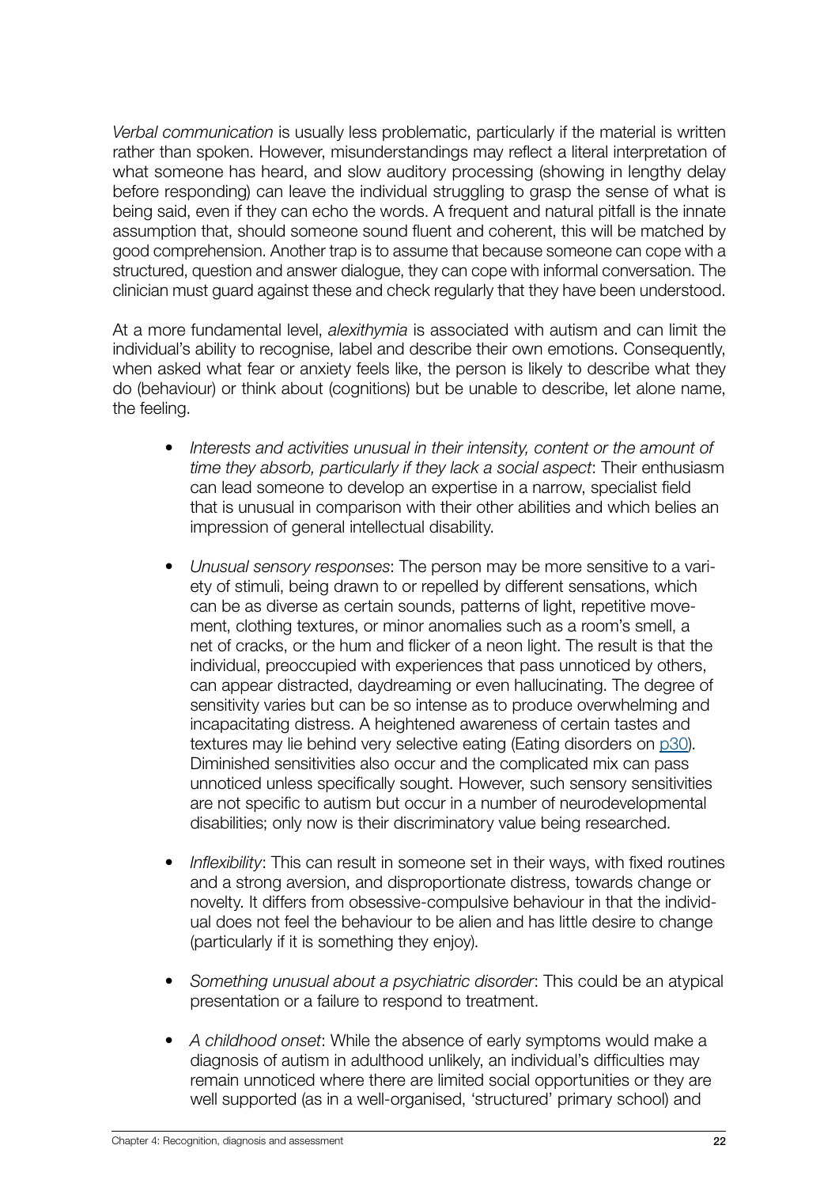*Verbal communication* is usually less problematic, particularly if the material is written rather than spoken. However, misunderstandings may reflect a literal interpretation of what someone has heard, and slow auditory processing (showing in lengthy delay before responding) can leave the individual struggling to grasp the sense of what is being said, even if they can echo the words. A frequent and natural pitfall is the innate assumption that, should someone sound fluent and coherent, this will be matched by good comprehension. Another trap is to assume that because someone can cope with a structured, question and answer dialogue, they can cope with informal conversation. The clinician must guard against these and check regularly that they have been understood.

At a more fundamental level, *alexithymia* is associated with autism and can limit the individual's ability to recognise, label and describe their own emotions. Consequently, when asked what fear or anxiety feels like, the person is likely to describe what they do (behaviour) or think about (cognitions) but be unable to describe, let alone name, the feeling.

- *Interests and activities unusual in their intensity, content or the amount of time they absorb, particularly if they lack a social aspect*: Their enthusiasm can lead someone to develop an expertise in a narrow, specialist field that is unusual in comparison with their other abilities and which belies an impression of general intellectual disability.

- *Unusual sensory responses*: The person may be more sensitive to a variety of stimuli, being drawn to or repelled by different sensations, which can be as diverse as certain sounds, patterns of light, repetitive movement, clothing textures, or minor anomalies such as a room's smell, a net of cracks, or the hum and flicker of a neon light. The result is that the individual, preoccupied with experiences that pass unnoticed by others, can appear distracted, daydreaming or even hallucinating. The degree of sensitivity varies but can be so intense as to produce overwhelming and incapacitating distress. A heightened awareness of certain tastes and textures may lie behind very selective eating (Eating disorders on p30). Diminished sensitivities also occur and the complicated mix can pass unnoticed unless specifically sought. However, such sensory sensitivities are not specific to autism but occur in a number of neurodevelopmental disabilities; only now is their discriminatory value being researched.

- *Inflexibility*: This can result in someone set in their ways, with fixed routines and a strong aversion, and disproportionate distress, towards change or novelty. It differs from obsessive-compulsive behaviour in that the individual does not feel the behaviour to be alien and has little desire to change (particularly if it is something they enjoy).

- *Something unusual about a psychiatric disorder*: This could be an atypical presentation or a failure to respond to treatment.

- *A childhood onset*: While the absence of early symptoms would make a diagnosis of autism in adulthood unlikely, an individual's difficulties may remain unnoticed where there are limited social opportunities or they are well supported (as in a well-organised, 'structured' primary school) and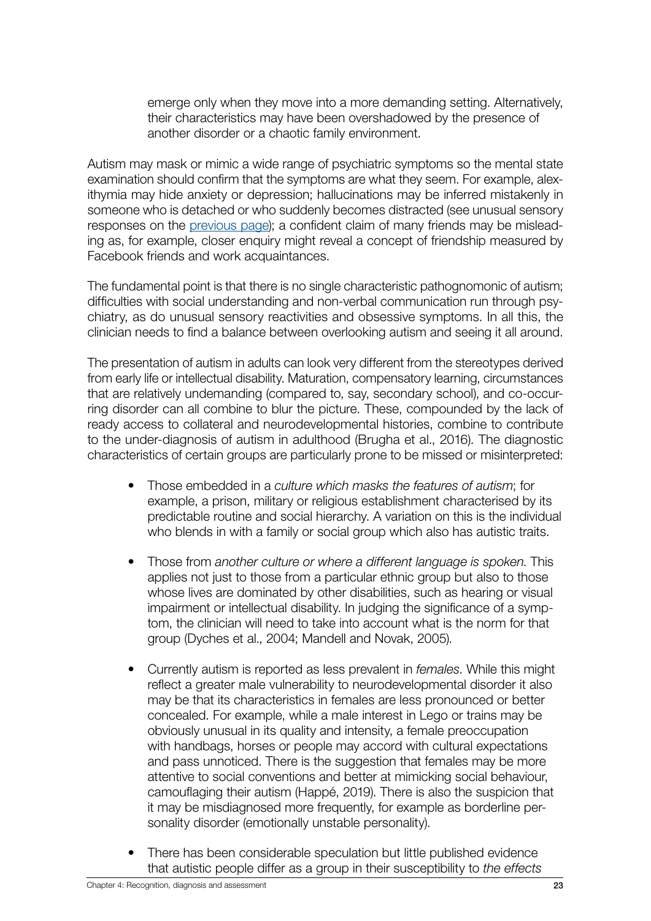emerge only when they move into a more demanding setting. Alternatively, their characteristics may have been overshadowed by the presence of another disorder or a chaotic family environment.

Autism may mask or mimic a wide range of psychiatric symptoms so the mental state examination should confirm that the symptoms are what they seem. For example, alexithymia may hide anxiety or depression; hallucinations may be inferred mistakenly in someone who is detached or who suddenly becomes distracted (see unusual sensory responses on the previous page); a confident claim of many friends may be misleading as, for example, closer enquiry might reveal a concept of friendship measured by Facebook friends and work acquaintances.

The fundamental point is that there is no single characteristic pathognomonic of autism; difficulties with social understanding and non-verbal communication run through psychiatry, as do unusual sensory reactivities and obsessive symptoms. In all this, the clinician needs to find a balance between overlooking autism and seeing it all around.

The presentation of autism in adults can look very different from the stereotypes derived from early life or intellectual disability. Maturation, compensatory learning, circumstances that are relatively undemanding (compared to, say, secondary school), and co-occurring disorder can all combine to blur the picture. These, compounded by the lack of ready access to collateral and neurodevelopmental histories, combine to contribute to the under-diagnosis of autism in adulthood (Brugha et al., 2016). The diagnostic characteristics of certain groups are particularly prone to be missed or misinterpreted:

- Those embedded in a *culture which masks the features of autism*; for example, a prison, military or religious establishment characterised by its predictable routine and social hierarchy. A variation on this is the individual who blends in with a family or social group which also has autistic traits.

- Those from *another culture or where a different language is spoken*. This applies not just to those from a particular ethnic group but also to those whose lives are dominated by other disabilities, such as hearing or visual impairment or intellectual disability. In judging the significance of a symptom, the clinician will need to take into account what is the norm for that group (Dyches et al., 2004; Mandell and Novak, 2005).

- Currently autism is reported as less prevalent in *females*. While this might reflect a greater male vulnerability to neurodevelopmental disorder it also may be that its characteristics in females are less pronounced or better concealed. For example, while a male interest in Lego or trains may be obviously unusual in its quality and intensity, a female preoccupation with handbags, horses or people may accord with cultural expectations and pass unnoticed. There is the suggestion that females may be more attentive to social conventions and better at mimicking social behaviour, camouflaging their autism (Happé, 2019). There is also the suspicion that it may be misdiagnosed more frequently, for example as borderline personality disorder (emotionally unstable personality).

- There has been considerable speculation but little published evidence that autistic people differ as a group in their susceptibility to *the effects*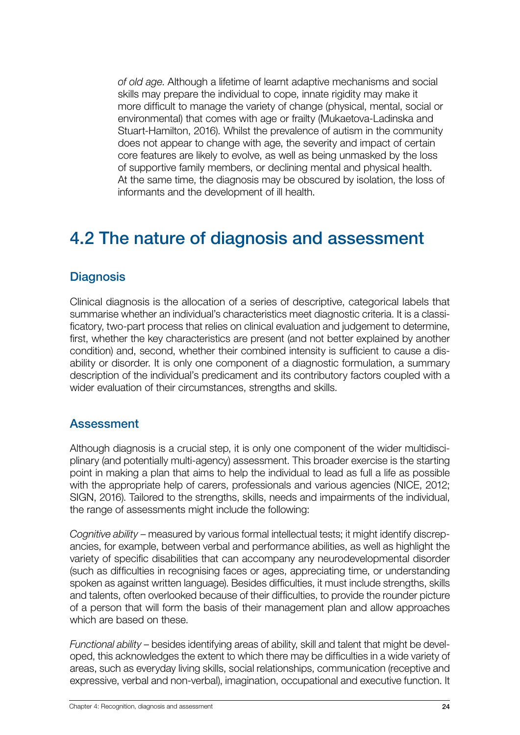*of old age*. Although a lifetime of learnt adaptive mechanisms and social skills may prepare the individual to cope, innate rigidity may make it more difficult to manage the variety of change (physical, mental, social or environmental) that comes with age or frailty (Mukaetova-Ladinska and Stuart-Hamilton, 2016). Whilst the prevalence of autism in the community does not appear to change with age, the severity and impact of certain core features are likely to evolve, as well as being unmasked by the loss of supportive family members, or declining mental and physical health. At the same time, the diagnosis may be obscured by isolation, the loss of informants and the development of ill health.

## 4.2 The nature of diagnosis and assessment

### Diagnosis

Clinical diagnosis is the allocation of a series of descriptive, categorical labels that summarise whether an individual's characteristics meet diagnostic criteria. It is a classificatory, two-part process that relies on clinical evaluation and judgement to determine, first, whether the key characteristics are present (and not better explained by another condition) and, second, whether their combined intensity is sufficient to cause a disability or disorder. It is only one component of a diagnostic formulation, a summary description of the individual's predicament and its contributory factors coupled with a wider evaluation of their circumstances, strengths and skills.

### Assessment

Although diagnosis is a crucial step, it is only one component of the wider multidisciplinary (and potentially multi-agency) assessment. This broader exercise is the starting point in making a plan that aims to help the individual to lead as full a life as possible with the appropriate help of carers, professionals and various agencies (NICE, 2012; SIGN, 2016). Tailored to the strengths, skills, needs and impairments of the individual, the range of assessments might include the following:

*Cognitive ability* – measured by various formal intellectual tests; it might identify discrepancies, for example, between verbal and performance abilities, as well as highlight the variety of specific disabilities that can accompany any neurodevelopmental disorder (such as difficulties in recognising faces or ages, appreciating time, or understanding spoken as against written language). Besides difficulties, it must include strengths, skills and talents, often overlooked because of their difficulties, to provide the rounder picture of a person that will form the basis of their management plan and allow approaches which are based on these.

*Functional ability* – besides identifying areas of ability, skill and talent that might be developed, this acknowledges the extent to which there may be difficulties in a wide variety of areas, such as everyday living skills, social relationships, communication (receptive and expressive, verbal and non-verbal), imagination, occupational and executive function. It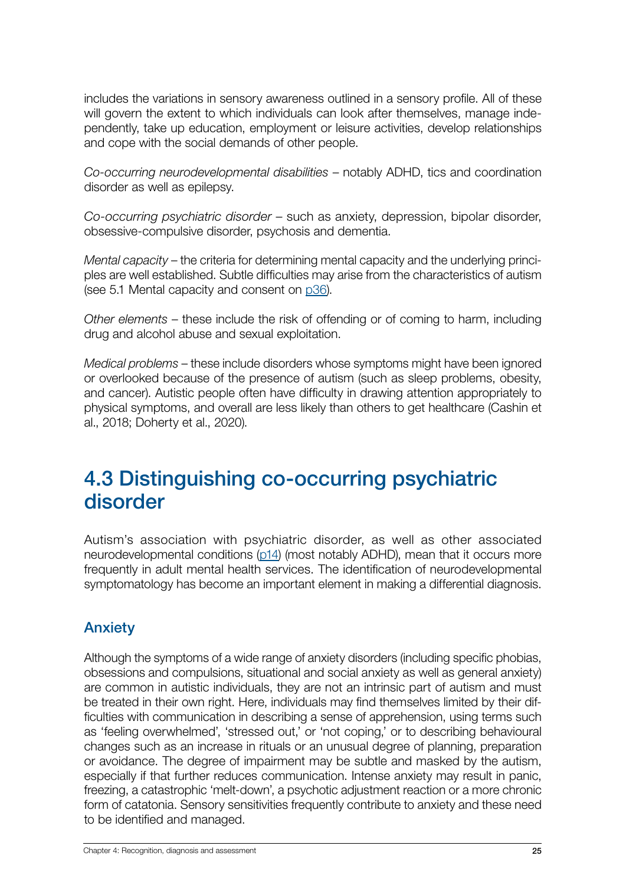includes the variations in sensory awareness outlined in a sensory profile. All of these will govern the extent to which individuals can look after themselves, manage independently, take up education, employment or leisure activities, develop relationships and cope with the social demands of other people.

*Co-occurring neurodevelopmental disabilities* – notably ADHD, tics and coordination disorder as well as epilepsy.

*Co-occurring psychiatric disorder* – such as anxiety, depression, bipolar disorder, obsessive-compulsive disorder, psychosis and dementia.

*Mental capacity* – the criteria for determining mental capacity and the underlying principles are well established. Subtle difficulties may arise from the characteristics of autism (see 5.1 Mental capacity and consent on p36).

*Other elements* – these include the risk of offending or of coming to harm, including drug and alcohol abuse and sexual exploitation.

*Medical problems* – these include disorders whose symptoms might have been ignored or overlooked because of the presence of autism (such as sleep problems, obesity, and cancer). Autistic people often have difficulty in drawing attention appropriately to physical symptoms, and overall are less likely than others to get healthcare (Cashin et al., 2018; Doherty et al., 2020).

## 4.3 Distinguishing co-occurring psychiatric disorder

Autism's association with psychiatric disorder, as well as other associated neurodevelopmental conditions (p14) (most notably ADHD), mean that it occurs more frequently in adult mental health services. The identification of neurodevelopmental symptomatology has become an important element in making a differential diagnosis.

### Anxiety

Although the symptoms of a wide range of anxiety disorders (including specific phobias, obsessions and compulsions, situational and social anxiety as well as general anxiety) are common in autistic individuals, they are not an intrinsic part of autism and must be treated in their own right. Here, individuals may find themselves limited by their difficulties with communication in describing a sense of apprehension, using terms such as 'feeling overwhelmed', 'stressed out,' or 'not coping,' or to describing behavioural changes such as an increase in rituals or an unusual degree of planning, preparation or avoidance. The degree of impairment may be subtle and masked by the autism, especially if that further reduces communication. Intense anxiety may result in panic, freezing, a catastrophic 'melt-down', a psychotic adjustment reaction or a more chronic form of catatonia. Sensory sensitivities frequently contribute to anxiety and these need to be identified and managed.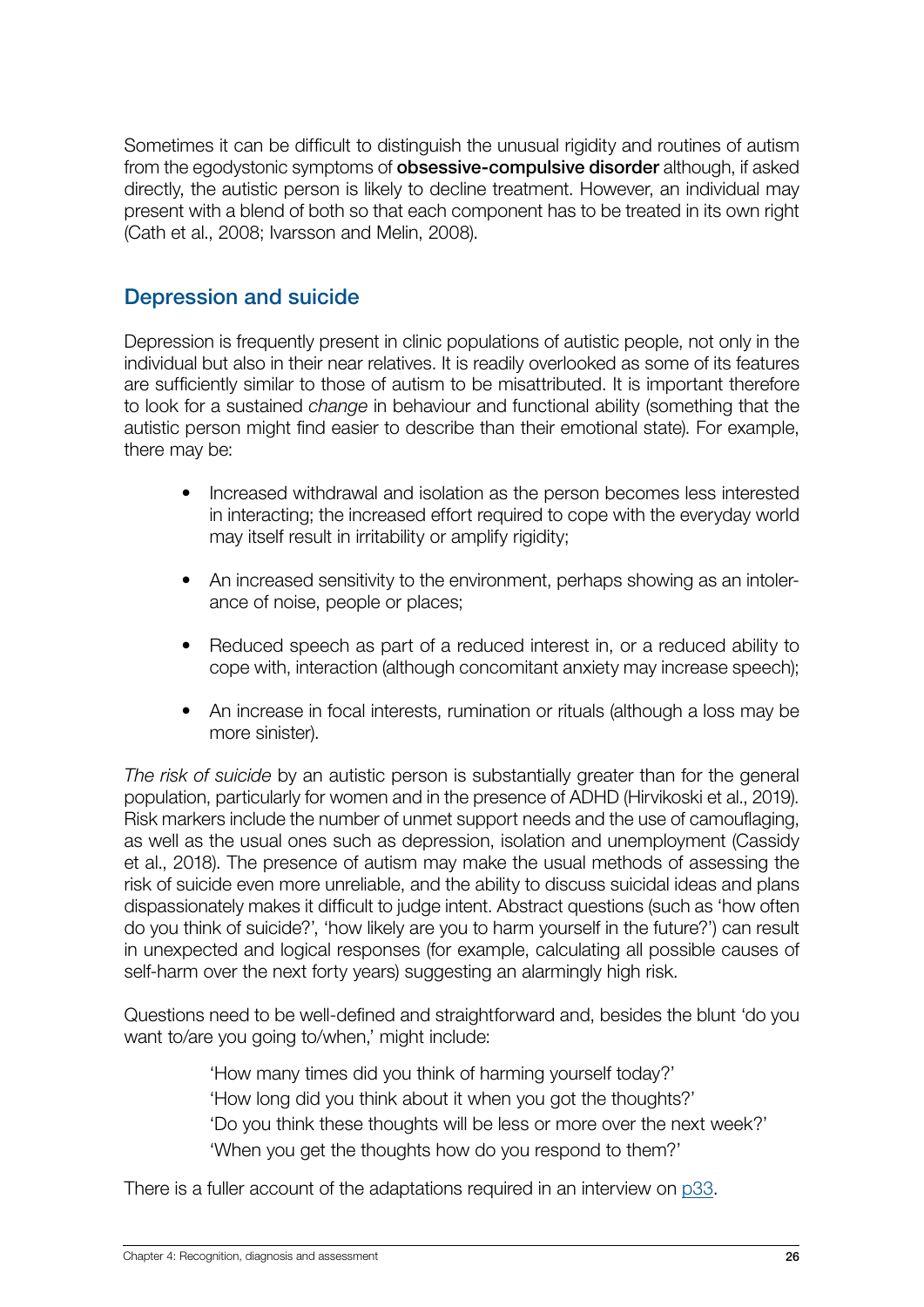Sometimes it can be difficult to distinguish the unusual rigidity and routines of autism from the egodystonic symptoms of **obsessive-compulsive disorder** although, if asked directly, the autistic person is likely to decline treatment. However, an individual may present with a blend of both so that each component has to be treated in its own right (Cath et al., 2008; Ivarsson and Melin, 2008).

## Depression and suicide

Depression is frequently present in clinic populations of autistic people, not only in the individual but also in their near relatives. It is readily overlooked as some of its features are sufficiently similar to those of autism to be misattributed. It is important therefore to look for a sustained *change* in behaviour and functional ability (something that the autistic person might find easier to describe than their emotional state). For example, there may be:

- Increased withdrawal and isolation as the person becomes less interested in interacting; the increased effort required to cope with the everyday world may itself result in irritability or amplify rigidity;
- An increased sensitivity to the environment, perhaps showing as an intolerance of noise, people or places;
- Reduced speech as part of a reduced interest in, or a reduced ability to cope with, interaction (although concomitant anxiety may increase speech);
- An increase in focal interests, rumination or rituals (although a loss may be more sinister).

*The risk of suicide* by an autistic person is substantially greater than for the general population, particularly for women and in the presence of ADHD (Hirvikoski et al., 2019). Risk markers include the number of unmet support needs and the use of camouflaging, as well as the usual ones such as depression, isolation and unemployment (Cassidy et al., 2018). The presence of autism may make the usual methods of assessing the risk of suicide even more unreliable, and the ability to discuss suicidal ideas and plans dispassionately makes it difficult to judge intent. Abstract questions (such as 'how often do you think of suicide?', 'how likely are you to harm yourself in the future?') can result in unexpected and logical responses (for example, calculating all possible causes of self-harm over the next forty years) suggesting an alarmingly high risk.

Questions need to be well-defined and straightforward and, besides the blunt 'do you want to/are you going to/when,' might include:

> 'How many times did you think of harming yourself today?'
> 'How long did you think about it when you got the thoughts?'
> 'Do you think these thoughts will be less or more over the next week?'
> 'When you get the thoughts how do you respond to them?'

There is a fuller account of the adaptations required in an interview on p33.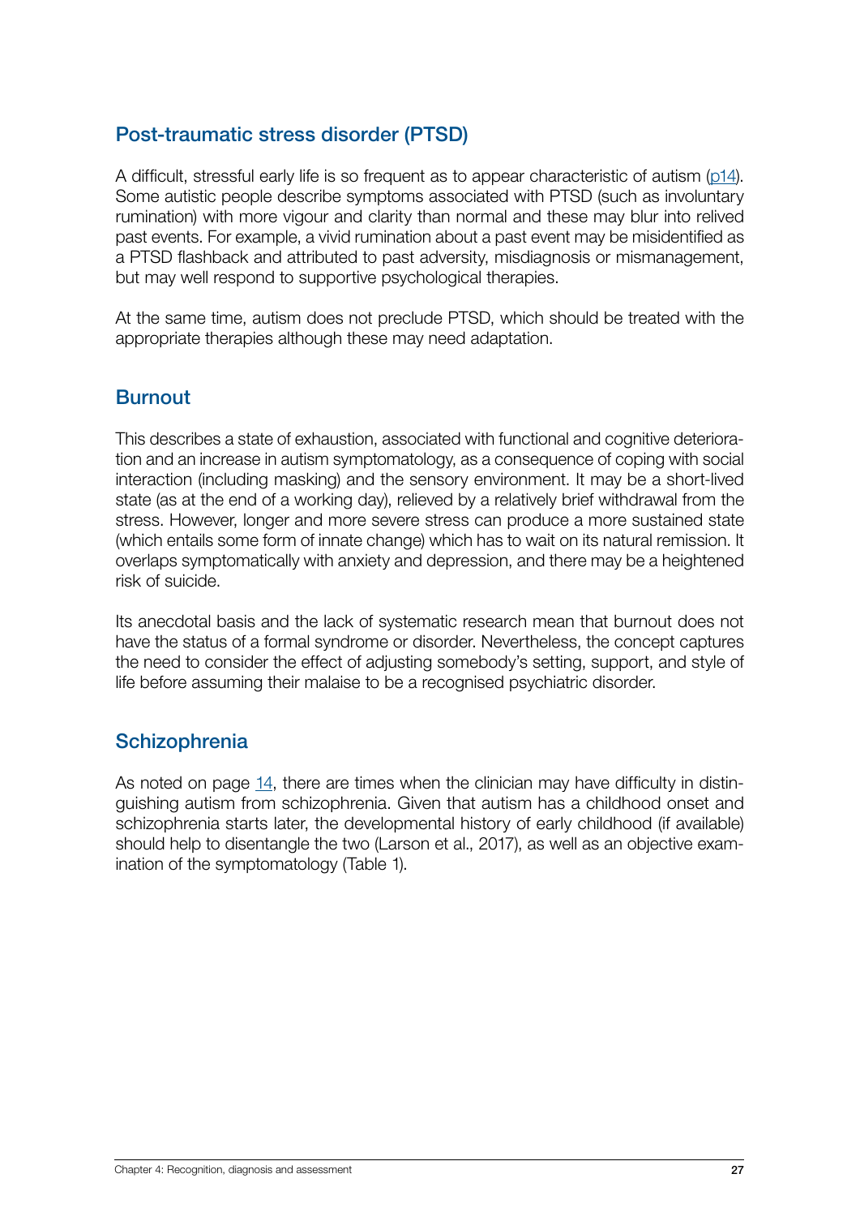## Post-traumatic stress disorder (PTSD)

A difficult, stressful early life is so frequent as to appear characteristic of autism (p14). Some autistic people describe symptoms associated with PTSD (such as involuntary rumination) with more vigour and clarity than normal and these may blur into relived past events. For example, a vivid rumination about a past event may be misidentified as a PTSD flashback and attributed to past adversity, misdiagnosis or mismanagement, but may well respond to supportive psychological therapies.

At the same time, autism does not preclude PTSD, which should be treated with the appropriate therapies although these may need adaptation.

## Burnout

This describes a state of exhaustion, associated with functional and cognitive deterioration and an increase in autism symptomatology, as a consequence of coping with social interaction (including masking) and the sensory environment. It may be a short-lived state (as at the end of a working day), relieved by a relatively brief withdrawal from the stress. However, longer and more severe stress can produce a more sustained state (which entails some form of innate change) which has to wait on its natural remission. It overlaps symptomatically with anxiety and depression, and there may be a heightened risk of suicide.

Its anecdotal basis and the lack of systematic research mean that burnout does not have the status of a formal syndrome or disorder. Nevertheless, the concept captures the need to consider the effect of adjusting somebody's setting, support, and style of life before assuming their malaise to be a recognised psychiatric disorder.

## Schizophrenia

As noted on page 14, there are times when the clinician may have difficulty in distinguishing autism from schizophrenia. Given that autism has a childhood onset and schizophrenia starts later, the developmental history of early childhood (if available) should help to disentangle the two (Larson et al., 2017), as well as an objective examination of the symptomatology (Table 1).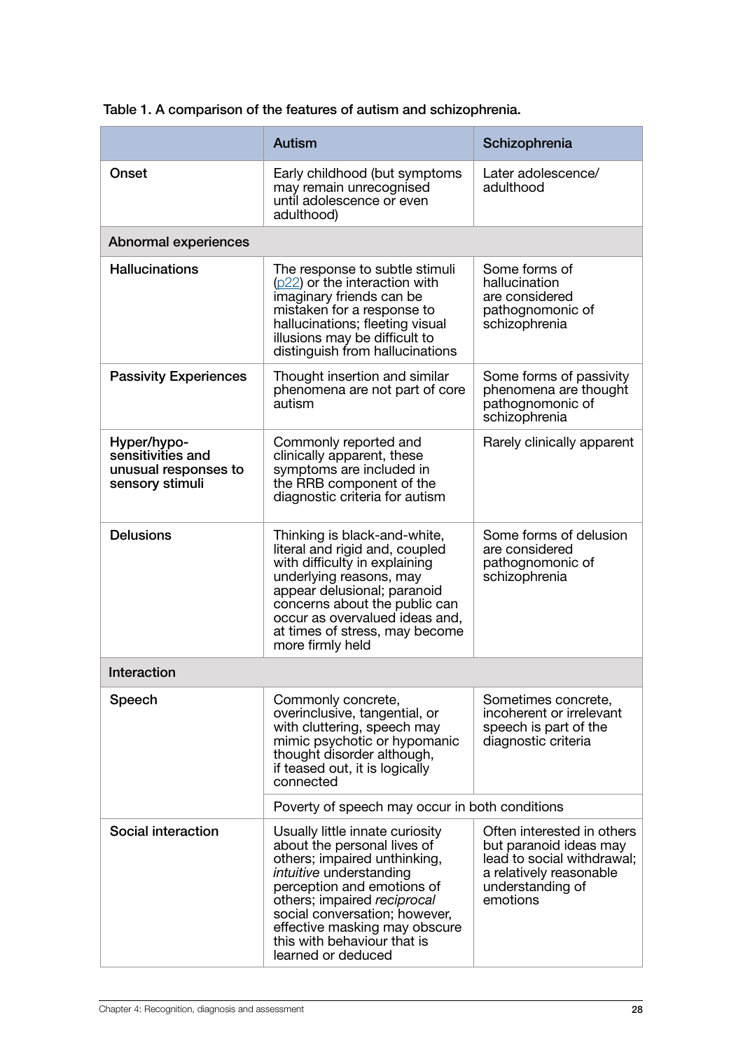Table 1. A comparison of the features of autism and schizophrenia.

| | Autism | Schizophrenia |
|---|---|---|
| Onset | Early childhood (but symptoms may remain unrecognised until adolescence or even adulthood) | Later adolescence/ adulthood |
| **Abnormal experiences** | | |
| Hallucinations | The response to subtle stimuli (p22) or the interaction with imaginary friends can be mistaken for a response to hallucinations; fleeting visual illusions may be difficult to distinguish from hallucinations | Some forms of hallucination are considered pathognomonic of schizophrenia |
| Passivity Experiences | Thought insertion and similar phenomena are not part of core autism | Some forms of passivity phenomena are thought pathognomonic of schizophrenia |
| Hyper/hypo-sensitivities and unusual responses to sensory stimuli | Commonly reported and clinically apparent, these symptoms are included in the RRB component of the diagnostic criteria for autism | Rarely clinically apparent |
| Delusions | Thinking is black-and-white, literal and rigid and, coupled with difficulty in explaining underlying reasons, may appear delusional; paranoid concerns about the public can occur as overvalued ideas and, at times of stress, may become more firmly held | Some forms of delusion are considered pathognomonic of schizophrenia |
| **Interaction** | | |
| Speech | Commonly concrete, overinclusive, tangential, or with cluttering, speech may mimic psychotic or hypomanic thought disorder although, if teased out, it is logically connected | Sometimes concrete, incoherent or irrelevant speech is part of the diagnostic criteria |
| | Poverty of speech may occur in both conditions | |
| Social interaction | Usually little innate curiosity about the personal lives of others; impaired unthinking, *intuitive* understanding perception and emotions of others; impaired *reciprocal* social conversation; however, effective masking may obscure this with behaviour that is learned or deduced | Often interested in others but paranoid ideas may lead to social withdrawal; a relatively reasonable understanding of emotions |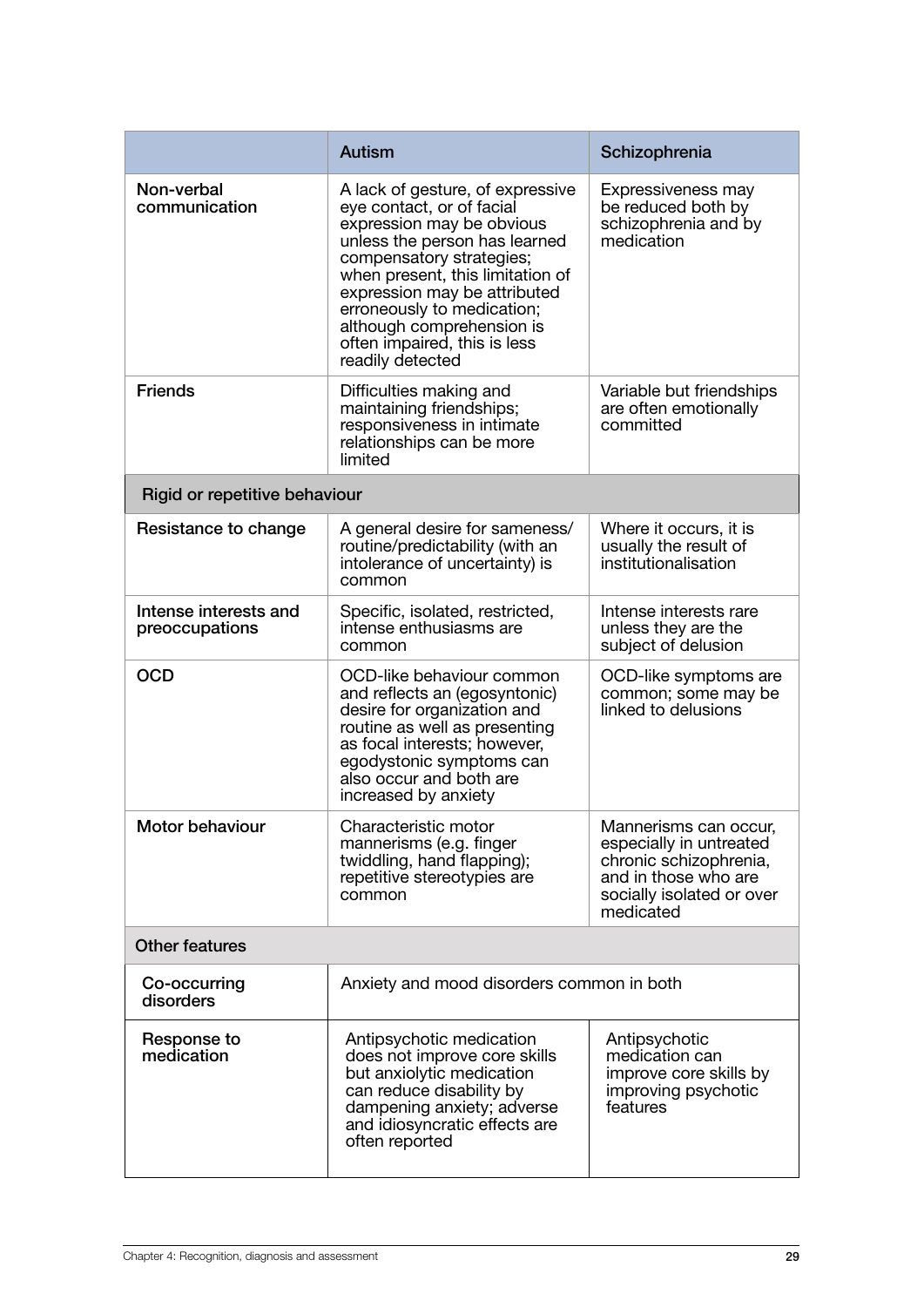| | Autism | Schizophrenia |
|---|---|---|
| Non-verbal communication | A lack of gesture, of expressive eye contact, or of facial expression may be obvious unless the person has learned compensatory strategies; when present, this limitation of expression may be attributed erroneously to medication; although comprehension is often impaired, this is less readily detected | Expressiveness may be reduced both by schizophrenia and by medication |
| Friends | Difficulties making and maintaining friendships; responsiveness in intimate relationships can be more limited | Variable but friendships are often emotionally committed |
| **Rigid or repetitive behaviour** | | |
| Resistance to change | A general desire for sameness/ routine/predictability (with an intolerance of uncertainty) is common | Where it occurs, it is usually the result of institutionalisation |
| Intense interests and preoccupations | Specific, isolated, restricted, intense enthusiasms are common | Intense interests rare unless they are the subject of delusion |
| OCD | OCD-like behaviour common and reflects an (egosyntonic) desire for organization and routine as well as presenting as focal interests; however, egodystonic symptoms can also occur and both are increased by anxiety | OCD-like symptoms are common; some may be linked to delusions |
| Motor behaviour | Characteristic motor mannerisms (e.g. finger twiddling, hand flapping); repetitive stereotypies are common | Mannerisms can occur, especially in untreated chronic schizophrenia, and in those who are socially isolated or over medicated |
| **Other features** | | |
| Co-occurring disorders | Anxiety and mood disorders common in both | |
| Response to medication | Antipsychotic medication does not improve core skills but anxiolytic medication can reduce disability by dampening anxiety; adverse and idiosyncratic effects are often reported | Antipsychotic medication can improve core skills by improving psychotic features |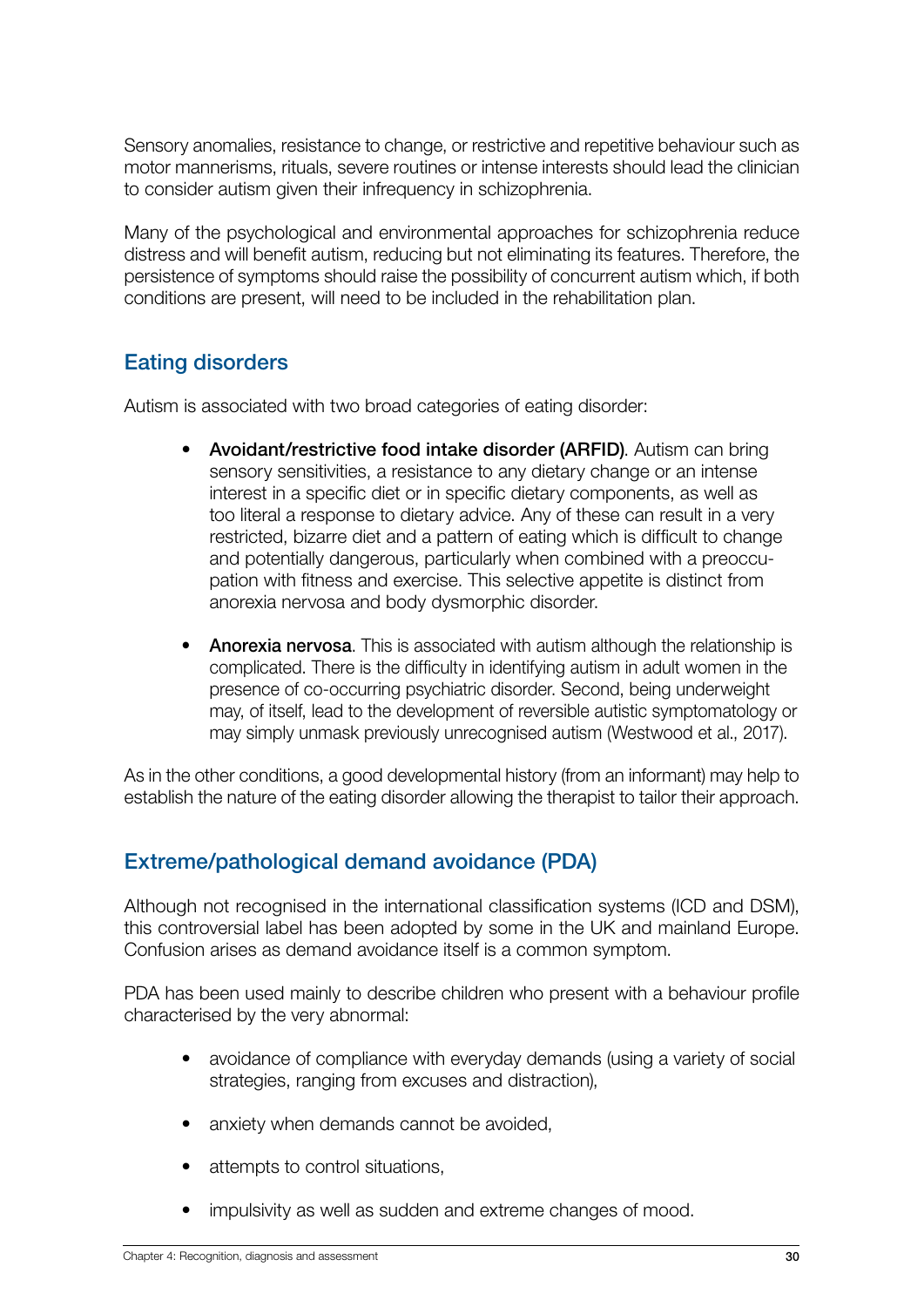Sensory anomalies, resistance to change, or restrictive and repetitive behaviour such as motor mannerisms, rituals, severe routines or intense interests should lead the clinician to consider autism given their infrequency in schizophrenia.

Many of the psychological and environmental approaches for schizophrenia reduce distress and will benefit autism, reducing but not eliminating its features. Therefore, the persistence of symptoms should raise the possibility of concurrent autism which, if both conditions are present, will need to be included in the rehabilitation plan.

## Eating disorders

Autism is associated with two broad categories of eating disorder:

- **Avoidant/restrictive food intake disorder (ARFID)**. Autism can bring sensory sensitivities, a resistance to any dietary change or an intense interest in a specific diet or in specific dietary components, as well as too literal a response to dietary advice. Any of these can result in a very restricted, bizarre diet and a pattern of eating which is difficult to change and potentially dangerous, particularly when combined with a preoccupation with fitness and exercise. This selective appetite is distinct from anorexia nervosa and body dysmorphic disorder.

- **Anorexia nervosa**. This is associated with autism although the relationship is complicated. There is the difficulty in identifying autism in adult women in the presence of co-occurring psychiatric disorder. Second, being underweight may, of itself, lead to the development of reversible autistic symptomatology or may simply unmask previously unrecognised autism (Westwood et al., 2017).

As in the other conditions, a good developmental history (from an informant) may help to establish the nature of the eating disorder allowing the therapist to tailor their approach.

## Extreme/pathological demand avoidance (PDA)

Although not recognised in the international classification systems (ICD and DSM), this controversial label has been adopted by some in the UK and mainland Europe. Confusion arises as demand avoidance itself is a common symptom.

PDA has been used mainly to describe children who present with a behaviour profile characterised by the very abnormal:

- avoidance of compliance with everyday demands (using a variety of social strategies, ranging from excuses and distraction),

- anxiety when demands cannot be avoided,

- attempts to control situations,

- impulsivity as well as sudden and extreme changes of mood.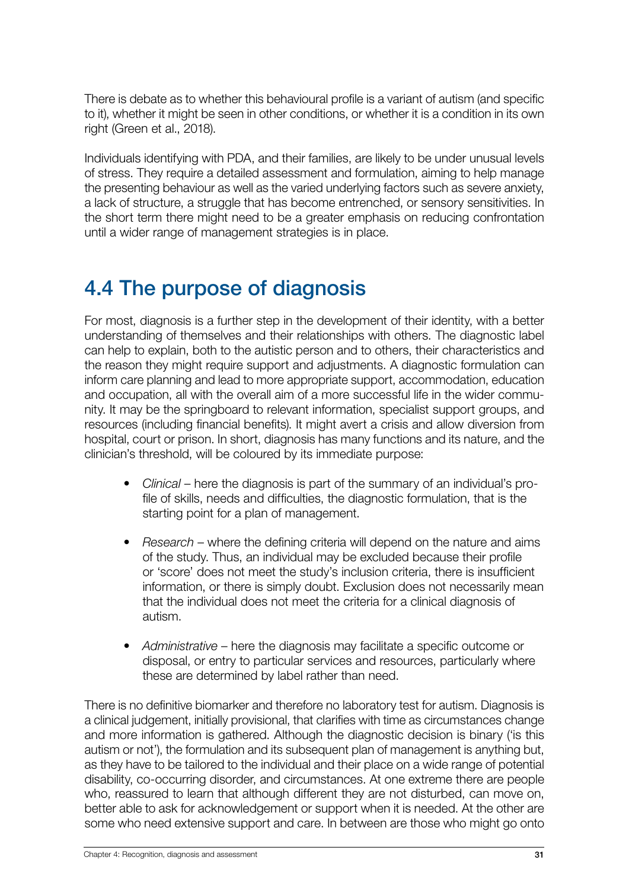There is debate as to whether this behavioural profile is a variant of autism (and specific to it), whether it might be seen in other conditions, or whether it is a condition in its own right (Green et al., 2018).

Individuals identifying with PDA, and their families, are likely to be under unusual levels of stress. They require a detailed assessment and formulation, aiming to help manage the presenting behaviour as well as the varied underlying factors such as severe anxiety, a lack of structure, a struggle that has become entrenched, or sensory sensitivities. In the short term there might need to be a greater emphasis on reducing confrontation until a wider range of management strategies is in place.

## 4.4 The purpose of diagnosis

For most, diagnosis is a further step in the development of their identity, with a better understanding of themselves and their relationships with others. The diagnostic label can help to explain, both to the autistic person and to others, their characteristics and the reason they might require support and adjustments. A diagnostic formulation can inform care planning and lead to more appropriate support, accommodation, education and occupation, all with the overall aim of a more successful life in the wider community. It may be the springboard to relevant information, specialist support groups, and resources (including financial benefits). It might avert a crisis and allow diversion from hospital, court or prison. In short, diagnosis has many functions and its nature, and the clinician's threshold, will be coloured by its immediate purpose:

- *Clinical* – here the diagnosis is part of the summary of an individual's profile of skills, needs and difficulties, the diagnostic formulation, that is the starting point for a plan of management.
- *Research* – where the defining criteria will depend on the nature and aims of the study. Thus, an individual may be excluded because their profile or 'score' does not meet the study's inclusion criteria, there is insufficient information, or there is simply doubt. Exclusion does not necessarily mean that the individual does not meet the criteria for a clinical diagnosis of autism.
- *Administrative* – here the diagnosis may facilitate a specific outcome or disposal, or entry to particular services and resources, particularly where these are determined by label rather than need.

There is no definitive biomarker and therefore no laboratory test for autism. Diagnosis is a clinical judgement, initially provisional, that clarifies with time as circumstances change and more information is gathered. Although the diagnostic decision is binary ('is this autism or not'), the formulation and its subsequent plan of management is anything but, as they have to be tailored to the individual and their place on a wide range of potential disability, co-occurring disorder, and circumstances. At one extreme there are people who, reassured to learn that although different they are not disturbed, can move on, better able to ask for acknowledgement or support when it is needed. At the other are some who need extensive support and care. In between are those who might go onto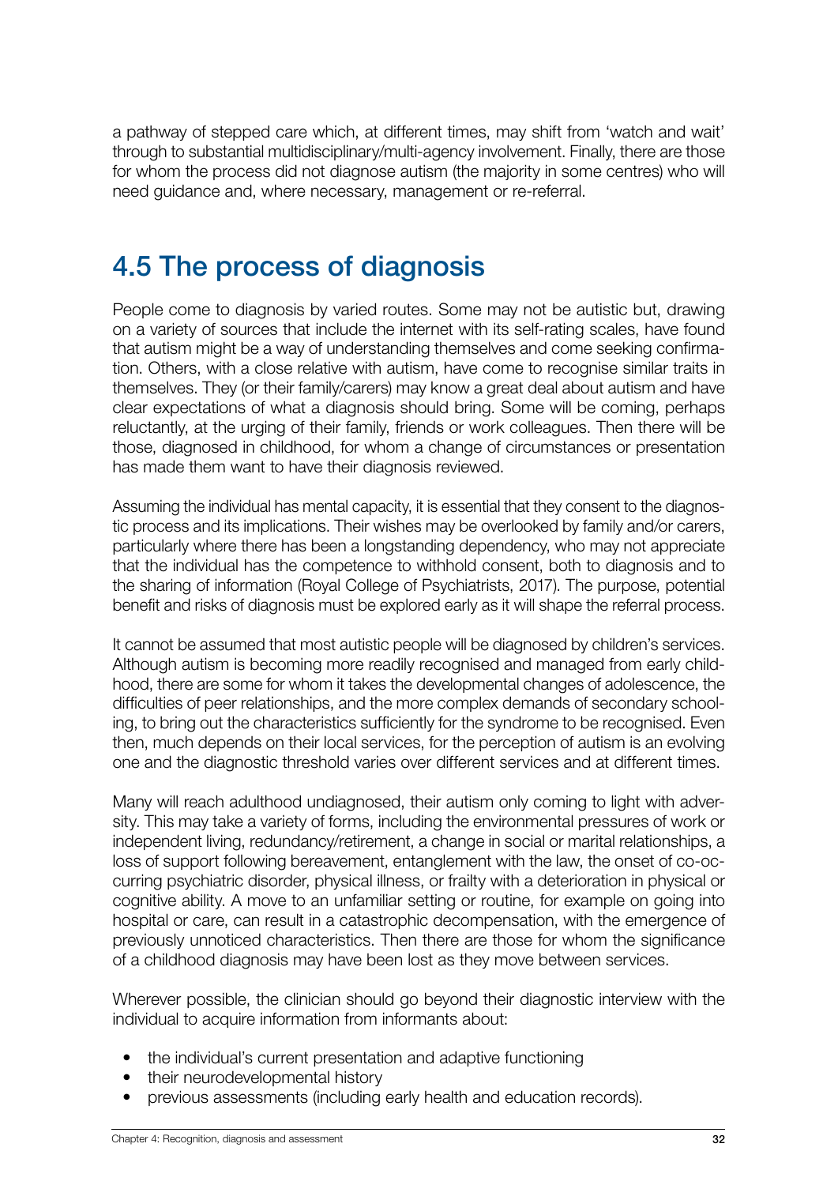a pathway of stepped care which, at different times, may shift from 'watch and wait' through to substantial multidisciplinary/multi-agency involvement. Finally, there are those for whom the process did not diagnose autism (the majority in some centres) who will need guidance and, where necessary, management or re-referral.

## 4.5 The process of diagnosis

People come to diagnosis by varied routes. Some may not be autistic but, drawing on a variety of sources that include the internet with its self-rating scales, have found that autism might be a way of understanding themselves and come seeking confirmation. Others, with a close relative with autism, have come to recognise similar traits in themselves. They (or their family/carers) may know a great deal about autism and have clear expectations of what a diagnosis should bring. Some will be coming, perhaps reluctantly, at the urging of their family, friends or work colleagues. Then there will be those, diagnosed in childhood, for whom a change of circumstances or presentation has made them want to have their diagnosis reviewed.

Assuming the individual has mental capacity, it is essential that they consent to the diagnostic process and its implications. Their wishes may be overlooked by family and/or carers, particularly where there has been a longstanding dependency, who may not appreciate that the individual has the competence to withhold consent, both to diagnosis and to the sharing of information (Royal College of Psychiatrists, 2017). The purpose, potential benefit and risks of diagnosis must be explored early as it will shape the referral process.

It cannot be assumed that most autistic people will be diagnosed by children's services. Although autism is becoming more readily recognised and managed from early childhood, there are some for whom it takes the developmental changes of adolescence, the difficulties of peer relationships, and the more complex demands of secondary schooling, to bring out the characteristics sufficiently for the syndrome to be recognised. Even then, much depends on their local services, for the perception of autism is an evolving one and the diagnostic threshold varies over different services and at different times.

Many will reach adulthood undiagnosed, their autism only coming to light with adversity. This may take a variety of forms, including the environmental pressures of work or independent living, redundancy/retirement, a change in social or marital relationships, a loss of support following bereavement, entanglement with the law, the onset of co-occurring psychiatric disorder, physical illness, or frailty with a deterioration in physical or cognitive ability. A move to an unfamiliar setting or routine, for example on going into hospital or care, can result in a catastrophic decompensation, with the emergence of previously unnoticed characteristics. Then there are those for whom the significance of a childhood diagnosis may have been lost as they move between services.

Wherever possible, the clinician should go beyond their diagnostic interview with the individual to acquire information from informants about:

- the individual's current presentation and adaptive functioning
- their neurodevelopmental history
- previous assessments (including early health and education records).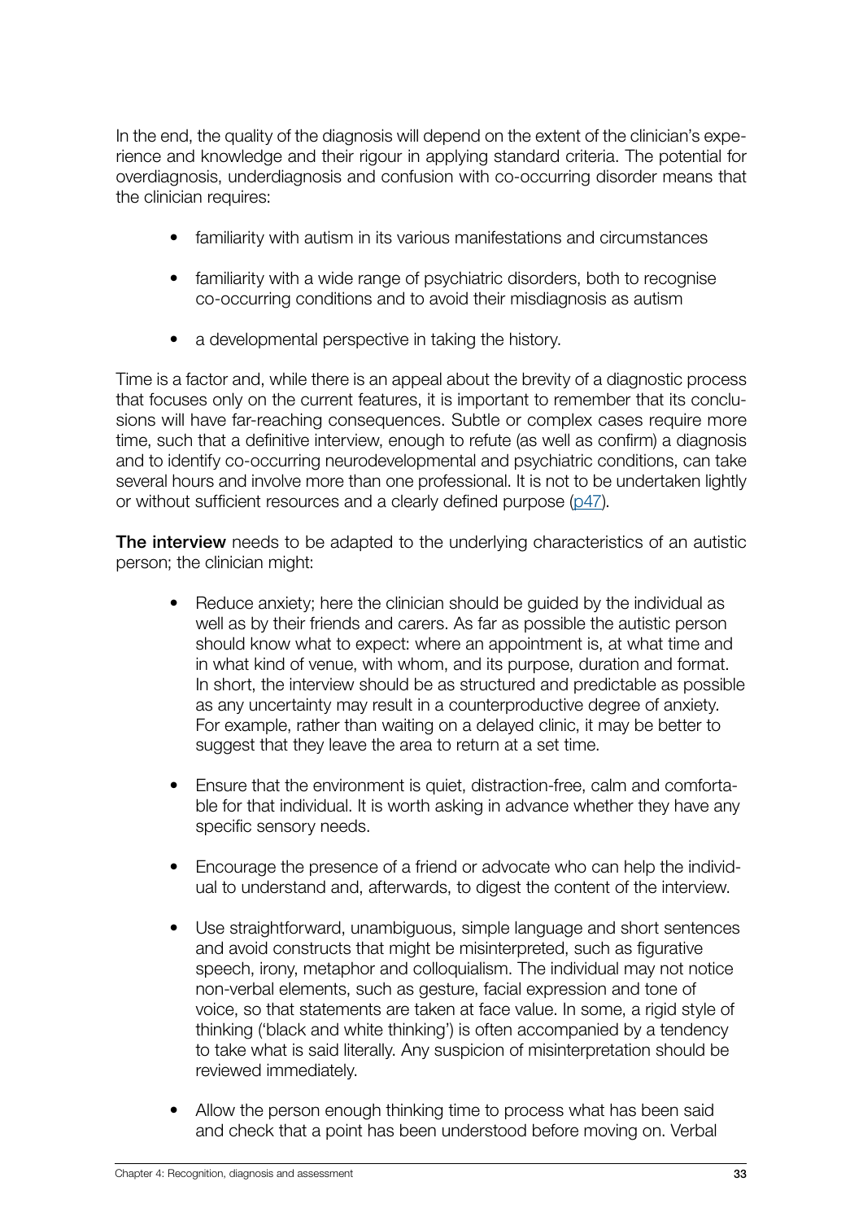In the end, the quality of the diagnosis will depend on the extent of the clinician's experience and knowledge and their rigour in applying standard criteria. The potential for overdiagnosis, underdiagnosis and confusion with co-occurring disorder means that the clinician requires:

- familiarity with autism in its various manifestations and circumstances
- familiarity with a wide range of psychiatric disorders, both to recognise co-occurring conditions and to avoid their misdiagnosis as autism
- a developmental perspective in taking the history.

Time is a factor and, while there is an appeal about the brevity of a diagnostic process that focuses only on the current features, it is important to remember that its conclusions will have far-reaching consequences. Subtle or complex cases require more time, such that a definitive interview, enough to refute (as well as confirm) a diagnosis and to identify co-occurring neurodevelopmental and psychiatric conditions, can take several hours and involve more than one professional. It is not to be undertaken lightly or without sufficient resources and a clearly defined purpose (p47).

**The interview** needs to be adapted to the underlying characteristics of an autistic person; the clinician might:

- Reduce anxiety; here the clinician should be guided by the individual as well as by their friends and carers. As far as possible the autistic person should know what to expect: where an appointment is, at what time and in what kind of venue, with whom, and its purpose, duration and format. In short, the interview should be as structured and predictable as possible as any uncertainty may result in a counterproductive degree of anxiety. For example, rather than waiting on a delayed clinic, it may be better to suggest that they leave the area to return at a set time.
- Ensure that the environment is quiet, distraction-free, calm and comfortable for that individual. It is worth asking in advance whether they have any specific sensory needs.
- Encourage the presence of a friend or advocate who can help the individual to understand and, afterwards, to digest the content of the interview.
- Use straightforward, unambiguous, simple language and short sentences and avoid constructs that might be misinterpreted, such as figurative speech, irony, metaphor and colloquialism. The individual may not notice non-verbal elements, such as gesture, facial expression and tone of voice, so that statements are taken at face value. In some, a rigid style of thinking ('black and white thinking') is often accompanied by a tendency to take what is said literally. Any suspicion of misinterpretation should be reviewed immediately.
- Allow the person enough thinking time to process what has been said and check that a point has been understood before moving on. Verbal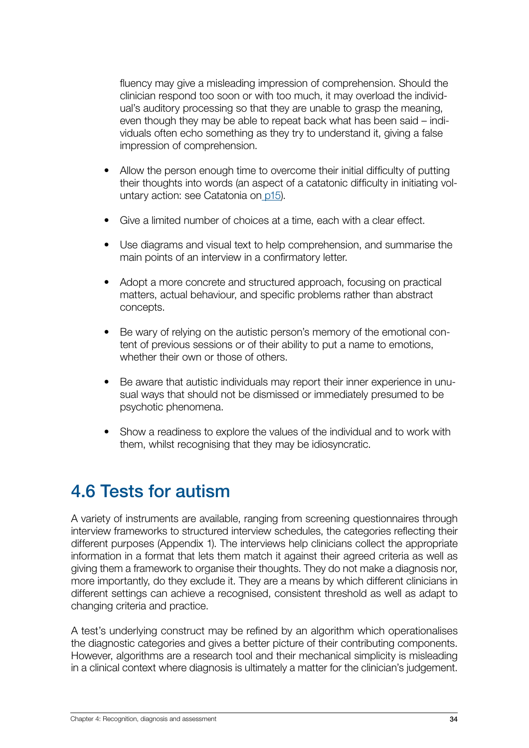fluency may give a misleading impression of comprehension. Should the clinician respond too soon or with too much, it may overload the individual's auditory processing so that they are unable to grasp the meaning, even though they may be able to repeat back what has been said – individuals often echo something as they try to understand it, giving a false impression of comprehension.

- Allow the person enough time to overcome their initial difficulty of putting their thoughts into words (an aspect of a catatonic difficulty in initiating voluntary action: see Catatonia on p15).
- Give a limited number of choices at a time, each with a clear effect.
- Use diagrams and visual text to help comprehension, and summarise the main points of an interview in a confirmatory letter.
- Adopt a more concrete and structured approach, focusing on practical matters, actual behaviour, and specific problems rather than abstract concepts.
- Be wary of relying on the autistic person's memory of the emotional content of previous sessions or of their ability to put a name to emotions, whether their own or those of others.
- Be aware that autistic individuals may report their inner experience in unusual ways that should not be dismissed or immediately presumed to be psychotic phenomena.
- Show a readiness to explore the values of the individual and to work with them, whilst recognising that they may be idiosyncratic.

## 4.6 Tests for autism

A variety of instruments are available, ranging from screening questionnaires through interview frameworks to structured interview schedules, the categories reflecting their different purposes (Appendix 1). The interviews help clinicians collect the appropriate information in a format that lets them match it against their agreed criteria as well as giving them a framework to organise their thoughts. They do not make a diagnosis nor, more importantly, do they exclude it. They are a means by which different clinicians in different settings can achieve a recognised, consistent threshold as well as adapt to changing criteria and practice.

A test's underlying construct may be refined by an algorithm which operationalises the diagnostic categories and gives a better picture of their contributing components. However, algorithms are a research tool and their mechanical simplicity is misleading in a clinical context where diagnosis is ultimately a matter for the clinician's judgement.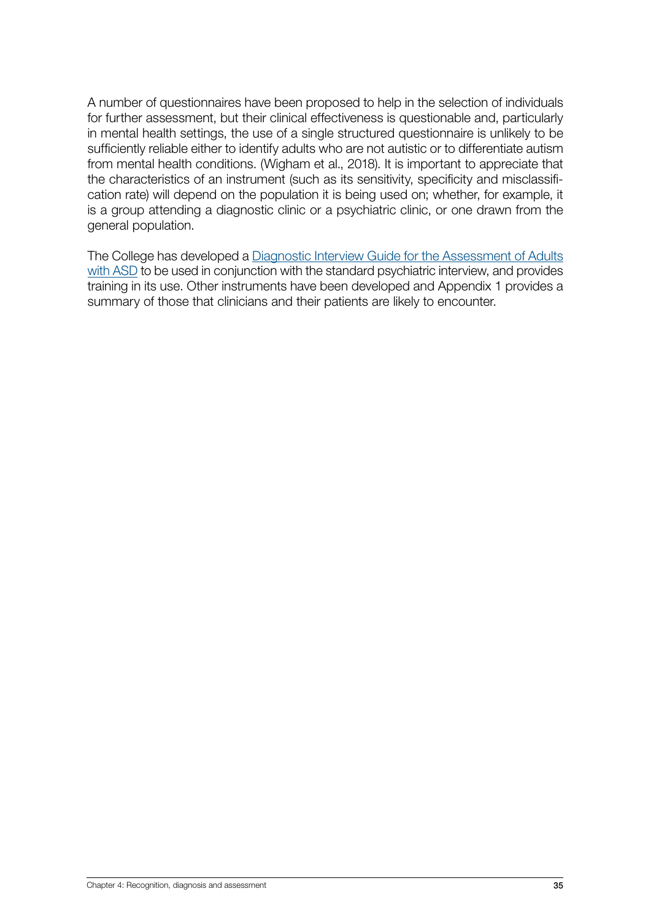A number of questionnaires have been proposed to help in the selection of individuals for further assessment, but their clinical effectiveness is questionable and, particularly in mental health settings, the use of a single structured questionnaire is unlikely to be sufficiently reliable either to identify adults who are not autistic or to differentiate autism from mental health conditions. (Wigham et al., 2018). It is important to appreciate that the characteristics of an instrument (such as its sensitivity, specificity and misclassification rate) will depend on the population it is being used on; whether, for example, it is a group attending a diagnostic clinic or a psychiatric clinic, or one drawn from the general population.

The College has developed a Diagnostic Interview Guide for the Assessment of Adults with ASD to be used in conjunction with the standard psychiatric interview, and provides training in its use. Other instruments have been developed and Appendix 1 provides a summary of those that clinicians and their patients are likely to encounter.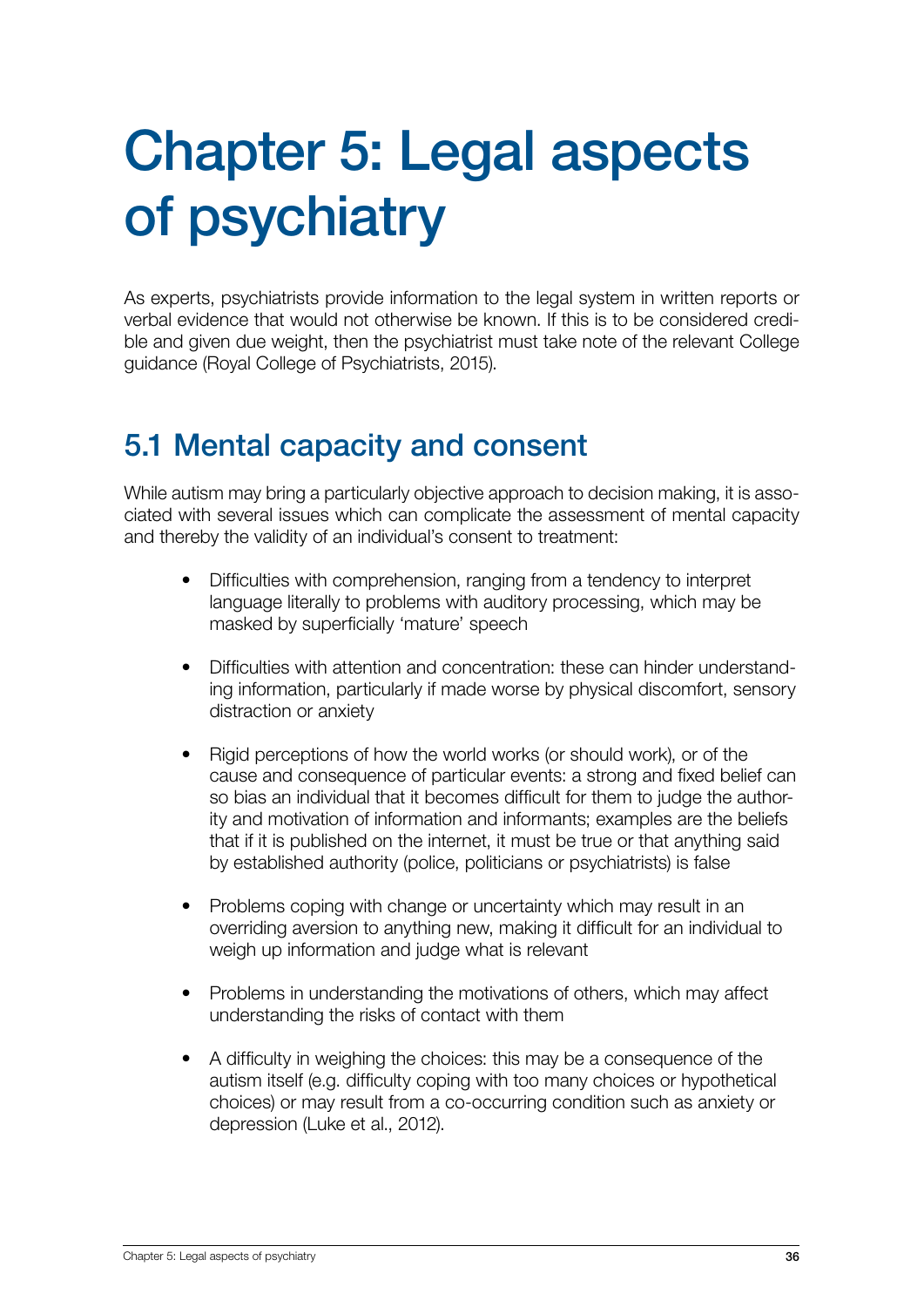# Chapter 5: Legal aspects of psychiatry

As experts, psychiatrists provide information to the legal system in written reports or verbal evidence that would not otherwise be known. If this is to be considered credible and given due weight, then the psychiatrist must take note of the relevant College guidance (Royal College of Psychiatrists, 2015).

## 5.1 Mental capacity and consent

While autism may bring a particularly objective approach to decision making, it is associated with several issues which can complicate the assessment of mental capacity and thereby the validity of an individual's consent to treatment:

- Difficulties with comprehension, ranging from a tendency to interpret language literally to problems with auditory processing, which may be masked by superficially 'mature' speech
- Difficulties with attention and concentration: these can hinder understanding information, particularly if made worse by physical discomfort, sensory distraction or anxiety
- Rigid perceptions of how the world works (or should work), or of the cause and consequence of particular events: a strong and fixed belief can so bias an individual that it becomes difficult for them to judge the authority and motivation of information and informants; examples are the beliefs that if it is published on the internet, it must be true or that anything said by established authority (police, politicians or psychiatrists) is false
- Problems coping with change or uncertainty which may result in an overriding aversion to anything new, making it difficult for an individual to weigh up information and judge what is relevant
- Problems in understanding the motivations of others, which may affect understanding the risks of contact with them
- A difficulty in weighing the choices: this may be a consequence of the autism itself (e.g. difficulty coping with too many choices or hypothetical choices) or may result from a co-occurring condition such as anxiety or depression (Luke et al., 2012).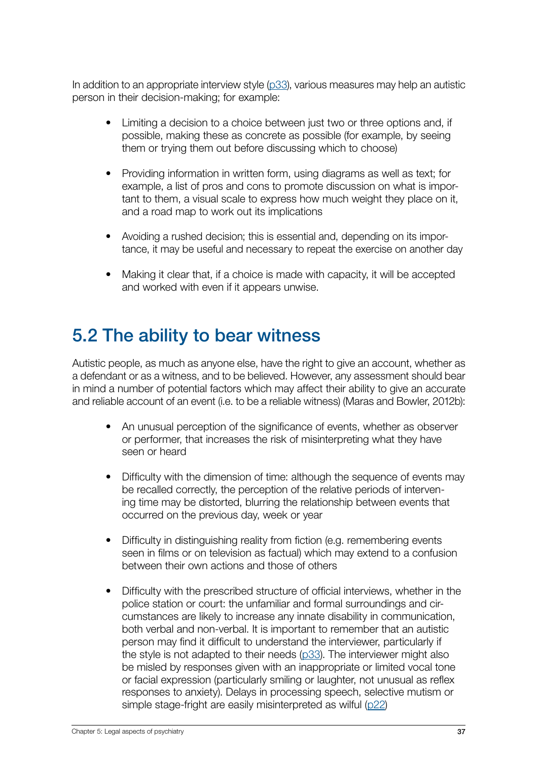In addition to an appropriate interview style (p33), various measures may help an autistic person in their decision-making; for example:

- Limiting a decision to a choice between just two or three options and, if possible, making these as concrete as possible (for example, by seeing them or trying them out before discussing which to choose)
- Providing information in written form, using diagrams as well as text; for example, a list of pros and cons to promote discussion on what is important to them, a visual scale to express how much weight they place on it, and a road map to work out its implications
- Avoiding a rushed decision; this is essential and, depending on its importance, it may be useful and necessary to repeat the exercise on another day
- Making it clear that, if a choice is made with capacity, it will be accepted and worked with even if it appears unwise.

## 5.2 The ability to bear witness

Autistic people, as much as anyone else, have the right to give an account, whether as a defendant or as a witness, and to be believed. However, any assessment should bear in mind a number of potential factors which may affect their ability to give an accurate and reliable account of an event (i.e. to be a reliable witness) (Maras and Bowler, 2012b):

- An unusual perception of the significance of events, whether as observer or performer, that increases the risk of misinterpreting what they have seen or heard
- Difficulty with the dimension of time: although the sequence of events may be recalled correctly, the perception of the relative periods of intervening time may be distorted, blurring the relationship between events that occurred on the previous day, week or year
- Difficulty in distinguishing reality from fiction (e.g. remembering events seen in films or on television as factual) which may extend to a confusion between their own actions and those of others
- Difficulty with the prescribed structure of official interviews, whether in the police station or court: the unfamiliar and formal surroundings and circumstances are likely to increase any innate disability in communication, both verbal and non-verbal. It is important to remember that an autistic person may find it difficult to understand the interviewer, particularly if the style is not adapted to their needs (p33). The interviewer might also be misled by responses given with an inappropriate or limited vocal tone or facial expression (particularly smiling or laughter, not unusual as reflex responses to anxiety). Delays in processing speech, selective mutism or simple stage-fright are easily misinterpreted as wilful (p22)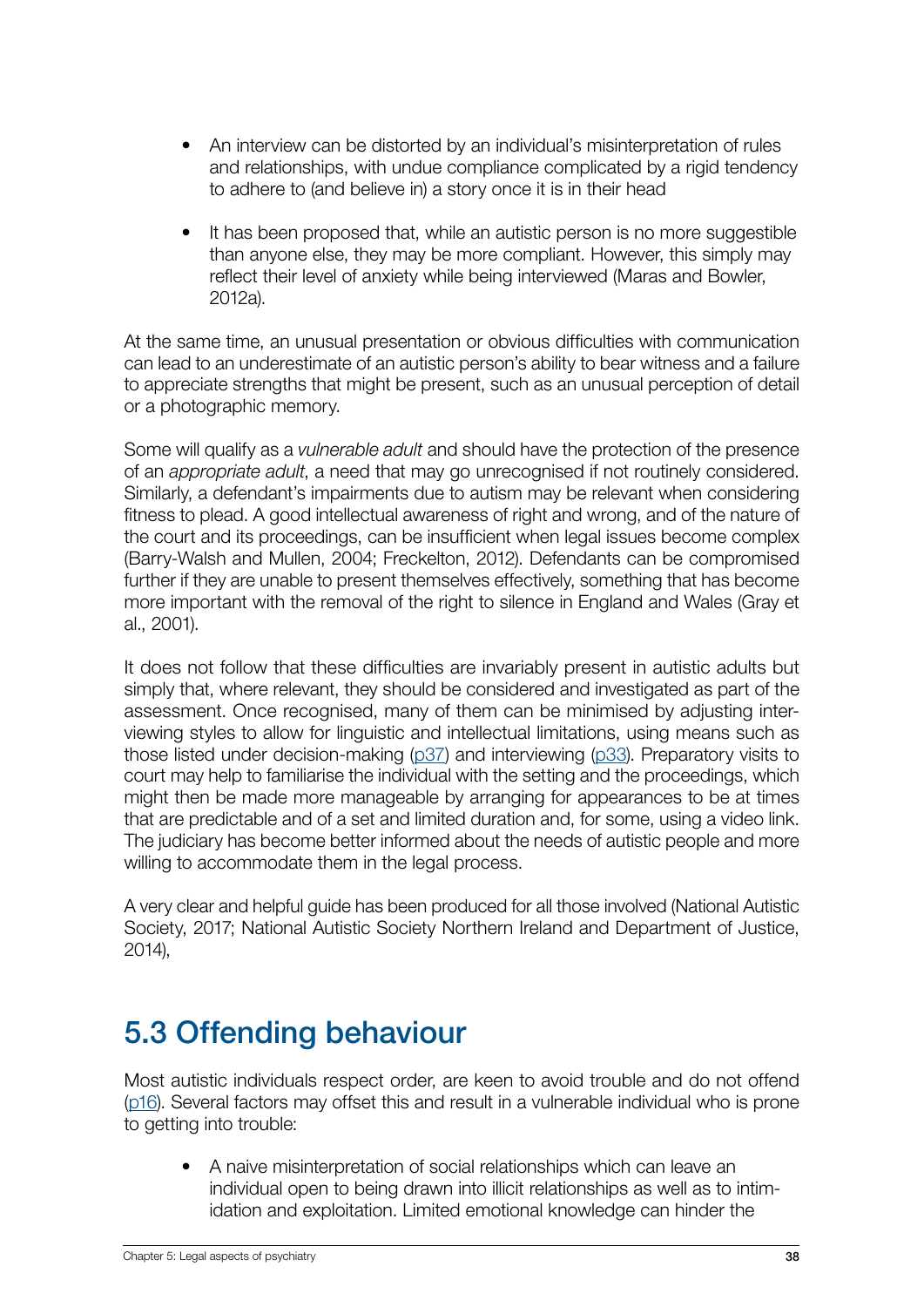- An interview can be distorted by an individual's misinterpretation of rules and relationships, with undue compliance complicated by a rigid tendency to adhere to (and believe in) a story once it is in their head
- It has been proposed that, while an autistic person is no more suggestible than anyone else, they may be more compliant. However, this simply may reflect their level of anxiety while being interviewed (Maras and Bowler, 2012a).

At the same time, an unusual presentation or obvious difficulties with communication can lead to an underestimate of an autistic person's ability to bear witness and a failure to appreciate strengths that might be present, such as an unusual perception of detail or a photographic memory.

Some will qualify as a *vulnerable adult* and should have the protection of the presence of an *appropriate adult*, a need that may go unrecognised if not routinely considered. Similarly, a defendant's impairments due to autism may be relevant when considering fitness to plead. A good intellectual awareness of right and wrong, and of the nature of the court and its proceedings, can be insufficient when legal issues become complex (Barry-Walsh and Mullen, 2004; Freckelton, 2012). Defendants can be compromised further if they are unable to present themselves effectively, something that has become more important with the removal of the right to silence in England and Wales (Gray et al., 2001).

It does not follow that these difficulties are invariably present in autistic adults but simply that, where relevant, they should be considered and investigated as part of the assessment. Once recognised, many of them can be minimised by adjusting interviewing styles to allow for linguistic and intellectual limitations, using means such as those listed under decision-making (p37) and interviewing (p33). Preparatory visits to court may help to familiarise the individual with the setting and the proceedings, which might then be made more manageable by arranging for appearances to be at times that are predictable and of a set and limited duration and, for some, using a video link. The judiciary has become better informed about the needs of autistic people and more willing to accommodate them in the legal process.

A very clear and helpful guide has been produced for all those involved (National Autistic Society, 2017; National Autistic Society Northern Ireland and Department of Justice, 2014),

## 5.3 Offending behaviour

Most autistic individuals respect order, are keen to avoid trouble and do not offend (p16). Several factors may offset this and result in a vulnerable individual who is prone to getting into trouble:

- A naive misinterpretation of social relationships which can leave an individual open to being drawn into illicit relationships as well as to intimidation and exploitation. Limited emotional knowledge can hinder the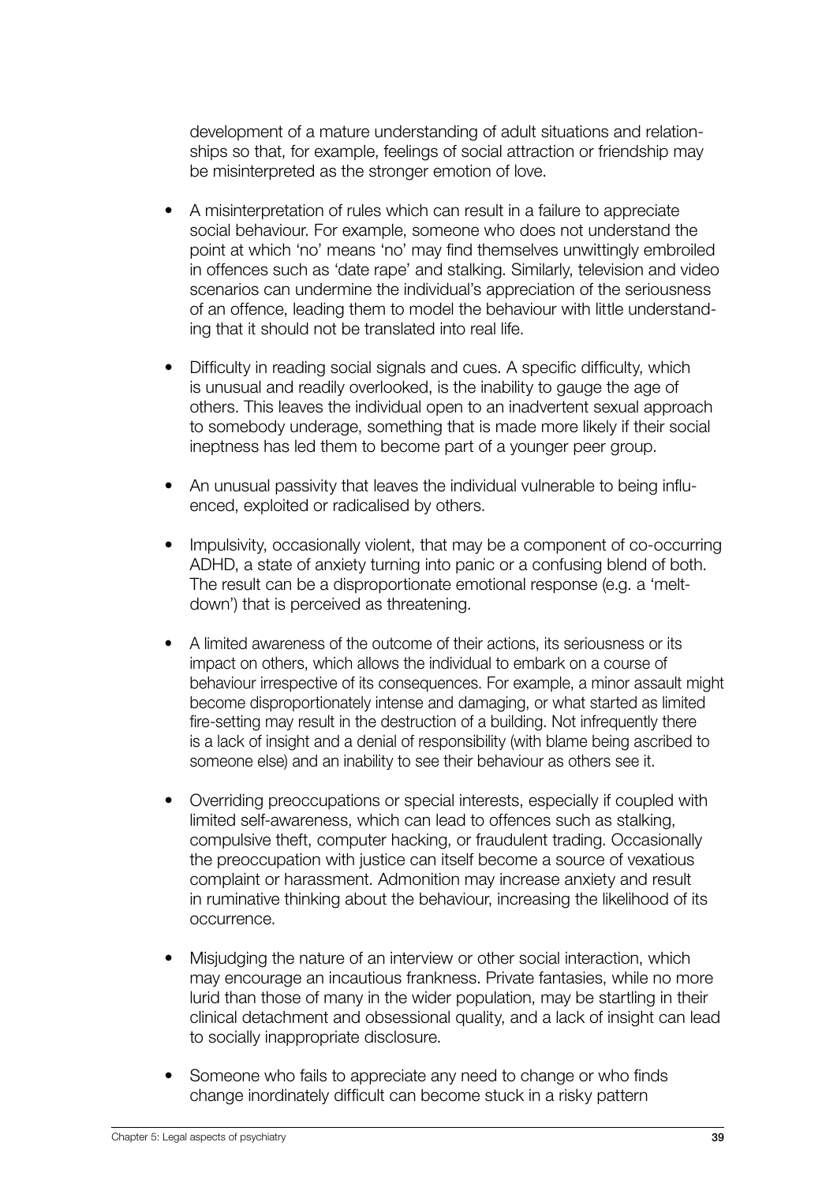development of a mature understanding of adult situations and relationships so that, for example, feelings of social attraction or friendship may be misinterpreted as the stronger emotion of love.

- A misinterpretation of rules which can result in a failure to appreciate social behaviour. For example, someone who does not understand the point at which 'no' means 'no' may find themselves unwittingly embroiled in offences such as 'date rape' and stalking. Similarly, television and video scenarios can undermine the individual's appreciation of the seriousness of an offence, leading them to model the behaviour with little understanding that it should not be translated into real life.
- Difficulty in reading social signals and cues. A specific difficulty, which is unusual and readily overlooked, is the inability to gauge the age of others. This leaves the individual open to an inadvertent sexual approach to somebody underage, something that is made more likely if their social ineptness has led them to become part of a younger peer group.
- An unusual passivity that leaves the individual vulnerable to being influenced, exploited or radicalised by others.
- Impulsivity, occasionally violent, that may be a component of co-occurring ADHD, a state of anxiety turning into panic or a confusing blend of both. The result can be a disproportionate emotional response (e.g. a 'meltdown') that is perceived as threatening.
- A limited awareness of the outcome of their actions, its seriousness or its impact on others, which allows the individual to embark on a course of behaviour irrespective of its consequences. For example, a minor assault might become disproportionately intense and damaging, or what started as limited fire-setting may result in the destruction of a building. Not infrequently there is a lack of insight and a denial of responsibility (with blame being ascribed to someone else) and an inability to see their behaviour as others see it.
- Overriding preoccupations or special interests, especially if coupled with limited self-awareness, which can lead to offences such as stalking, compulsive theft, computer hacking, or fraudulent trading. Occasionally the preoccupation with justice can itself become a source of vexatious complaint or harassment. Admonition may increase anxiety and result in ruminative thinking about the behaviour, increasing the likelihood of its occurrence.
- Misjudging the nature of an interview or other social interaction, which may encourage an incautious frankness. Private fantasies, while no more lurid than those of many in the wider population, may be startling in their clinical detachment and obsessional quality, and a lack of insight can lead to socially inappropriate disclosure.
- Someone who fails to appreciate any need to change or who finds change inordinately difficult can become stuck in a risky pattern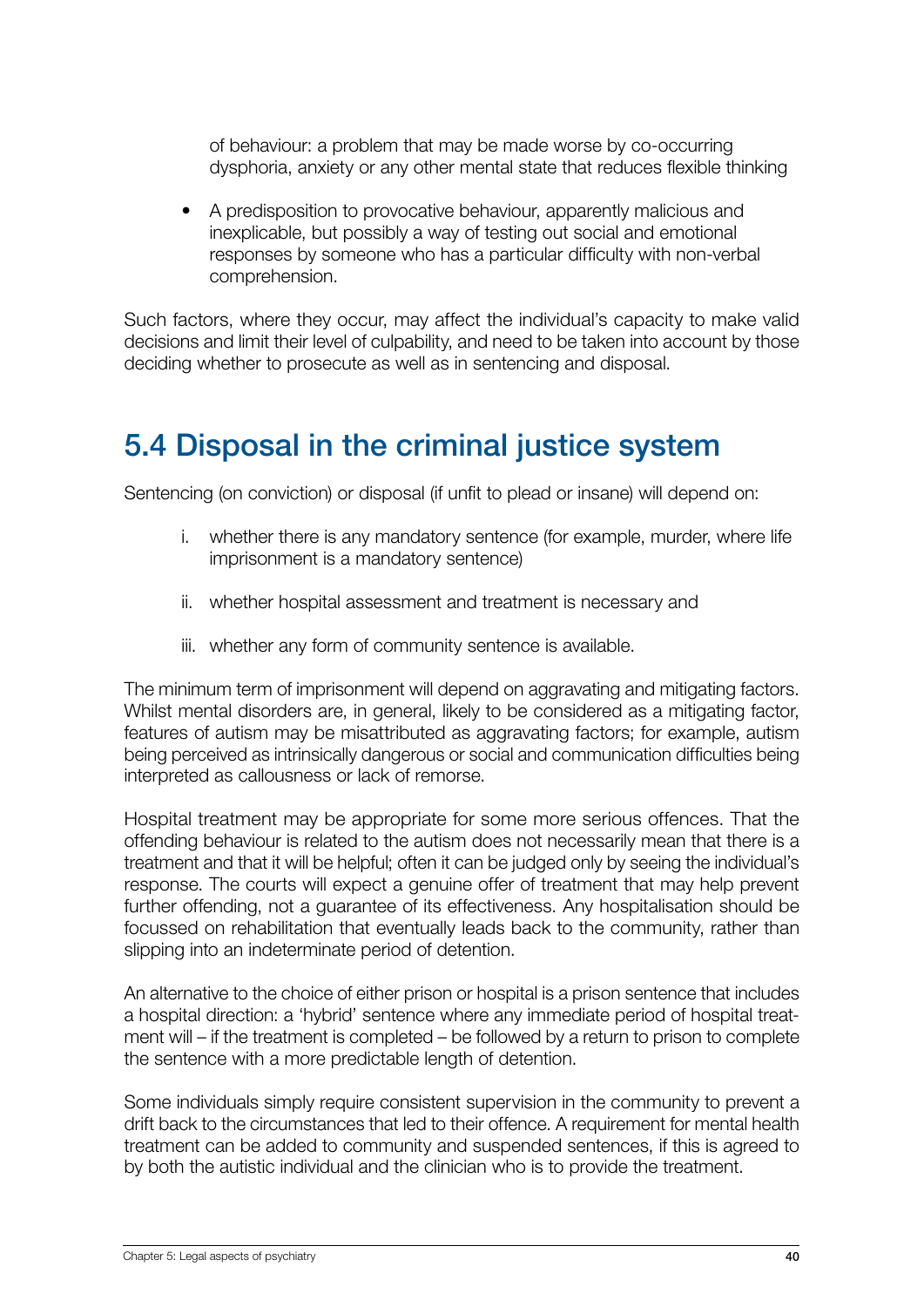of behaviour: a problem that may be made worse by co-occurring dysphoria, anxiety or any other mental state that reduces flexible thinking

- A predisposition to provocative behaviour, apparently malicious and inexplicable, but possibly a way of testing out social and emotional responses by someone who has a particular difficulty with non-verbal comprehension.

Such factors, where they occur, may affect the individual's capacity to make valid decisions and limit their level of culpability, and need to be taken into account by those deciding whether to prosecute as well as in sentencing and disposal.

## 5.4 Disposal in the criminal justice system

Sentencing (on conviction) or disposal (if unfit to plead or insane) will depend on:

i. whether there is any mandatory sentence (for example, murder, where life imprisonment is a mandatory sentence)

ii. whether hospital assessment and treatment is necessary and

iii. whether any form of community sentence is available.

The minimum term of imprisonment will depend on aggravating and mitigating factors. Whilst mental disorders are, in general, likely to be considered as a mitigating factor, features of autism may be misattributed as aggravating factors; for example, autism being perceived as intrinsically dangerous or social and communication difficulties being interpreted as callousness or lack of remorse.

Hospital treatment may be appropriate for some more serious offences. That the offending behaviour is related to the autism does not necessarily mean that there is a treatment and that it will be helpful; often it can be judged only by seeing the individual's response. The courts will expect a genuine offer of treatment that may help prevent further offending, not a guarantee of its effectiveness. Any hospitalisation should be focussed on rehabilitation that eventually leads back to the community, rather than slipping into an indeterminate period of detention.

An alternative to the choice of either prison or hospital is a prison sentence that includes a hospital direction: a 'hybrid' sentence where any immediate period of hospital treatment will – if the treatment is completed – be followed by a return to prison to complete the sentence with a more predictable length of detention.

Some individuals simply require consistent supervision in the community to prevent a drift back to the circumstances that led to their offence. A requirement for mental health treatment can be added to community and suspended sentences, if this is agreed to by both the autistic individual and the clinician who is to provide the treatment.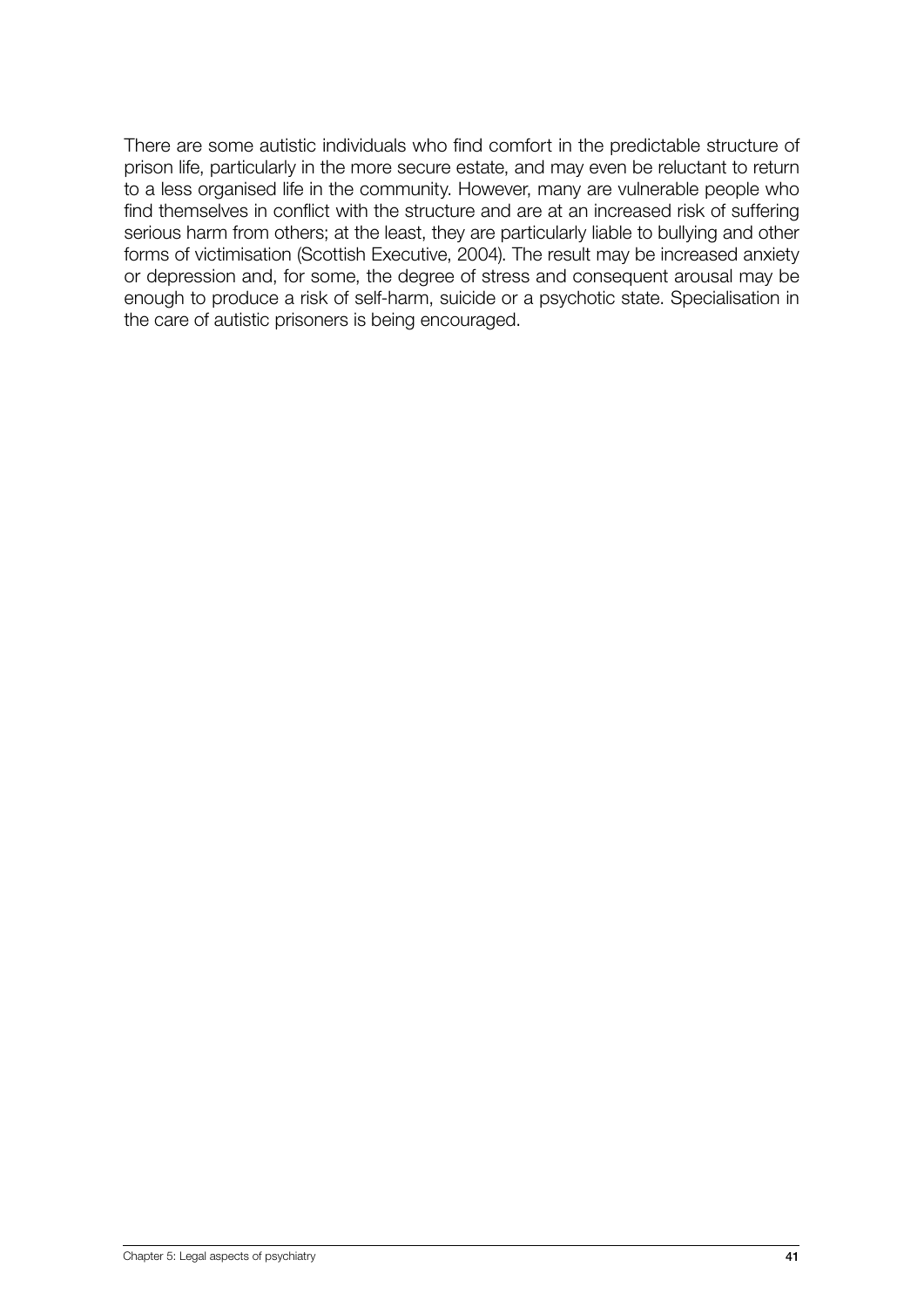There are some autistic individuals who find comfort in the predictable structure of prison life, particularly in the more secure estate, and may even be reluctant to return to a less organised life in the community. However, many are vulnerable people who find themselves in conflict with the structure and are at an increased risk of suffering serious harm from others; at the least, they are particularly liable to bullying and other forms of victimisation (Scottish Executive, 2004). The result may be increased anxiety or depression and, for some, the degree of stress and consequent arousal may be enough to produce a risk of self-harm, suicide or a psychotic state. Specialisation in the care of autistic prisoners is being encouraged.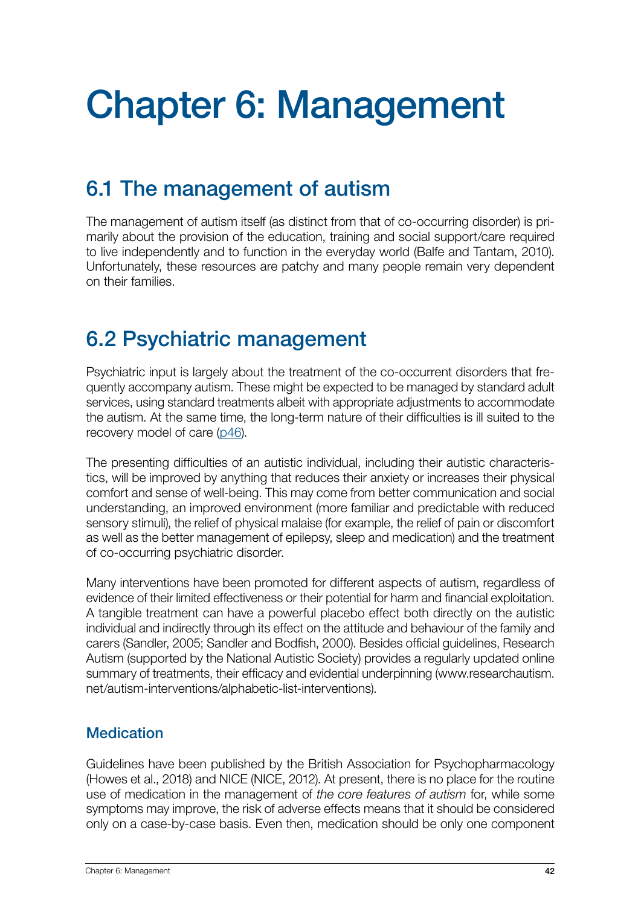# Chapter 6: Management

## 6.1 The management of autism

The management of autism itself (as distinct from that of co-occurring disorder) is primarily about the provision of the education, training and social support/care required to live independently and to function in the everyday world (Balfe and Tantam, 2010). Unfortunately, these resources are patchy and many people remain very dependent on their families.

## 6.2 Psychiatric management

Psychiatric input is largely about the treatment of the co-occurrent disorders that frequently accompany autism. These might be expected to be managed by standard adult services, using standard treatments albeit with appropriate adjustments to accommodate the autism. At the same time, the long-term nature of their difficulties is ill suited to the recovery model of care (p46).

The presenting difficulties of an autistic individual, including their autistic characteristics, will be improved by anything that reduces their anxiety or increases their physical comfort and sense of well-being. This may come from better communication and social understanding, an improved environment (more familiar and predictable with reduced sensory stimuli), the relief of physical malaise (for example, the relief of pain or discomfort as well as the better management of epilepsy, sleep and medication) and the treatment of co-occurring psychiatric disorder.

Many interventions have been promoted for different aspects of autism, regardless of evidence of their limited effectiveness or their potential for harm and financial exploitation. A tangible treatment can have a powerful placebo effect both directly on the autistic individual and indirectly through its effect on the attitude and behaviour of the family and carers (Sandler, 2005; Sandler and Bodfish, 2000). Besides official guidelines, Research Autism (supported by the National Autistic Society) provides a regularly updated online summary of treatments, their efficacy and evidential underpinning (www.researchautism.net/autism-interventions/alphabetic-list-interventions).

### Medication

Guidelines have been published by the British Association for Psychopharmacology (Howes et al., 2018) and NICE (NICE, 2012). At present, there is no place for the routine use of medication in the management of *the core features of autism* for, while some symptoms may improve, the risk of adverse effects means that it should be considered only on a case-by-case basis. Even then, medication should be only one component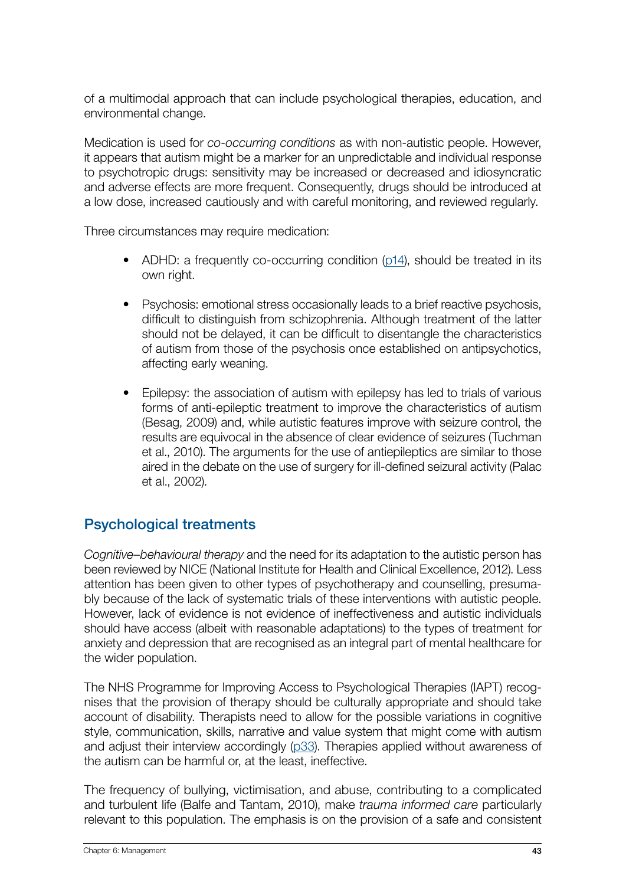of a multimodal approach that can include psychological therapies, education, and environmental change.

Medication is used for *co-occurring conditions* as with non-autistic people. However, it appears that autism might be a marker for an unpredictable and individual response to psychotropic drugs: sensitivity may be increased or decreased and idiosyncratic and adverse effects are more frequent. Consequently, drugs should be introduced at a low dose, increased cautiously and with careful monitoring, and reviewed regularly.

Three circumstances may require medication:

- ADHD: a frequently co-occurring condition (p14), should be treated in its own right.
- Psychosis: emotional stress occasionally leads to a brief reactive psychosis, difficult to distinguish from schizophrenia. Although treatment of the latter should not be delayed, it can be difficult to disentangle the characteristics of autism from those of the psychosis once established on antipsychotics, affecting early weaning.
- Epilepsy: the association of autism with epilepsy has led to trials of various forms of anti-epileptic treatment to improve the characteristics of autism (Besag, 2009) and, while autistic features improve with seizure control, the results are equivocal in the absence of clear evidence of seizures (Tuchman et al., 2010). The arguments for the use of antiepileptics are similar to those aired in the debate on the use of surgery for ill-defined seizural activity (Palac et al., 2002).

## Psychological treatments

*Cognitive–behavioural therapy* and the need for its adaptation to the autistic person has been reviewed by NICE (National Institute for Health and Clinical Excellence, 2012). Less attention has been given to other types of psychotherapy and counselling, presumably because of the lack of systematic trials of these interventions with autistic people. However, lack of evidence is not evidence of ineffectiveness and autistic individuals should have access (albeit with reasonable adaptations) to the types of treatment for anxiety and depression that are recognised as an integral part of mental healthcare for the wider population.

The NHS Programme for Improving Access to Psychological Therapies (IAPT) recognises that the provision of therapy should be culturally appropriate and should take account of disability. Therapists need to allow for the possible variations in cognitive style, communication, skills, narrative and value system that might come with autism and adjust their interview accordingly (p33). Therapies applied without awareness of the autism can be harmful or, at the least, ineffective.

The frequency of bullying, victimisation, and abuse, contributing to a complicated and turbulent life (Balfe and Tantam, 2010), make *trauma informed care* particularly relevant to this population. The emphasis is on the provision of a safe and consistent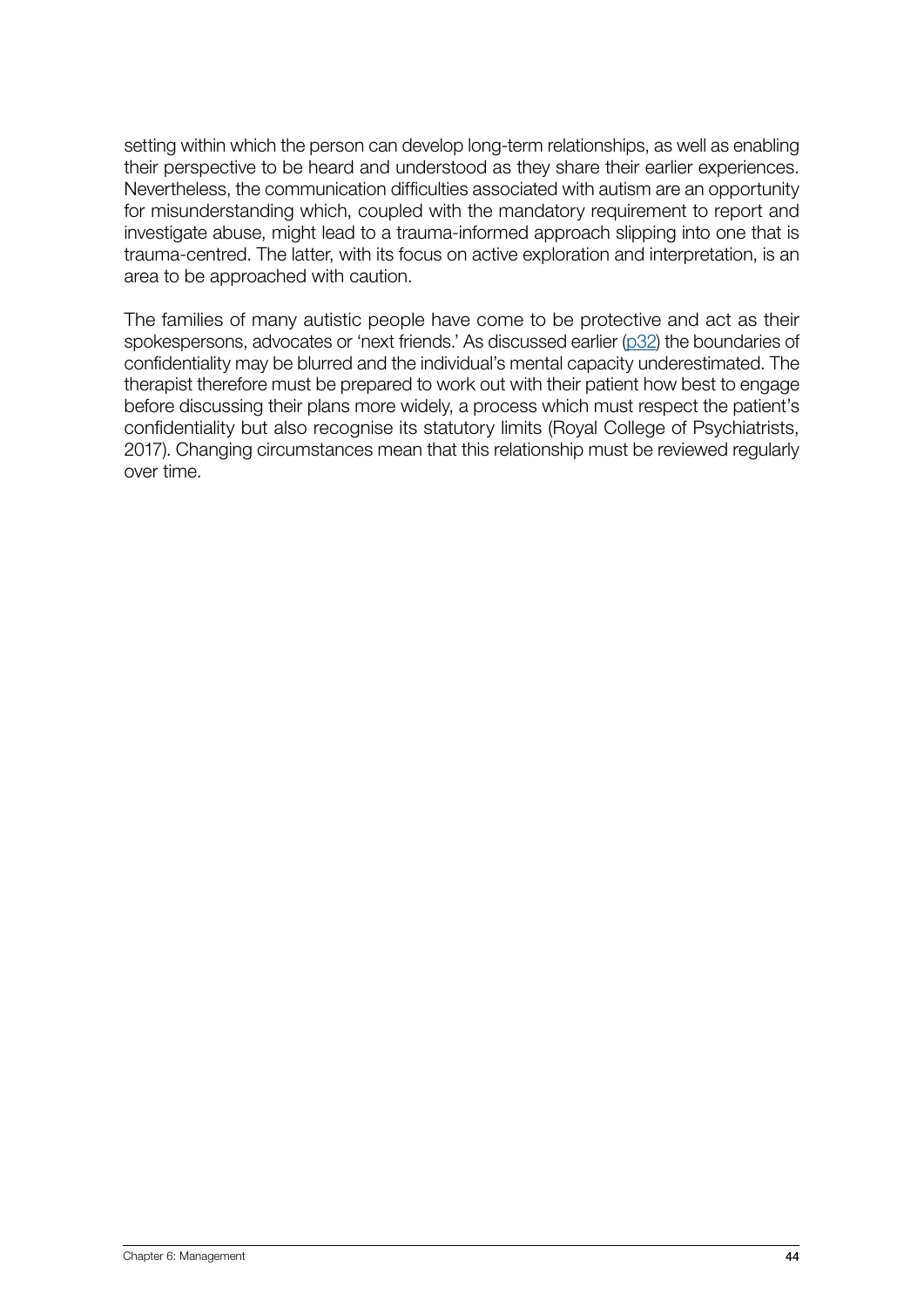setting within which the person can develop long-term relationships, as well as enabling their perspective to be heard and understood as they share their earlier experiences. Nevertheless, the communication difficulties associated with autism are an opportunity for misunderstanding which, coupled with the mandatory requirement to report and investigate abuse, might lead to a trauma-informed approach slipping into one that is trauma-centred. The latter, with its focus on active exploration and interpretation, is an area to be approached with caution.

The families of many autistic people have come to be protective and act as their spokespersons, advocates or 'next friends.' As discussed earlier (p32) the boundaries of confidentiality may be blurred and the individual's mental capacity underestimated. The therapist therefore must be prepared to work out with their patient how best to engage before discussing their plans more widely, a process which must respect the patient's confidentiality but also recognise its statutory limits (Royal College of Psychiatrists, 2017). Changing circumstances mean that this relationship must be reviewed regularly over time.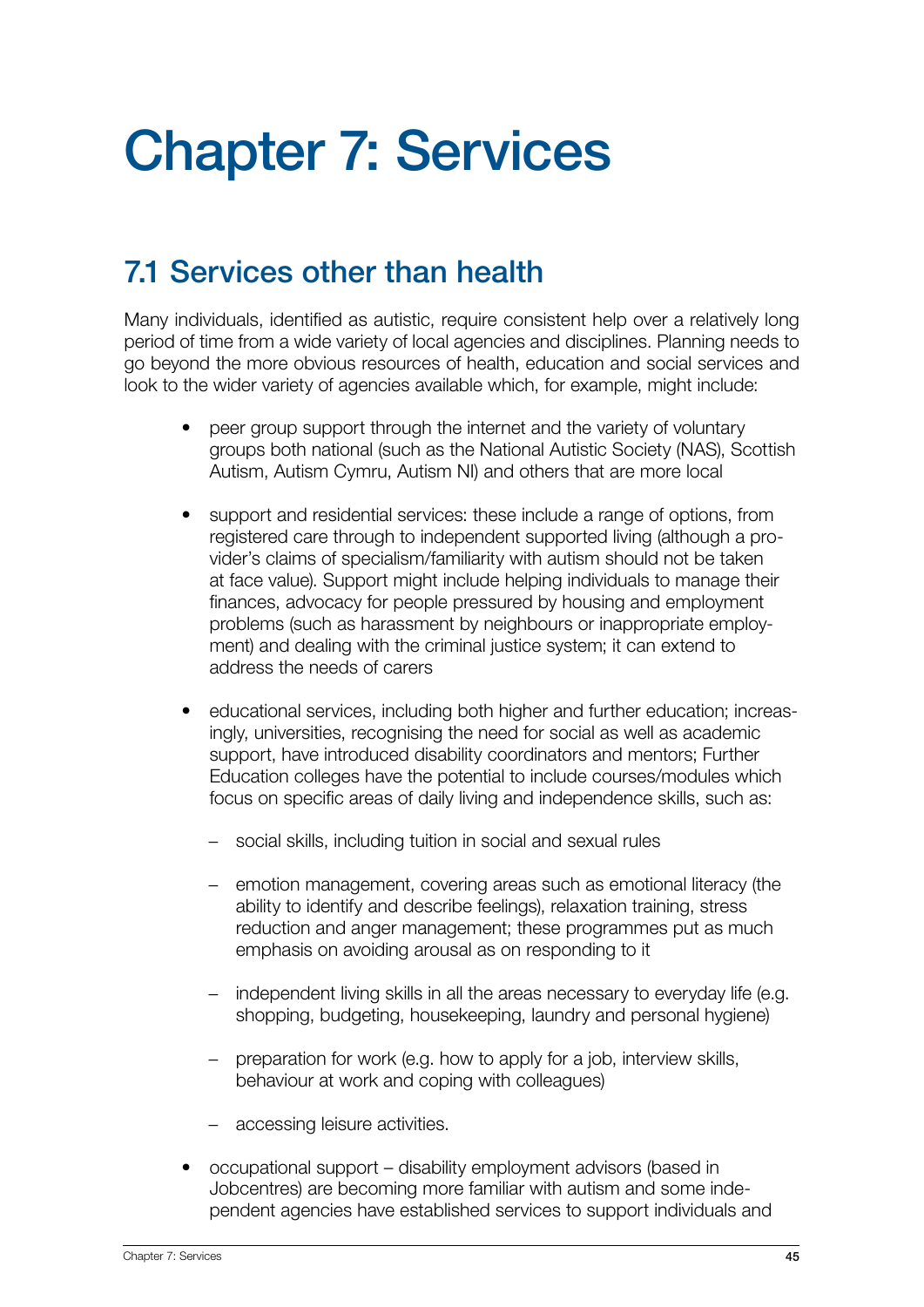# Chapter 7: Services

## 7.1 Services other than health

Many individuals, identified as autistic, require consistent help over a relatively long period of time from a wide variety of local agencies and disciplines. Planning needs to go beyond the more obvious resources of health, education and social services and look to the wider variety of agencies available which, for example, might include:

- peer group support through the internet and the variety of voluntary groups both national (such as the National Autistic Society (NAS), Scottish Autism, Autism Cymru, Autism NI) and others that are more local
- support and residential services: these include a range of options, from registered care through to independent supported living (although a provider's claims of specialism/familiarity with autism should not be taken at face value). Support might include helping individuals to manage their finances, advocacy for people pressured by housing and employment problems (such as harassment by neighbours or inappropriate employment) and dealing with the criminal justice system; it can extend to address the needs of carers
- educational services, including both higher and further education; increasingly, universities, recognising the need for social as well as academic support, have introduced disability coordinators and mentors; Further Education colleges have the potential to include courses/modules which focus on specific areas of daily living and independence skills, such as:
  - social skills, including tuition in social and sexual rules
  - emotion management, covering areas such as emotional literacy (the ability to identify and describe feelings), relaxation training, stress reduction and anger management; these programmes put as much emphasis on avoiding arousal as on responding to it
  - independent living skills in all the areas necessary to everyday life (e.g. shopping, budgeting, housekeeping, laundry and personal hygiene)
  - preparation for work (e.g. how to apply for a job, interview skills, behaviour at work and coping with colleagues)
  - accessing leisure activities.
- occupational support – disability employment advisors (based in Jobcentres) are becoming more familiar with autism and some independent agencies have established services to support individuals and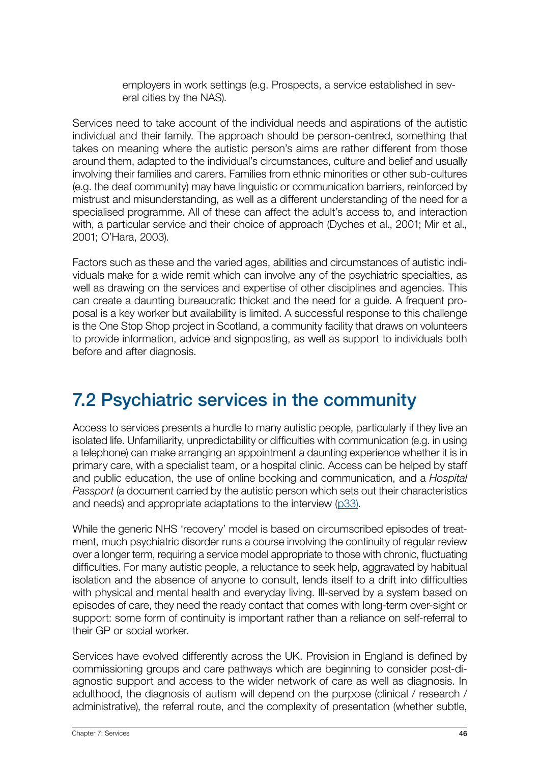employers in work settings (e.g. Prospects, a service established in several cities by the NAS).

Services need to take account of the individual needs and aspirations of the autistic individual and their family. The approach should be person-centred, something that takes on meaning where the autistic person's aims are rather different from those around them, adapted to the individual's circumstances, culture and belief and usually involving their families and carers. Families from ethnic minorities or other sub-cultures (e.g. the deaf community) may have linguistic or communication barriers, reinforced by mistrust and misunderstanding, as well as a different understanding of the need for a specialised programme. All of these can affect the adult's access to, and interaction with, a particular service and their choice of approach (Dyches et al., 2001; Mir et al., 2001; O'Hara, 2003).

Factors such as these and the varied ages, abilities and circumstances of autistic individuals make for a wide remit which can involve any of the psychiatric specialties, as well as drawing on the services and expertise of other disciplines and agencies. This can create a daunting bureaucratic thicket and the need for a guide. A frequent proposal is a key worker but availability is limited. A successful response to this challenge is the One Stop Shop project in Scotland, a community facility that draws on volunteers to provide information, advice and signposting, as well as support to individuals both before and after diagnosis.

## 7.2 Psychiatric services in the community

Access to services presents a hurdle to many autistic people, particularly if they live an isolated life. Unfamiliarity, unpredictability or difficulties with communication (e.g. in using a telephone) can make arranging an appointment a daunting experience whether it is in primary care, with a specialist team, or a hospital clinic. Access can be helped by staff and public education, the use of online booking and communication, and a *Hospital Passport* (a document carried by the autistic person which sets out their characteristics and needs) and appropriate adaptations to the interview (p33).

While the generic NHS 'recovery' model is based on circumscribed episodes of treatment, much psychiatric disorder runs a course involving the continuity of regular review over a longer term, requiring a service model appropriate to those with chronic, fluctuating difficulties. For many autistic people, a reluctance to seek help, aggravated by habitual isolation and the absence of anyone to consult, lends itself to a drift into difficulties with physical and mental health and everyday living. Ill-served by a system based on episodes of care, they need the ready contact that comes with long-term over-sight or support: some form of continuity is important rather than a reliance on self-referral to their GP or social worker.

Services have evolved differently across the UK. Provision in England is defined by commissioning groups and care pathways which are beginning to consider post-diagnostic support and access to the wider network of care as well as diagnosis. In adulthood, the diagnosis of autism will depend on the purpose (clinical / research / administrative), the referral route, and the complexity of presentation (whether subtle,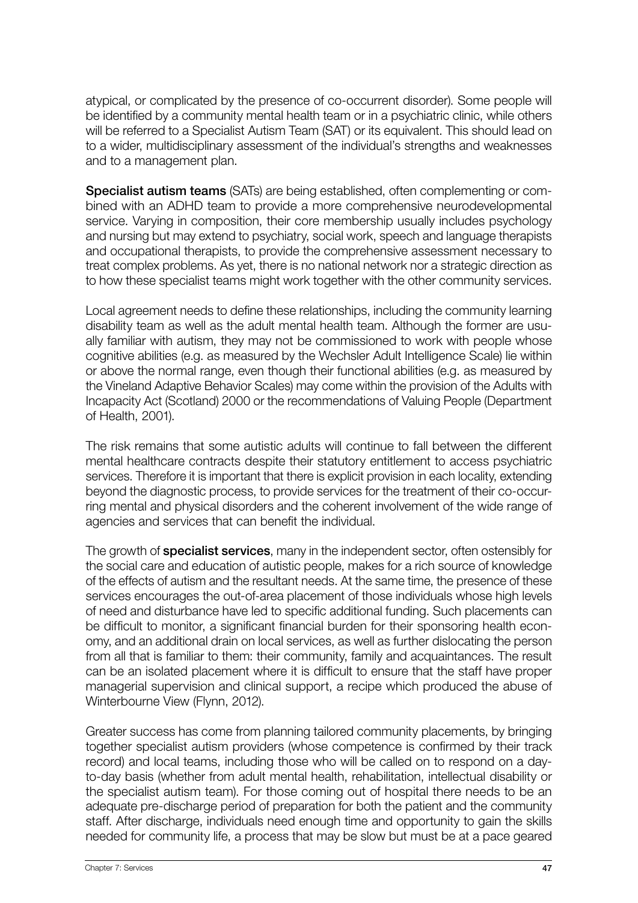atypical, or complicated by the presence of co-occurrent disorder). Some people will be identified by a community mental health team or in a psychiatric clinic, while others will be referred to a Specialist Autism Team (SAT) or its equivalent. This should lead on to a wider, multidisciplinary assessment of the individual's strengths and weaknesses and to a management plan.

**Specialist autism teams** (SATs) are being established, often complementing or combined with an ADHD team to provide a more comprehensive neurodevelopmental service. Varying in composition, their core membership usually includes psychology and nursing but may extend to psychiatry, social work, speech and language therapists and occupational therapists, to provide the comprehensive assessment necessary to treat complex problems. As yet, there is no national network nor a strategic direction as to how these specialist teams might work together with the other community services.

Local agreement needs to define these relationships, including the community learning disability team as well as the adult mental health team. Although the former are usually familiar with autism, they may not be commissioned to work with people whose cognitive abilities (e.g. as measured by the Wechsler Adult Intelligence Scale) lie within or above the normal range, even though their functional abilities (e.g. as measured by the Vineland Adaptive Behavior Scales) may come within the provision of the Adults with Incapacity Act (Scotland) 2000 or the recommendations of Valuing People (Department of Health, 2001).

The risk remains that some autistic adults will continue to fall between the different mental healthcare contracts despite their statutory entitlement to access psychiatric services. Therefore it is important that there is explicit provision in each locality, extending beyond the diagnostic process, to provide services for the treatment of their co-occurring mental and physical disorders and the coherent involvement of the wide range of agencies and services that can benefit the individual.

The growth of **specialist services**, many in the independent sector, often ostensibly for the social care and education of autistic people, makes for a rich source of knowledge of the effects of autism and the resultant needs. At the same time, the presence of these services encourages the out-of-area placement of those individuals whose high levels of need and disturbance have led to specific additional funding. Such placements can be difficult to monitor, a significant financial burden for their sponsoring health economy, and an additional drain on local services, as well as further dislocating the person from all that is familiar to them: their community, family and acquaintances. The result can be an isolated placement where it is difficult to ensure that the staff have proper managerial supervision and clinical support, a recipe which produced the abuse of Winterbourne View (Flynn, 2012).

Greater success has come from planning tailored community placements, by bringing together specialist autism providers (whose competence is confirmed by their track record) and local teams, including those who will be called on to respond on a day-to-day basis (whether from adult mental health, rehabilitation, intellectual disability or the specialist autism team). For those coming out of hospital there needs to be an adequate pre-discharge period of preparation for both the patient and the community staff. After discharge, individuals need enough time and opportunity to gain the skills needed for community life, a process that may be slow but must be at a pace geared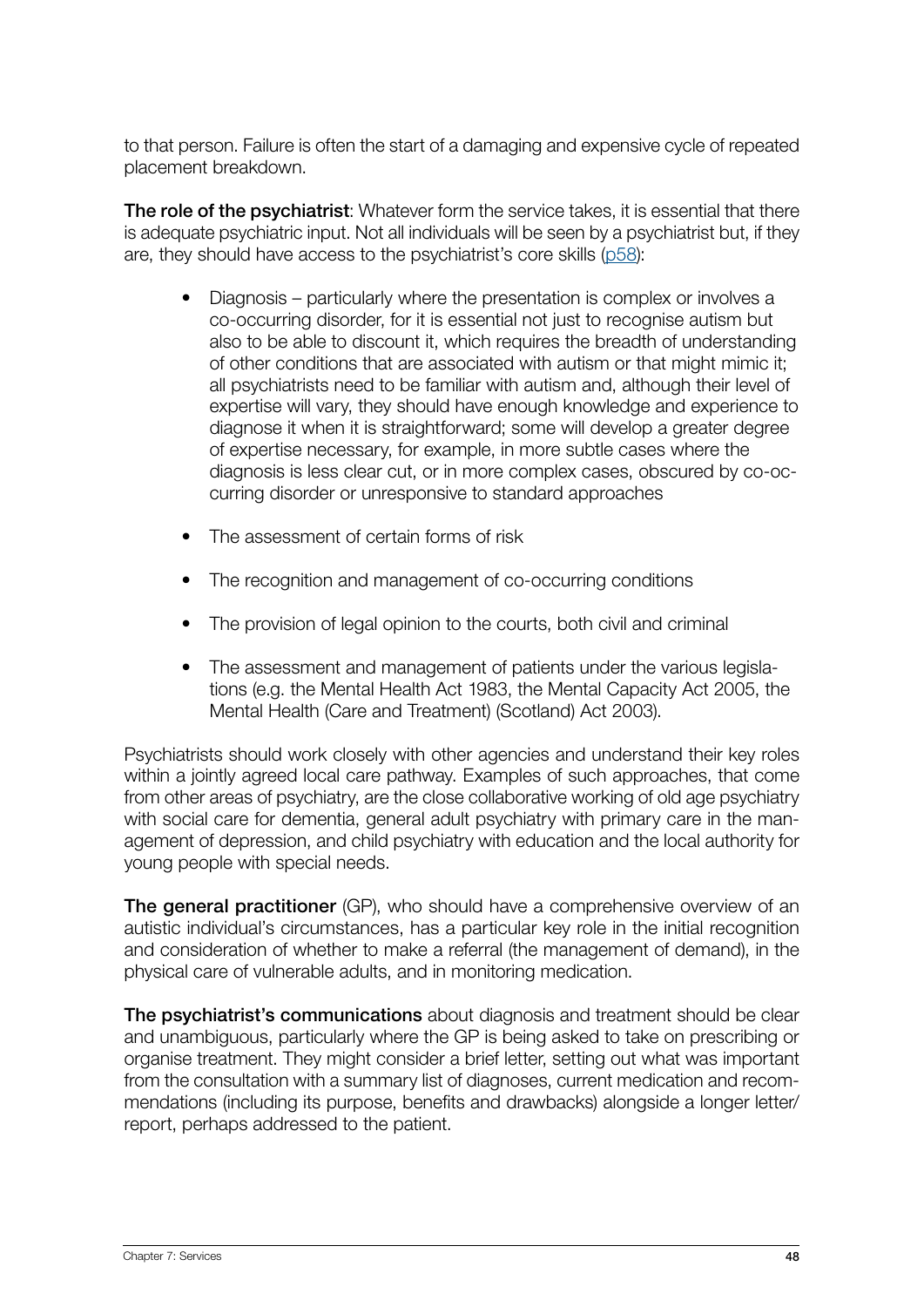to that person. Failure is often the start of a damaging and expensive cycle of repeated placement breakdown.

**The role of the psychiatrist**: Whatever form the service takes, it is essential that there is adequate psychiatric input. Not all individuals will be seen by a psychiatrist but, if they are, they should have access to the psychiatrist's core skills (p58):

- Diagnosis – particularly where the presentation is complex or involves a co-occurring disorder, for it is essential not just to recognise autism but also to be able to discount it, which requires the breadth of understanding of other conditions that are associated with autism or that might mimic it; all psychiatrists need to be familiar with autism and, although their level of expertise will vary, they should have enough knowledge and experience to diagnose it when it is straightforward; some will develop a greater degree of expertise necessary, for example, in more subtle cases where the diagnosis is less clear cut, or in more complex cases, obscured by co-occurring disorder or unresponsive to standard approaches
- The assessment of certain forms of risk
- The recognition and management of co-occurring conditions
- The provision of legal opinion to the courts, both civil and criminal
- The assessment and management of patients under the various legislations (e.g. the Mental Health Act 1983, the Mental Capacity Act 2005, the Mental Health (Care and Treatment) (Scotland) Act 2003).

Psychiatrists should work closely with other agencies and understand their key roles within a jointly agreed local care pathway. Examples of such approaches, that come from other areas of psychiatry, are the close collaborative working of old age psychiatry with social care for dementia, general adult psychiatry with primary care in the management of depression, and child psychiatry with education and the local authority for young people with special needs.

**The general practitioner** (GP), who should have a comprehensive overview of an autistic individual's circumstances, has a particular key role in the initial recognition and consideration of whether to make a referral (the management of demand), in the physical care of vulnerable adults, and in monitoring medication.

**The psychiatrist's communications** about diagnosis and treatment should be clear and unambiguous, particularly where the GP is being asked to take on prescribing or organise treatment. They might consider a brief letter, setting out what was important from the consultation with a summary list of diagnoses, current medication and recommendations (including its purpose, benefits and drawbacks) alongside a longer letter/report, perhaps addressed to the patient.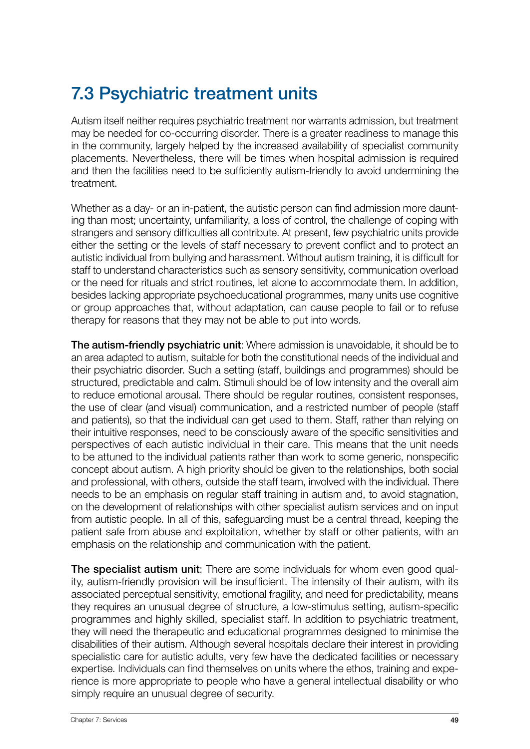## 7.3 Psychiatric treatment units

Autism itself neither requires psychiatric treatment nor warrants admission, but treatment may be needed for co-occurring disorder. There is a greater readiness to manage this in the community, largely helped by the increased availability of specialist community placements. Nevertheless, there will be times when hospital admission is required and then the facilities need to be sufficiently autism-friendly to avoid undermining the treatment.

Whether as a day- or an in-patient, the autistic person can find admission more daunting than most; uncertainty, unfamiliarity, a loss of control, the challenge of coping with strangers and sensory difficulties all contribute. At present, few psychiatric units provide either the setting or the levels of staff necessary to prevent conflict and to protect an autistic individual from bullying and harassment. Without autism training, it is difficult for staff to understand characteristics such as sensory sensitivity, communication overload or the need for rituals and strict routines, let alone to accommodate them. In addition, besides lacking appropriate psychoeducational programmes, many units use cognitive or group approaches that, without adaptation, can cause people to fail or to refuse therapy for reasons that they may not be able to put into words.

**The autism-friendly psychiatric unit**: Where admission is unavoidable, it should be to an area adapted to autism, suitable for both the constitutional needs of the individual and their psychiatric disorder. Such a setting (staff, buildings and programmes) should be structured, predictable and calm. Stimuli should be of low intensity and the overall aim to reduce emotional arousal. There should be regular routines, consistent responses, the use of clear (and visual) communication, and a restricted number of people (staff and patients), so that the individual can get used to them. Staff, rather than relying on their intuitive responses, need to be consciously aware of the specific sensitivities and perspectives of each autistic individual in their care. This means that the unit needs to be attuned to the individual patients rather than work to some generic, nonspecific concept about autism. A high priority should be given to the relationships, both social and professional, with others, outside the staff team, involved with the individual. There needs to be an emphasis on regular staff training in autism and, to avoid stagnation, on the development of relationships with other specialist autism services and on input from autistic people. In all of this, safeguarding must be a central thread, keeping the patient safe from abuse and exploitation, whether by staff or other patients, with an emphasis on the relationship and communication with the patient.

**The specialist autism unit**: There are some individuals for whom even good quality, autism-friendly provision will be insufficient. The intensity of their autism, with its associated perceptual sensitivity, emotional fragility, and need for predictability, means they requires an unusual degree of structure, a low-stimulus setting, autism-specific programmes and highly skilled, specialist staff. In addition to psychiatric treatment, they will need the therapeutic and educational programmes designed to minimise the disabilities of their autism. Although several hospitals declare their interest in providing specialistic care for autistic adults, very few have the dedicated facilities or necessary expertise. Individuals can find themselves on units where the ethos, training and experience is more appropriate to people who have a general intellectual disability or who simply require an unusual degree of security.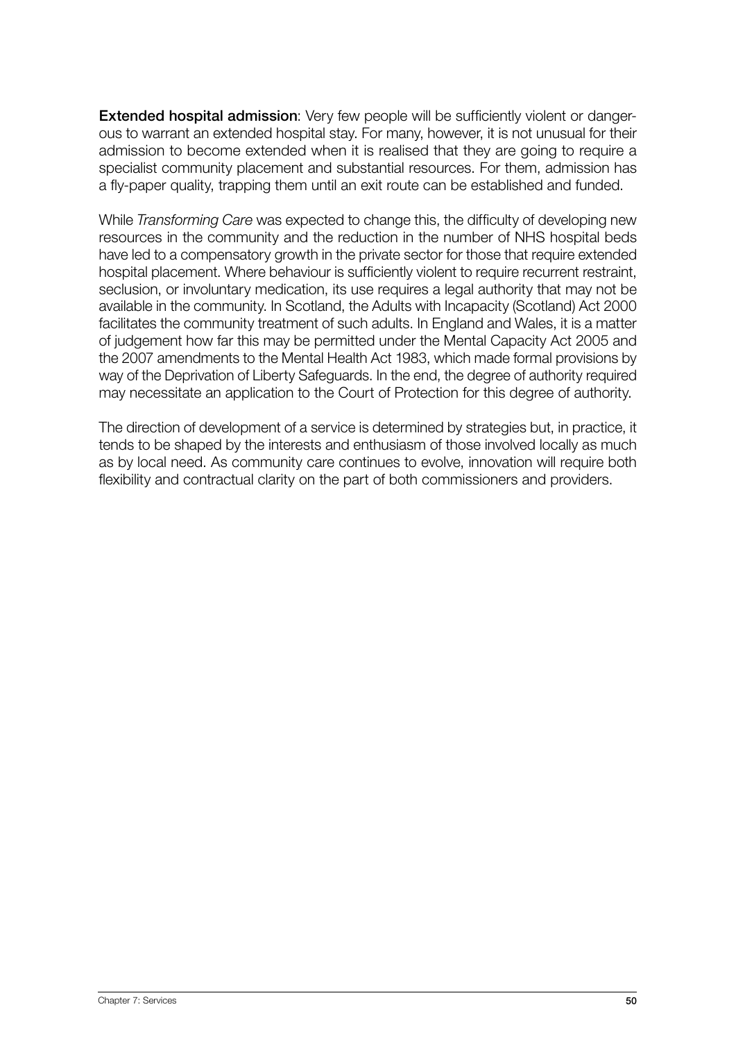**Extended hospital admission**: Very few people will be sufficiently violent or dangerous to warrant an extended hospital stay. For many, however, it is not unusual for their admission to become extended when it is realised that they are going to require a specialist community placement and substantial resources. For them, admission has a fly-paper quality, trapping them until an exit route can be established and funded.

While *Transforming Care* was expected to change this, the difficulty of developing new resources in the community and the reduction in the number of NHS hospital beds have led to a compensatory growth in the private sector for those that require extended hospital placement. Where behaviour is sufficiently violent to require recurrent restraint, seclusion, or involuntary medication, its use requires a legal authority that may not be available in the community. In Scotland, the Adults with Incapacity (Scotland) Act 2000 facilitates the community treatment of such adults. In England and Wales, it is a matter of judgement how far this may be permitted under the Mental Capacity Act 2005 and the 2007 amendments to the Mental Health Act 1983, which made formal provisions by way of the Deprivation of Liberty Safeguards. In the end, the degree of authority required may necessitate an application to the Court of Protection for this degree of authority.

The direction of development of a service is determined by strategies but, in practice, it tends to be shaped by the interests and enthusiasm of those involved locally as much as by local need. As community care continues to evolve, innovation will require both flexibility and contractual clarity on the part of both commissioners and providers.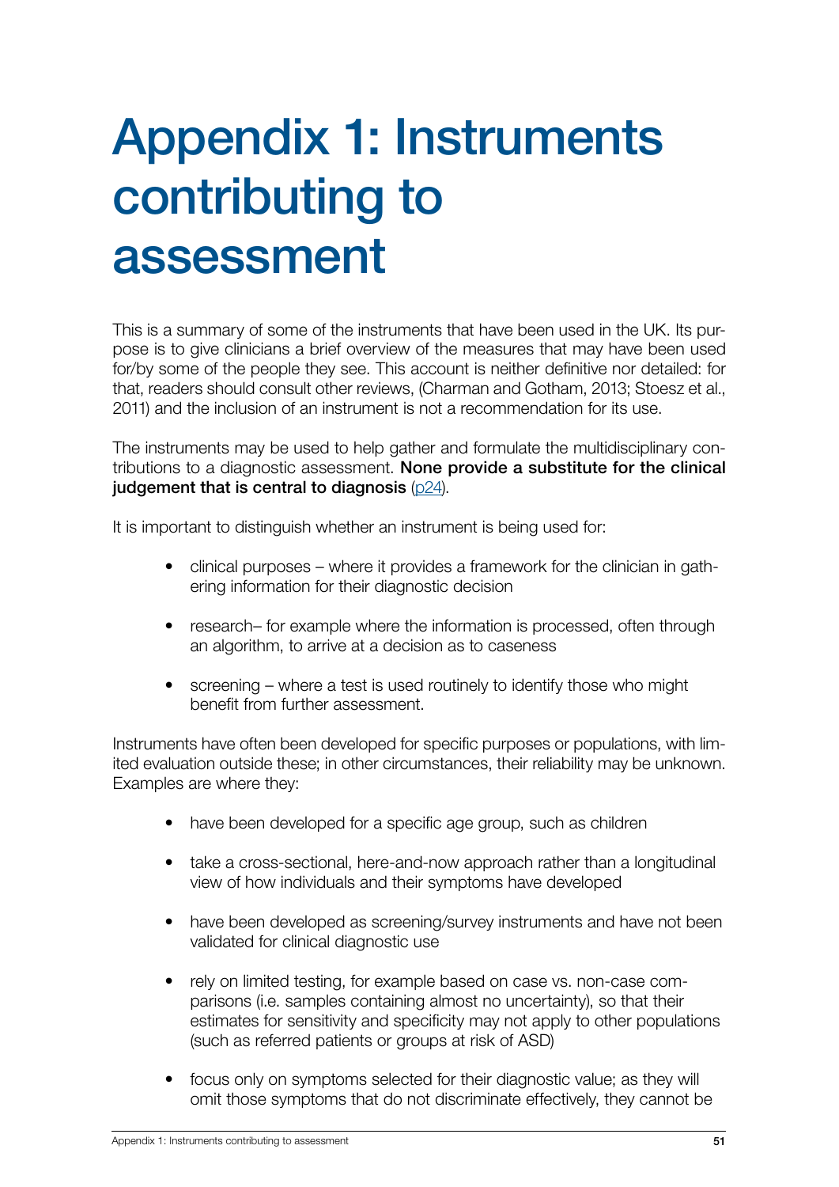# Appendix 1: Instruments contributing to assessment

This is a summary of some of the instruments that have been used in the UK. Its purpose is to give clinicians a brief overview of the measures that may have been used for/by some of the people they see. This account is neither definitive nor detailed: for that, readers should consult other reviews, (Charman and Gotham, 2013; Stoesz et al., 2011) and the inclusion of an instrument is not a recommendation for its use.

The instruments may be used to help gather and formulate the multidisciplinary contributions to a diagnostic assessment. **None provide a substitute for the clinical judgement that is central to diagnosis** (p24).

It is important to distinguish whether an instrument is being used for:

- clinical purposes – where it provides a framework for the clinician in gathering information for their diagnostic decision
- research– for example where the information is processed, often through an algorithm, to arrive at a decision as to caseness
- screening – where a test is used routinely to identify those who might benefit from further assessment.

Instruments have often been developed for specific purposes or populations, with limited evaluation outside these; in other circumstances, their reliability may be unknown. Examples are where they:

- have been developed for a specific age group, such as children
- take a cross-sectional, here-and-now approach rather than a longitudinal view of how individuals and their symptoms have developed
- have been developed as screening/survey instruments and have not been validated for clinical diagnostic use
- rely on limited testing, for example based on case vs. non-case comparisons (i.e. samples containing almost no uncertainty), so that their estimates for sensitivity and specificity may not apply to other populations (such as referred patients or groups at risk of ASD)
- focus only on symptoms selected for their diagnostic value; as they will omit those symptoms that do not discriminate effectively, they cannot be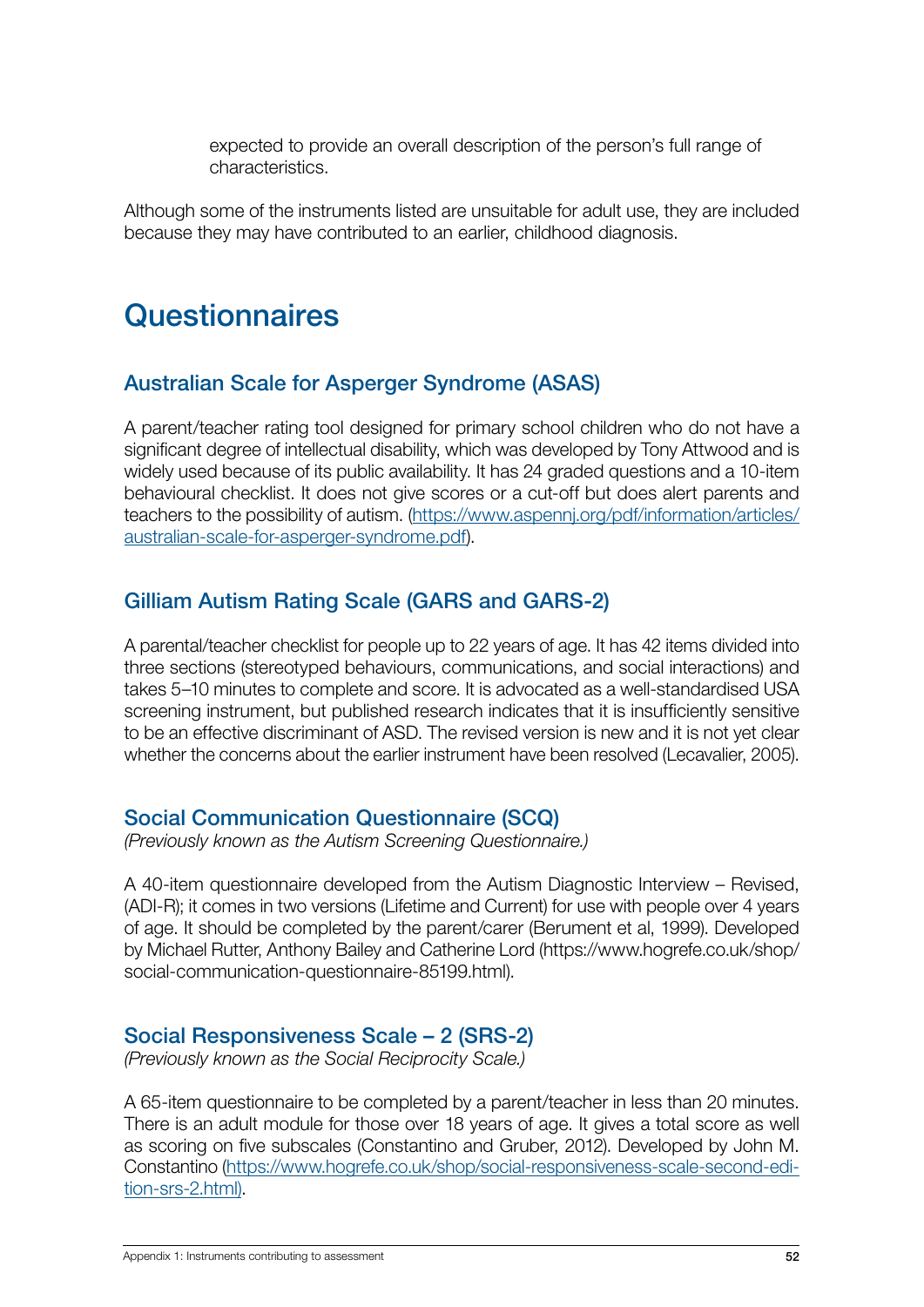expected to provide an overall description of the person's full range of characteristics.

Although some of the instruments listed are unsuitable for adult use, they are included because they may have contributed to an earlier, childhood diagnosis.

# Questionnaires

## Australian Scale for Asperger Syndrome (ASAS)

A parent/teacher rating tool designed for primary school children who do not have a significant degree of intellectual disability, which was developed by Tony Attwood and is widely used because of its public availability. It has 24 graded questions and a 10-item behavioural checklist. It does not give scores or a cut-off but does alert parents and teachers to the possibility of autism. (https://www.aspennj.org/pdf/information/articles/australian-scale-for-asperger-syndrome.pdf).

## Gilliam Autism Rating Scale (GARS and GARS-2)

A parental/teacher checklist for people up to 22 years of age. It has 42 items divided into three sections (stereotyped behaviours, communications, and social interactions) and takes 5–10 minutes to complete and score. It is advocated as a well-standardised USA screening instrument, but published research indicates that it is insufficiently sensitive to be an effective discriminant of ASD. The revised version is new and it is not yet clear whether the concerns about the earlier instrument have been resolved (Lecavalier, 2005).

## Social Communication Questionnaire (SCQ)

*(Previously known as the Autism Screening Questionnaire.)*

A 40-item questionnaire developed from the Autism Diagnostic Interview – Revised, (ADI-R); it comes in two versions (Lifetime and Current) for use with people over 4 years of age. It should be completed by the parent/carer (Berument et al, 1999). Developed by Michael Rutter, Anthony Bailey and Catherine Lord (https://www.hogrefe.co.uk/shop/social-communication-questionnaire-85199.html).

## Social Responsiveness Scale – 2 (SRS-2)

*(Previously known as the Social Reciprocity Scale.)*

A 65-item questionnaire to be completed by a parent/teacher in less than 20 minutes. There is an adult module for those over 18 years of age. It gives a total score as well as scoring on five subscales (Constantino and Gruber, 2012). Developed by John M. Constantino (https://www.hogrefe.co.uk/shop/social-responsiveness-scale-second-edition-srs-2.html).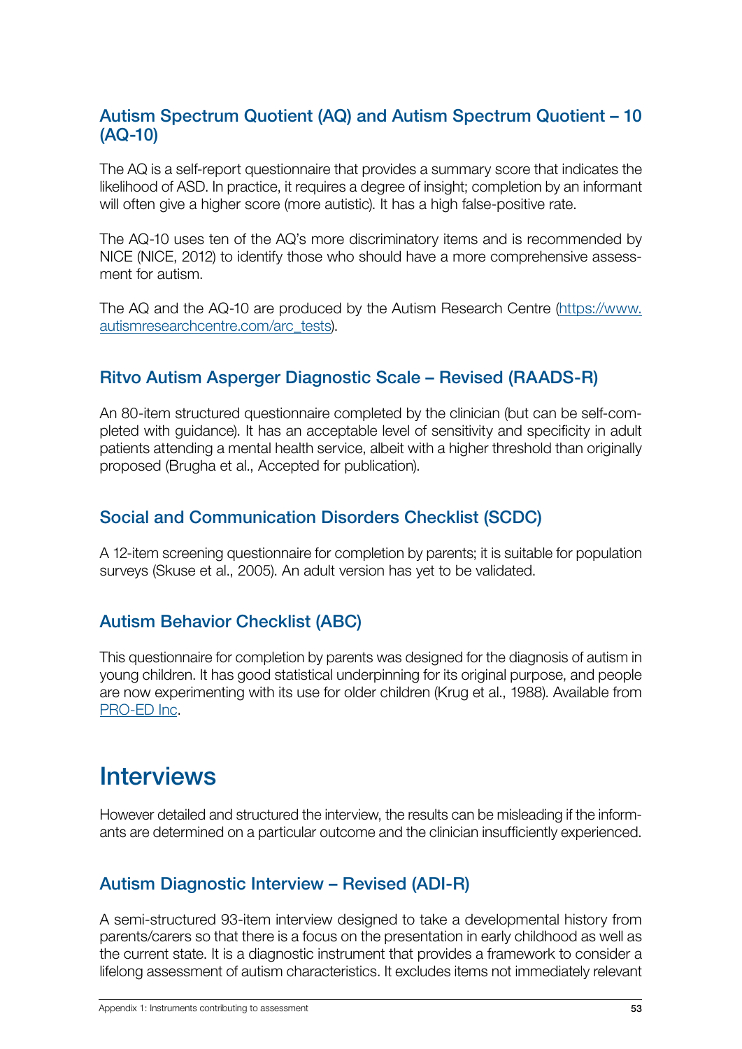### Autism Spectrum Quotient (AQ) and Autism Spectrum Quotient – 10 (AQ-10)

The AQ is a self-report questionnaire that provides a summary score that indicates the likelihood of ASD. In practice, it requires a degree of insight; completion by an informant will often give a higher score (more autistic). It has a high false-positive rate.

The AQ-10 uses ten of the AQ's more discriminatory items and is recommended by NICE (NICE, 2012) to identify those who should have a more comprehensive assessment for autism.

The AQ and the AQ-10 are produced by the Autism Research Centre (https://www.autismresearchcentre.com/arc_tests).

### Ritvo Autism Asperger Diagnostic Scale – Revised (RAADS-R)

An 80-item structured questionnaire completed by the clinician (but can be self-completed with guidance). It has an acceptable level of sensitivity and specificity in adult patients attending a mental health service, albeit with a higher threshold than originally proposed (Brugha et al., Accepted for publication).

### Social and Communication Disorders Checklist (SCDC)

A 12-item screening questionnaire for completion by parents; it is suitable for population surveys (Skuse et al., 2005). An adult version has yet to be validated.

### Autism Behavior Checklist (ABC)

This questionnaire for completion by parents was designed for the diagnosis of autism in young children. It has good statistical underpinning for its original purpose, and people are now experimenting with its use for older children (Krug et al., 1988). Available from PRO-ED Inc.

## Interviews

However detailed and structured the interview, the results can be misleading if the informants are determined on a particular outcome and the clinician insufficiently experienced.

### Autism Diagnostic Interview – Revised (ADI-R)

A semi-structured 93-item interview designed to take a developmental history from parents/carers so that there is a focus on the presentation in early childhood as well as the current state. It is a diagnostic instrument that provides a framework to consider a lifelong assessment of autism characteristics. It excludes items not immediately relevant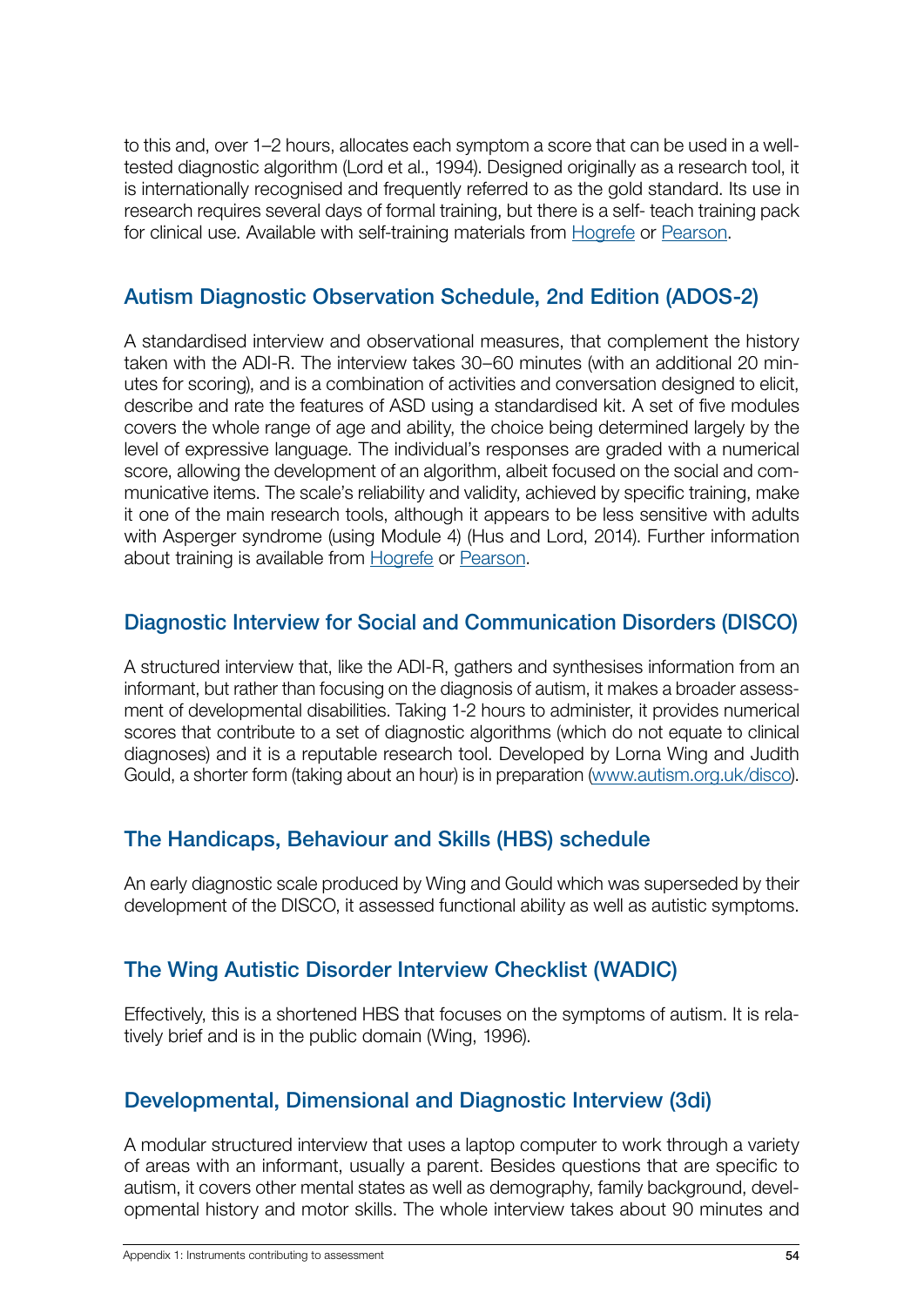to this and, over 1–2 hours, allocates each symptom a score that can be used in a well-tested diagnostic algorithm (Lord et al., 1994). Designed originally as a research tool, it is internationally recognised and frequently referred to as the gold standard. Its use in research requires several days of formal training, but there is a self- teach training pack for clinical use. Available with self-training materials from Hogrefe or Pearson.

## Autism Diagnostic Observation Schedule, 2nd Edition (ADOS-2)

A standardised interview and observational measures, that complement the history taken with the ADI-R. The interview takes 30–60 minutes (with an additional 20 minutes for scoring), and is a combination of activities and conversation designed to elicit, describe and rate the features of ASD using a standardised kit. A set of five modules covers the whole range of age and ability, the choice being determined largely by the level of expressive language. The individual's responses are graded with a numerical score, allowing the development of an algorithm, albeit focused on the social and communicative items. The scale's reliability and validity, achieved by specific training, make it one of the main research tools, although it appears to be less sensitive with adults with Asperger syndrome (using Module 4) (Hus and Lord, 2014). Further information about training is available from Hogrefe or Pearson.

## Diagnostic Interview for Social and Communication Disorders (DISCO)

A structured interview that, like the ADI-R, gathers and synthesises information from an informant, but rather than focusing on the diagnosis of autism, it makes a broader assessment of developmental disabilities. Taking 1-2 hours to administer, it provides numerical scores that contribute to a set of diagnostic algorithms (which do not equate to clinical diagnoses) and it is a reputable research tool. Developed by Lorna Wing and Judith Gould, a shorter form (taking about an hour) is in preparation (www.autism.org.uk/disco).

## The Handicaps, Behaviour and Skills (HBS) schedule

An early diagnostic scale produced by Wing and Gould which was superseded by their development of the DISCO, it assessed functional ability as well as autistic symptoms.

## The Wing Autistic Disorder Interview Checklist (WADIC)

Effectively, this is a shortened HBS that focuses on the symptoms of autism. It is relatively brief and is in the public domain (Wing, 1996).

## Developmental, Dimensional and Diagnostic Interview (3di)

A modular structured interview that uses a laptop computer to work through a variety of areas with an informant, usually a parent. Besides questions that are specific to autism, it covers other mental states as well as demography, family background, developmental history and motor skills. The whole interview takes about 90 minutes and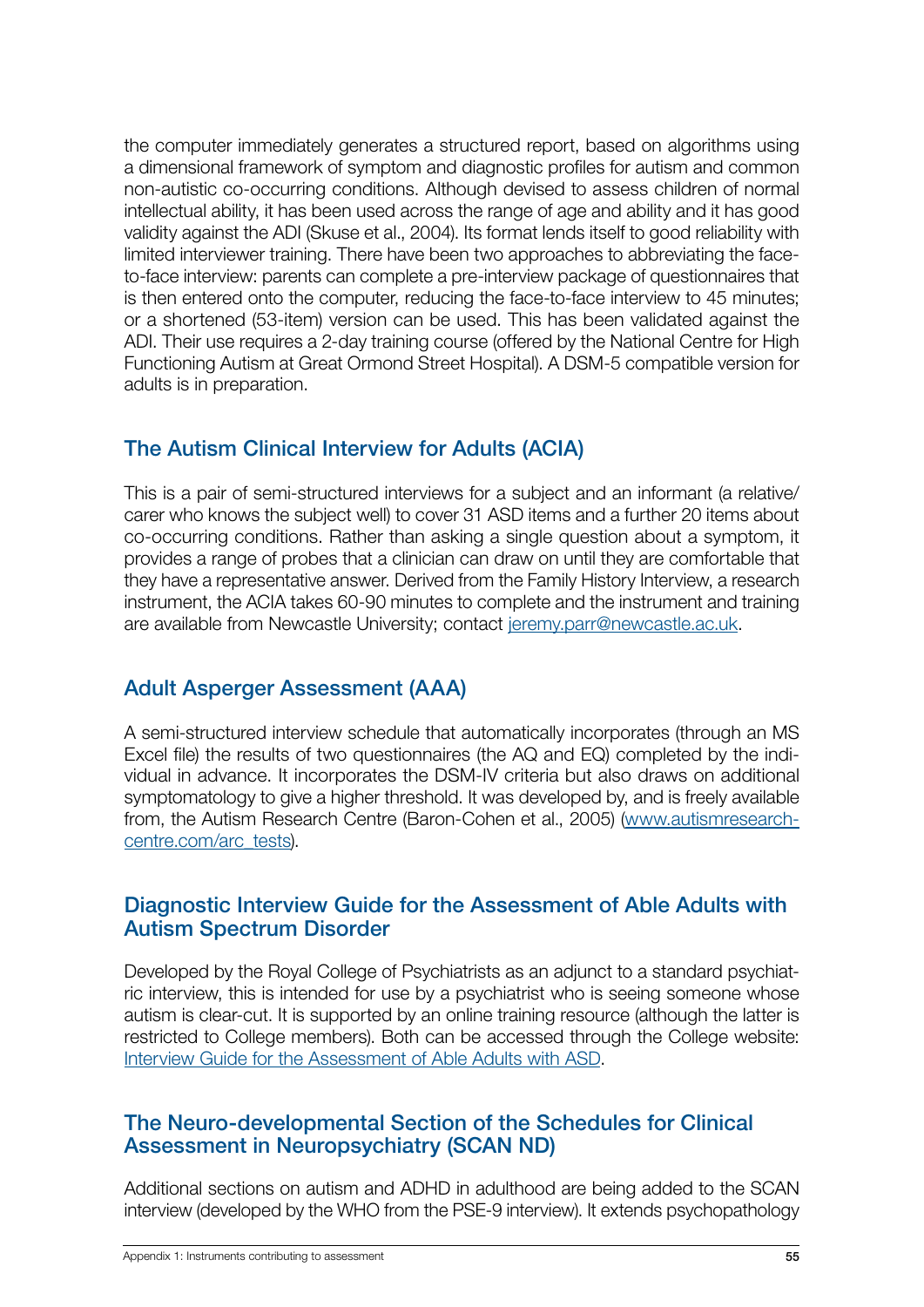the computer immediately generates a structured report, based on algorithms using a dimensional framework of symptom and diagnostic profiles for autism and common non-autistic co-occurring conditions. Although devised to assess children of normal intellectual ability, it has been used across the range of age and ability and it has good validity against the ADI (Skuse et al., 2004). Its format lends itself to good reliability with limited interviewer training. There have been two approaches to abbreviating the face-to-face interview: parents can complete a pre-interview package of questionnaires that is then entered onto the computer, reducing the face-to-face interview to 45 minutes; or a shortened (53-item) version can be used. This has been validated against the ADI. Their use requires a 2-day training course (offered by the National Centre for High Functioning Autism at Great Ormond Street Hospital). A DSM-5 compatible version for adults is in preparation.

## The Autism Clinical Interview for Adults (ACIA)

This is a pair of semi-structured interviews for a subject and an informant (a relative/carer who knows the subject well) to cover 31 ASD items and a further 20 items about co-occurring conditions. Rather than asking a single question about a symptom, it provides a range of probes that a clinician can draw on until they are comfortable that they have a representative answer. Derived from the Family History Interview, a research instrument, the ACIA takes 60-90 minutes to complete and the instrument and training are available from Newcastle University; contact jeremy.parr@newcastle.ac.uk.

## Adult Asperger Assessment (AAA)

A semi-structured interview schedule that automatically incorporates (through an MS Excel file) the results of two questionnaires (the AQ and EQ) completed by the individual in advance. It incorporates the DSM-IV criteria but also draws on additional symptomatology to give a higher threshold. It was developed by, and is freely available from, the Autism Research Centre (Baron-Cohen et al., 2005) (www.autismresearchcentre.com/arc_tests).

## Diagnostic Interview Guide for the Assessment of Able Adults with Autism Spectrum Disorder

Developed by the Royal College of Psychiatrists as an adjunct to a standard psychiatric interview, this is intended for use by a psychiatrist who is seeing someone whose autism is clear-cut. It is supported by an online training resource (although the latter is restricted to College members). Both can be accessed through the College website: Interview Guide for the Assessment of Able Adults with ASD.

## The Neuro-developmental Section of the Schedules for Clinical Assessment in Neuropsychiatry (SCAN ND)

Additional sections on autism and ADHD in adulthood are being added to the SCAN interview (developed by the WHO from the PSE-9 interview). It extends psychopathology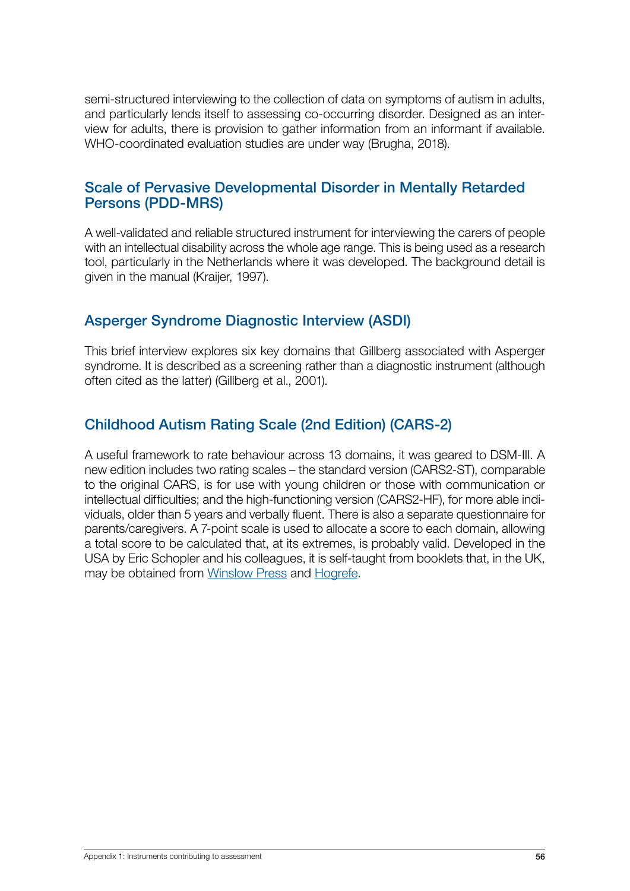semi-structured interviewing to the collection of data on symptoms of autism in adults, and particularly lends itself to assessing co-occurring disorder. Designed as an interview for adults, there is provision to gather information from an informant if available. WHO-coordinated evaluation studies are under way (Brugha, 2018).

## Scale of Pervasive Developmental Disorder in Mentally Retarded Persons (PDD-MRS)

A well-validated and reliable structured instrument for interviewing the carers of people with an intellectual disability across the whole age range. This is being used as a research tool, particularly in the Netherlands where it was developed. The background detail is given in the manual (Kraijer, 1997).

## Asperger Syndrome Diagnostic Interview (ASDI)

This brief interview explores six key domains that Gillberg associated with Asperger syndrome. It is described as a screening rather than a diagnostic instrument (although often cited as the latter) (Gillberg et al., 2001).

## Childhood Autism Rating Scale (2nd Edition) (CARS-2)

A useful framework to rate behaviour across 13 domains, it was geared to DSM-III. A new edition includes two rating scales – the standard version (CARS2-ST), comparable to the original CARS, is for use with young children or those with communication or intellectual difficulties; and the high-functioning version (CARS2-HF), for more able individuals, older than 5 years and verbally fluent. There is also a separate questionnaire for parents/caregivers. A 7-point scale is used to allocate a score to each domain, allowing a total score to be calculated that, at its extremes, is probably valid. Developed in the USA by Eric Schopler and his colleagues, it is self-taught from booklets that, in the UK, may be obtained from Winslow Press and Hogrefe.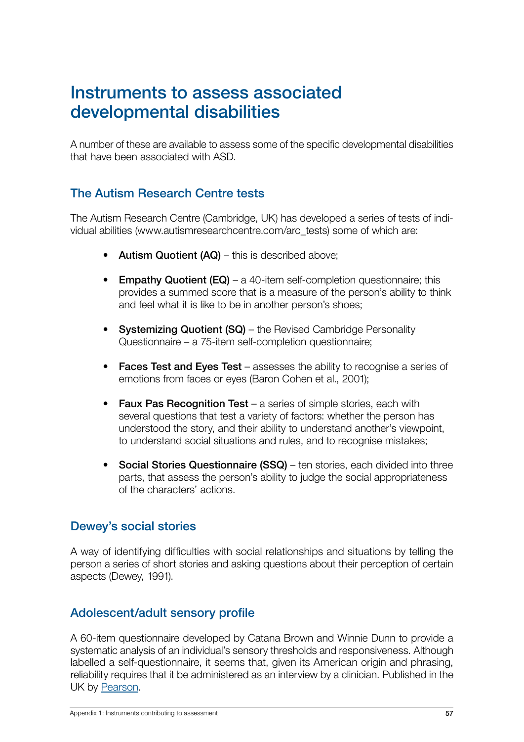# Instruments to assess associated developmental disabilities

A number of these are available to assess some of the specific developmental disabilities that have been associated with ASD.

## The Autism Research Centre tests

The Autism Research Centre (Cambridge, UK) has developed a series of tests of individual abilities (www.autismresearchcentre.com/arc_tests) some of which are:

- **Autism Quotient (AQ)** – this is described above;
- **Empathy Quotient (EQ)** – a 40-item self-completion questionnaire; this provides a summed score that is a measure of the person's ability to think and feel what it is like to be in another person's shoes;
- **Systemizing Quotient (SQ)** – the Revised Cambridge Personality Questionnaire – a 75-item self-completion questionnaire;
- **Faces Test and Eyes Test** – assesses the ability to recognise a series of emotions from faces or eyes (Baron Cohen et al., 2001);
- **Faux Pas Recognition Test** – a series of simple stories, each with several questions that test a variety of factors: whether the person has understood the story, and their ability to understand another's viewpoint, to understand social situations and rules, and to recognise mistakes;
- **Social Stories Questionnaire (SSQ)** – ten stories, each divided into three parts, that assess the person's ability to judge the social appropriateness of the characters' actions.

## Dewey's social stories

A way of identifying difficulties with social relationships and situations by telling the person a series of short stories and asking questions about their perception of certain aspects (Dewey, 1991).

## Adolescent/adult sensory profile

A 60-item questionnaire developed by Catana Brown and Winnie Dunn to provide a systematic analysis of an individual's sensory thresholds and responsiveness. Although labelled a self-questionnaire, it seems that, given its American origin and phrasing, reliability requires that it be administered as an interview by a clinician. Published in the UK by Pearson.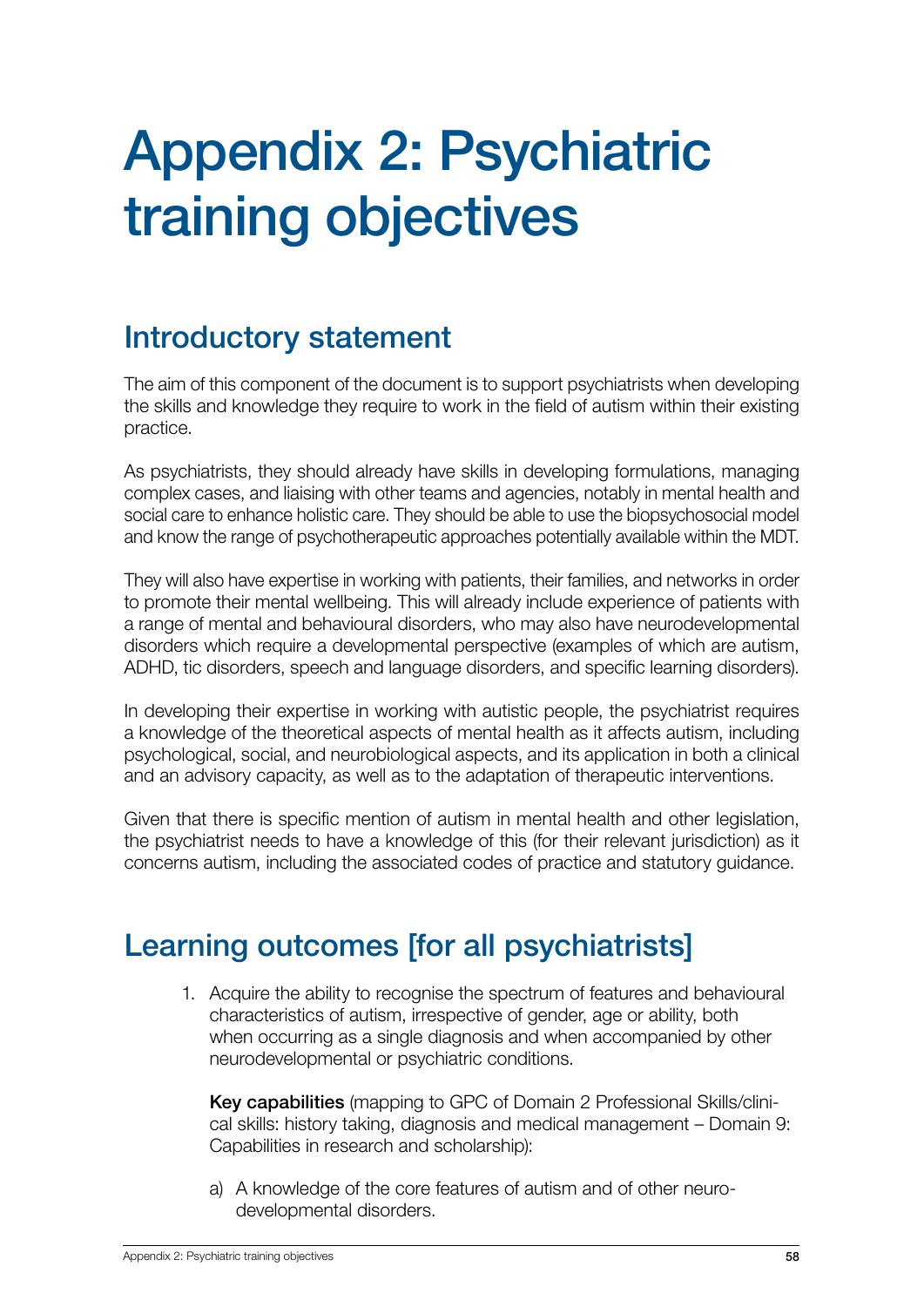# Appendix 2: Psychiatric training objectives

## Introductory statement

The aim of this component of the document is to support psychiatrists when developing the skills and knowledge they require to work in the field of autism within their existing practice.

As psychiatrists, they should already have skills in developing formulations, managing complex cases, and liaising with other teams and agencies, notably in mental health and social care to enhance holistic care. They should be able to use the biopsychosocial model and know the range of psychotherapeutic approaches potentially available within the MDT.

They will also have expertise in working with patients, their families, and networks in order to promote their mental wellbeing. This will already include experience of patients with a range of mental and behavioural disorders, who may also have neurodevelopmental disorders which require a developmental perspective (examples of which are autism, ADHD, tic disorders, speech and language disorders, and specific learning disorders).

In developing their expertise in working with autistic people, the psychiatrist requires a knowledge of the theoretical aspects of mental health as it affects autism, including psychological, social, and neurobiological aspects, and its application in both a clinical and an advisory capacity, as well as to the adaptation of therapeutic interventions.

Given that there is specific mention of autism in mental health and other legislation, the psychiatrist needs to have a knowledge of this (for their relevant jurisdiction) as it concerns autism, including the associated codes of practice and statutory guidance.

## Learning outcomes [for all psychiatrists]

1. Acquire the ability to recognise the spectrum of features and behavioural characteristics of autism, irrespective of gender, age or ability, both when occurring as a single diagnosis and when accompanied by other neurodevelopmental or psychiatric conditions.

   **Key capabilities** (mapping to GPC of Domain 2 Professional Skills/clinical skills: history taking, diagnosis and medical management – Domain 9: Capabilities in research and scholarship):

   a) A knowledge of the core features of autism and of other neurodevelopmental disorders.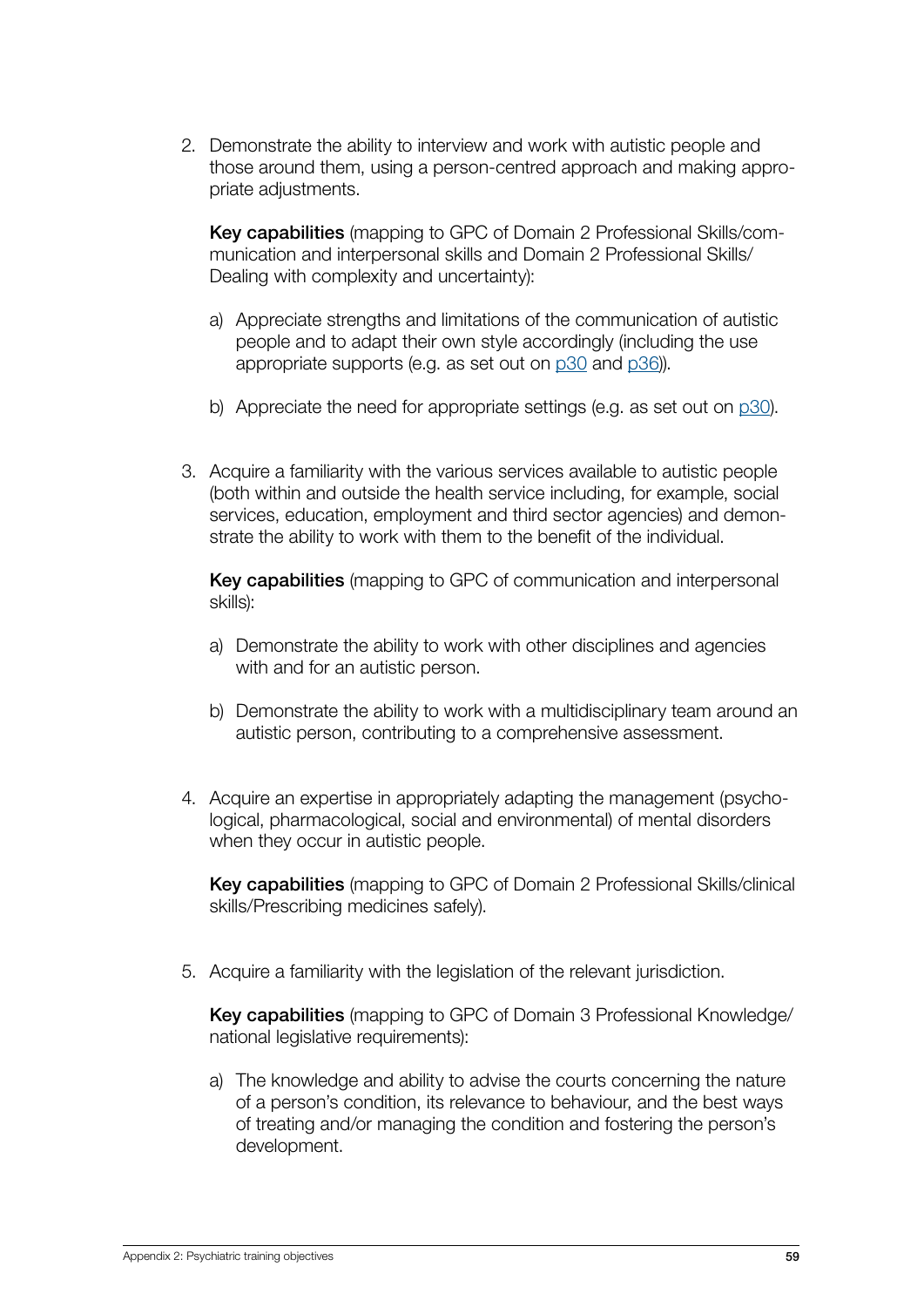2. Demonstrate the ability to interview and work with autistic people and those around them, using a person-centred approach and making appropriate adjustments.

   **Key capabilities** (mapping to GPC of Domain 2 Professional Skills/communication and interpersonal skills and Domain 2 Professional Skills/Dealing with complexity and uncertainty):

   a) Appreciate strengths and limitations of the communication of autistic people and to adapt their own style accordingly (including the use appropriate supports (e.g. as set out on p30 and p36)).

   b) Appreciate the need for appropriate settings (e.g. as set out on p30).

3. Acquire a familiarity with the various services available to autistic people (both within and outside the health service including, for example, social services, education, employment and third sector agencies) and demonstrate the ability to work with them to the benefit of the individual.

   **Key capabilities** (mapping to GPC of communication and interpersonal skills):

   a) Demonstrate the ability to work with other disciplines and agencies with and for an autistic person.

   b) Demonstrate the ability to work with a multidisciplinary team around an autistic person, contributing to a comprehensive assessment.

4. Acquire an expertise in appropriately adapting the management (psychological, pharmacological, social and environmental) of mental disorders when they occur in autistic people.

   **Key capabilities** (mapping to GPC of Domain 2 Professional Skills/clinical skills/Prescribing medicines safely).

5. Acquire a familiarity with the legislation of the relevant jurisdiction.

   **Key capabilities** (mapping to GPC of Domain 3 Professional Knowledge/national legislative requirements):

   a) The knowledge and ability to advise the courts concerning the nature of a person's condition, its relevance to behaviour, and the best ways of treating and/or managing the condition and fostering the person's development.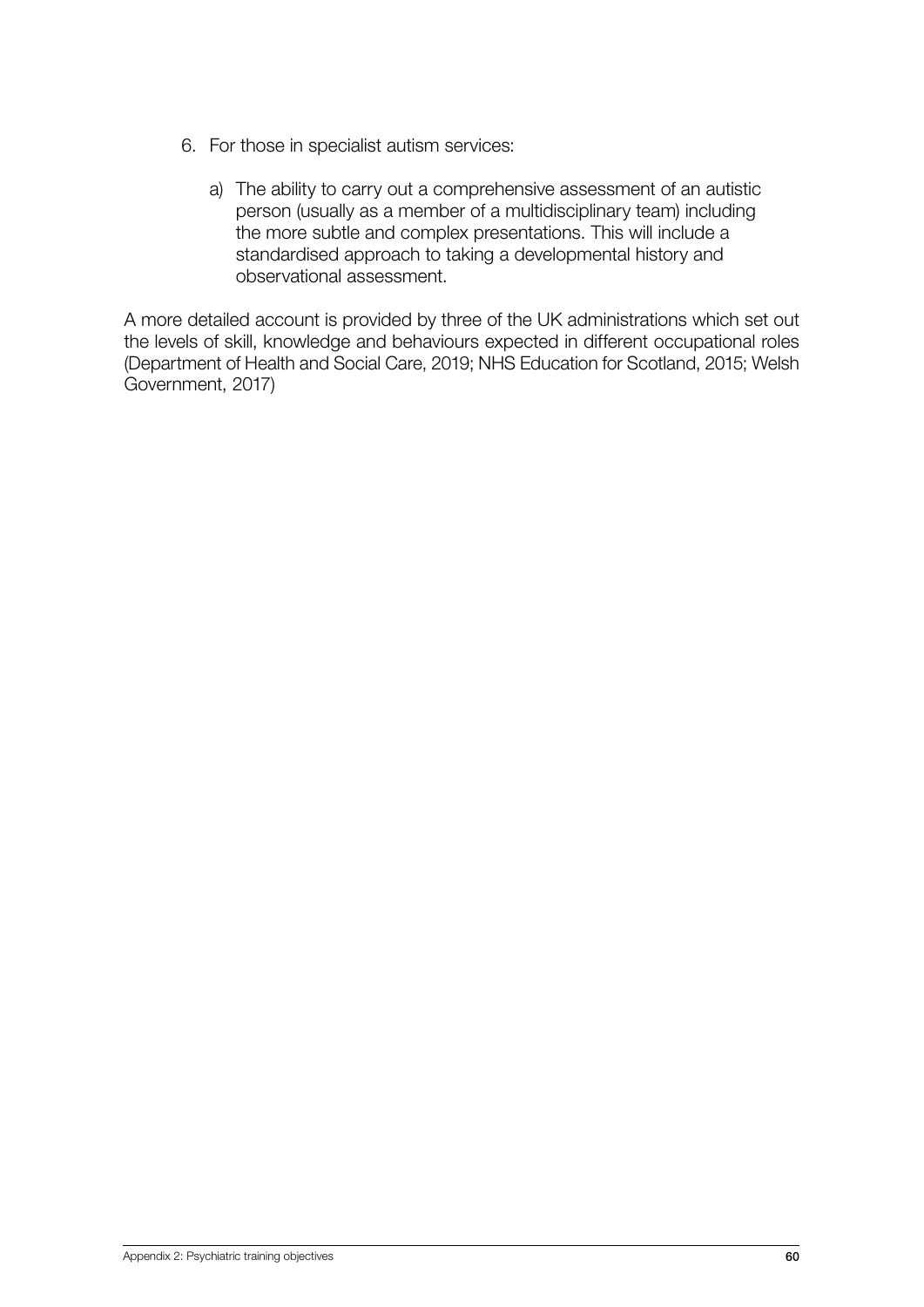6. For those in specialist autism services:

    a) The ability to carry out a comprehensive assessment of an autistic person (usually as a member of a multidisciplinary team) including the more subtle and complex presentations. This will include a standardised approach to taking a developmental history and observational assessment.

A more detailed account is provided by three of the UK administrations which set out the levels of skill, knowledge and behaviours expected in different occupational roles (Department of Health and Social Care, 2019; NHS Education for Scotland, 2015; Welsh Government, 2017)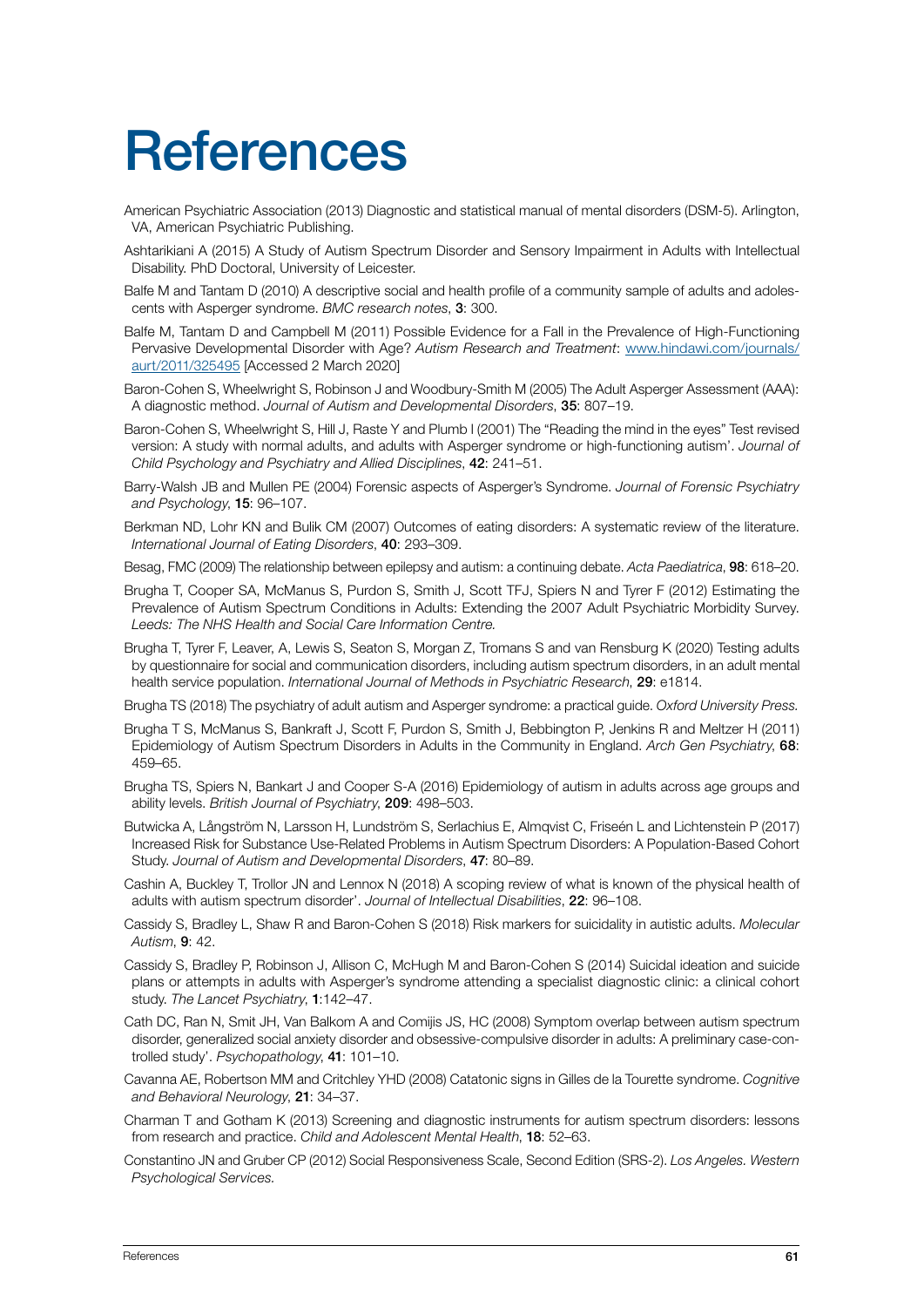# References

American Psychiatric Association (2013) Diagnostic and statistical manual of mental disorders (DSM-5). Arlington, VA, American Psychiatric Publishing.

Ashtarikiani A (2015) A Study of Autism Spectrum Disorder and Sensory Impairment in Adults with Intellectual Disability. PhD Doctoral, University of Leicester.

Balfe M and Tantam D (2010) A descriptive social and health profile of a community sample of adults and adolescents with Asperger syndrome. *BMC research notes*, **3**: 300.

Balfe M, Tantam D and Campbell M (2011) Possible Evidence for a Fall in the Prevalence of High-Functioning Pervasive Developmental Disorder with Age? *Autism Research and Treatment*: [www.hindawi.com/journals/aurt/2011/325495](www.hindawi.com/journals/aurt/2011/325495) [Accessed 2 March 2020]

Baron-Cohen S, Wheelwright S, Robinson J and Woodbury-Smith M (2005) The Adult Asperger Assessment (AAA): A diagnostic method. *Journal of Autism and Developmental Disorders*, **35**: 807–19.

Baron-Cohen S, Wheelwright S, Hill J, Raste Y and Plumb I (2001) The "Reading the mind in the eyes" Test revised version: A study with normal adults, and adults with Asperger syndrome or high-functioning autism'. *Journal of Child Psychology and Psychiatry and Allied Disciplines*, **42**: 241–51.

Barry-Walsh JB and Mullen PE (2004) Forensic aspects of Asperger's Syndrome. *Journal of Forensic Psychiatry and Psychology*, **15**: 96–107.

Berkman ND, Lohr KN and Bulik CM (2007) Outcomes of eating disorders: A systematic review of the literature. *International Journal of Eating Disorders*, **40**: 293–309.

Besag, FMC (2009) The relationship between epilepsy and autism: a continuing debate. *Acta Paediatrica*, **98**: 618–20.

Brugha T, Cooper SA, McManus S, Purdon S, Smith J, Scott TFJ, Spiers N and Tyrer F (2012) Estimating the Prevalence of Autism Spectrum Conditions in Adults: Extending the 2007 Adult Psychiatric Morbidity Survey. *Leeds: The NHS Health and Social Care Information Centre.*

Brugha T, Tyrer F, Leaver, A, Lewis S, Seaton S, Morgan Z, Tromans S and van Rensburg K (2020) Testing adults by questionnaire for social and communication disorders, including autism spectrum disorders, in an adult mental health service population. *International Journal of Methods in Psychiatric Research*, **29**: e1814.

Brugha TS (2018) The psychiatry of adult autism and Asperger syndrome: a practical guide. *Oxford University Press.*

Brugha T S, McManus S, Bankraft J, Scott F, Purdon S, Smith J, Bebbington P, Jenkins R and Meltzer H (2011) Epidemiology of Autism Spectrum Disorders in Adults in the Community in England. *Arch Gen Psychiatry*, **68**: 459–65.

Brugha TS, Spiers N, Bankart J and Cooper S-A (2016) Epidemiology of autism in adults across age groups and ability levels. *British Journal of Psychiatry*, **209**: 498–503.

Butwicka A, Långström N, Larsson H, Lundström S, Serlachius E, Almqvist C, Friseén L and Lichtenstein P (2017) Increased Risk for Substance Use-Related Problems in Autism Spectrum Disorders: A Population-Based Cohort Study. *Journal of Autism and Developmental Disorders*, **47**: 80–89.

Cashin A, Buckley T, Trollor JN and Lennox N (2018) A scoping review of what is known of the physical health of adults with autism spectrum disorder'. *Journal of Intellectual Disabilities*, **22**: 96–108.

Cassidy S, Bradley L, Shaw R and Baron-Cohen S (2018) Risk markers for suicidality in autistic adults. *Molecular Autism*, **9**: 42.

Cassidy S, Bradley P, Robinson J, Allison C, McHugh M and Baron-Cohen S (2014) Suicidal ideation and suicide plans or attempts in adults with Asperger's syndrome attending a specialist diagnostic clinic: a clinical cohort study. *The Lancet Psychiatry*, **1**:142–47.

Cath DC, Ran N, Smit JH, Van Balkom A and Comijs JS, HC (2008) Symptom overlap between autism spectrum disorder, generalized social anxiety disorder and obsessive-compulsive disorder in adults: A preliminary case-controlled study'. *Psychopathology*, **41**: 101–10.

Cavanna AE, Robertson MM and Critchley YHD (2008) Catatonic signs in Gilles de la Tourette syndrome. *Cognitive and Behavioral Neurology*, **21**: 34–37.

Charman T and Gotham K (2013) Screening and diagnostic instruments for autism spectrum disorders: lessons from research and practice. *Child and Adolescent Mental Health*, **18**: 52–63.

Constantino JN and Gruber CP (2012) Social Responsiveness Scale, Second Edition (SRS-2). *Los Angeles. Western Psychological Services.*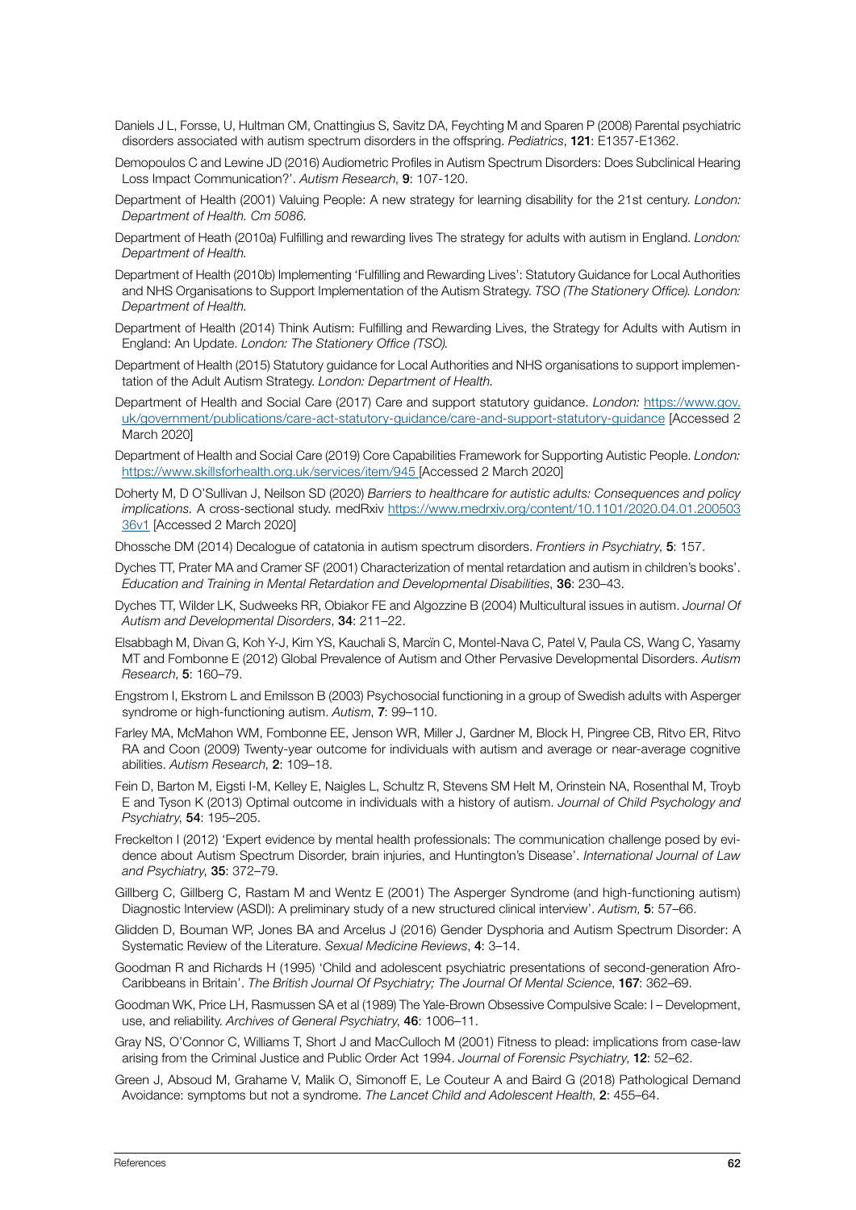Daniels J L, Forsse, U, Hultman CM, Cnattingius S, Savitz DA, Feychting M and Sparen P (2008) Parental psychiatric disorders associated with autism spectrum disorders in the offspring. *Pediatrics*, **121**: E1357-E1362.

Demopoulos C and Lewine JD (2016) Audiometric Profiles in Autism Spectrum Disorders: Does Subclinical Hearing Loss Impact Communication?'. *Autism Research*, **9**: 107-120.

Department of Health (2001) Valuing People: A new strategy for learning disability for the 21st century. *London: Department of Health. Cm 5086.*

Department of Heath (2010a) Fulfilling and rewarding lives The strategy for adults with autism in England. *London: Department of Health.*

Department of Health (2010b) Implementing 'Fulfilling and Rewarding Lives': Statutory Guidance for Local Authorities and NHS Organisations to Support Implementation of the Autism Strategy. *TSO (The Stationery Office). London: Department of Health.*

Department of Health (2014) Think Autism: Fulfilling and Rewarding Lives, the Strategy for Adults with Autism in England: An Update. *London: The Stationery Office (TSO).*

Department of Health (2015) Statutory guidance for Local Authorities and NHS organisations to support implementation of the Adult Autism Strategy. *London: Department of Health.*

Department of Health and Social Care (2017) Care and support statutory guidance. *London:* https://www.gov.uk/government/publications/care-act-statutory-guidance/care-and-support-statutory-guidance [Accessed 2 March 2020]

Department of Health and Social Care (2019) Core Capabilities Framework for Supporting Autistic People. *London:* https://www.skillsforhealth.org.uk/services/item/945 [Accessed 2 March 2020]

Doherty M, D O'Sullivan J, Neilson SD (2020) *Barriers to healthcare for autistic adults: Consequences and policy implications.* A cross-sectional study. medRxiv https://www.medrxiv.org/content/10.1101/2020.04.01.20050336v1 [Accessed 2 March 2020]

Dhossche DM (2014) Decalogue of catatonia in autism spectrum disorders. *Frontiers in Psychiatry*, **5**: 157.

Dyches TT, Prater MA and Cramer SF (2001) Characterization of mental retardation and autism in children's books'. *Education and Training in Mental Retardation and Developmental Disabilities*, **36**: 230–43.

Dyches TT, Wilder LK, Sudweeks RR, Obiakor FE and Algozzine B (2004) Multicultural issues in autism. *Journal Of Autism and Developmental Disorders*, **34**: 211–22.

Elsabbagh M, Divan G, Koh Y-J, Kim YS, Kauchali S, Marcïn C, Montel-Nava C, Patel V, Paula CS, Wang C, Yasamy MT and Fombonne E (2012) Global Prevalence of Autism and Other Pervasive Developmental Disorders. *Autism Research*, **5**: 160–79.

Engstrom I, Ekstrom L and Emilsson B (2003) Psychosocial functioning in a group of Swedish adults with Asperger syndrome or high-functioning autism. *Autism*, **7**: 99–110.

Farley MA, McMahon WM, Fombonne EE, Jenson WR, Miller J, Gardner M, Block H, Pingree CB, Ritvo ER, Ritvo RA and Coon (2009) Twenty-year outcome for individuals with autism and average or near-average cognitive abilities. *Autism Research*, **2**: 109–18.

Fein D, Barton M, Eigsti I-M, Kelley E, Naigles L, Schultz R, Stevens SM Helt M, Orinstein NA, Rosenthal M, Troyb E and Tyson K (2013) Optimal outcome in individuals with a history of autism. *Journal of Child Psychology and Psychiatry*, **54**: 195–205.

Freckelton I (2012) 'Expert evidence by mental health professionals: The communication challenge posed by evidence about Autism Spectrum Disorder, brain injuries, and Huntington's Disease'. *International Journal of Law and Psychiatry*, **35**: 372–79.

Gillberg C, Gillberg C, Rastam M and Wentz E (2001) The Asperger Syndrome (and high-functioning autism) Diagnostic Interview (ASDI): A preliminary study of a new structured clinical interview'. *Autism*, **5**: 57–66.

Glidden D, Bouman WP, Jones BA and Arcelus J (2016) Gender Dysphoria and Autism Spectrum Disorder: A Systematic Review of the Literature. *Sexual Medicine Reviews*, **4**: 3–14.

Goodman R and Richards H (1995) 'Child and adolescent psychiatric presentations of second-generation Afro-Caribbeans in Britain'. *The British Journal Of Psychiatry; The Journal Of Mental Science*, **167**: 362–69.

Goodman WK, Price LH, Rasmussen SA et al (1989) The Yale-Brown Obsessive Compulsive Scale: I – Development, use, and reliability. *Archives of General Psychiatry*, **46**: 1006–11.

Gray NS, O'Connor C, Williams T, Short J and MacCulloch M (2001) Fitness to plead: implications from case-law arising from the Criminal Justice and Public Order Act 1994. *Journal of Forensic Psychiatry*, **12**: 52–62.

Green J, Absoud M, Grahame V, Malik O, Simonoff E, Le Couteur A and Baird G (2018) Pathological Demand Avoidance: symptoms but not a syndrome. *The Lancet Child and Adolescent Health*, **2**: 455–64.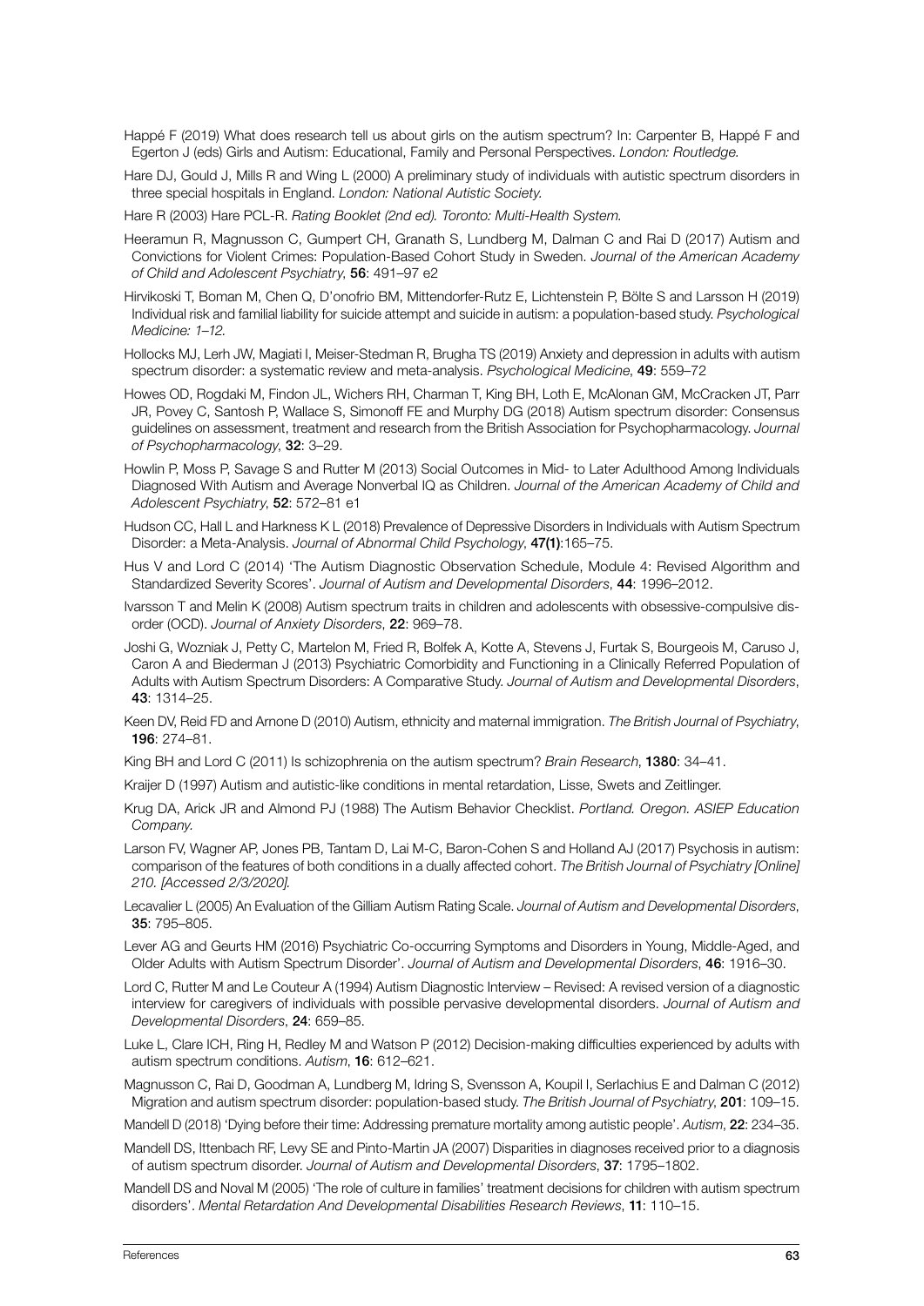Happé F (2019) What does research tell us about girls on the autism spectrum? In: Carpenter B, Happé F and Egerton J (eds) Girls and Autism: Educational, Family and Personal Perspectives. *London: Routledge.*

Hare DJ, Gould J, Mills R and Wing L (2000) A preliminary study of individuals with autistic spectrum disorders in three special hospitals in England. *London: National Autistic Society.*

Hare R (2003) Hare PCL-R. *Rating Booklet (2nd ed). Toronto: Multi-Health System.*

Heeramun R, Magnusson C, Gumpert CH, Granath S, Lundberg M, Dalman C and Rai D (2017) Autism and Convictions for Violent Crimes: Population-Based Cohort Study in Sweden. *Journal of the American Academy of Child and Adolescent Psychiatry*, **56**: 491–97 e2

Hirvikoski T, Boman M, Chen Q, D'onofrio BM, Mittendorfer-Rutz E, Lichtenstein P, Bölte S and Larsson H (2019) Individual risk and familial liability for suicide attempt and suicide in autism: a population-based study. *Psychological Medicine: 1–12.*

Hollocks MJ, Lerh JW, Magiati I, Meiser-Stedman R, Brugha TS (2019) Anxiety and depression in adults with autism spectrum disorder: a systematic review and meta-analysis. *Psychological Medicine*, **49**: 559–72

Howes OD, Rogdaki M, Findon JL, Wichers RH, Charman T, King BH, Loth E, McAlonan GM, McCracken JT, Parr JR, Povey C, Santosh P, Wallace S, Simonoff FE and Murphy DG (2018) Autism spectrum disorder: Consensus guidelines on assessment, treatment and research from the British Association for Psychopharmacology. *Journal of Psychopharmacology*, **32**: 3–29.

Howlin P, Moss P, Savage S and Rutter M (2013) Social Outcomes in Mid- to Later Adulthood Among Individuals Diagnosed With Autism and Average Nonverbal IQ as Children. *Journal of the American Academy of Child and Adolescent Psychiatry*, **52**: 572–81 e1

Hudson CC, Hall L and Harkness K L (2018) Prevalence of Depressive Disorders in Individuals with Autism Spectrum Disorder: a Meta-Analysis. *Journal of Abnormal Child Psychology*, **47(1)**:165–75.

Hus V and Lord C (2014) 'The Autism Diagnostic Observation Schedule, Module 4: Revised Algorithm and Standardized Severity Scores'. *Journal of Autism and Developmental Disorders*, **44**: 1996–2012.

Ivarsson T and Melin K (2008) Autism spectrum traits in children and adolescents with obsessive-compulsive disorder (OCD). *Journal of Anxiety Disorders*, **22**: 969–78.

Joshi G, Wozniak J, Petty C, Martelon M, Fried R, Bolfek A, Kotte A, Stevens J, Furtak S, Bourgeois M, Caruso J, Caron A and Biederman J (2013) Psychiatric Comorbidity and Functioning in a Clinically Referred Population of Adults with Autism Spectrum Disorders: A Comparative Study. *Journal of Autism and Developmental Disorders*, **43**: 1314–25.

Keen DV, Reid FD and Arnone D (2010) Autism, ethnicity and maternal immigration. *The British Journal of Psychiatry*, **196**: 274–81.

King BH and Lord C (2011) Is schizophrenia on the autism spectrum? *Brain Research*, **1380**: 34–41.

Kraijer D (1997) Autism and autistic-like conditions in mental retardation, Lisse, Swets and Zeitlinger.

Krug DA, Arick JR and Almond PJ (1988) The Autism Behavior Checklist. *Portland. Oregon. ASIEP Education Company.*

Larson FV, Wagner AP, Jones PB, Tantam D, Lai M-C, Baron-Cohen S and Holland AJ (2017) Psychosis in autism: comparison of the features of both conditions in a dually affected cohort. *The British Journal of Psychiatry [Online] 210. [Accessed 2/3/2020].*

Lecavalier L (2005) An Evaluation of the Gilliam Autism Rating Scale. *Journal of Autism and Developmental Disorders*, **35**: 795–805.

Lever AG and Geurts HM (2016) Psychiatric Co-occurring Symptoms and Disorders in Young, Middle-Aged, and Older Adults with Autism Spectrum Disorder'. *Journal of Autism and Developmental Disorders*, **46**: 1916–30.

Lord C, Rutter M and Le Couteur A (1994) Autism Diagnostic Interview – Revised: A revised version of a diagnostic interview for caregivers of individuals with possible pervasive developmental disorders. *Journal of Autism and Developmental Disorders*, **24**: 659–85.

Luke L, Clare ICH, Ring H, Redley M and Watson P (2012) Decision-making difficulties experienced by adults with autism spectrum conditions. *Autism*, **16**: 612–621.

Magnusson C, Rai D, Goodman A, Lundberg M, Idring S, Svensson A, Koupil I, Serlachius E and Dalman C (2012) Migration and autism spectrum disorder: population-based study. *The British Journal of Psychiatry*, **201**: 109–15.

Mandell D (2018) 'Dying before their time: Addressing premature mortality among autistic people'. *Autism*, **22**: 234–35.

Mandell DS, Ittenbach RF, Levy SE and Pinto-Martin JA (2007) Disparities in diagnoses received prior to a diagnosis of autism spectrum disorder. *Journal of Autism and Developmental Disorders*, **37**: 1795–1802.

Mandell DS and Noval M (2005) 'The role of culture in families' treatment decisions for children with autism spectrum disorders'. *Mental Retardation And Developmental Disabilities Research Reviews*, **11**: 110–15.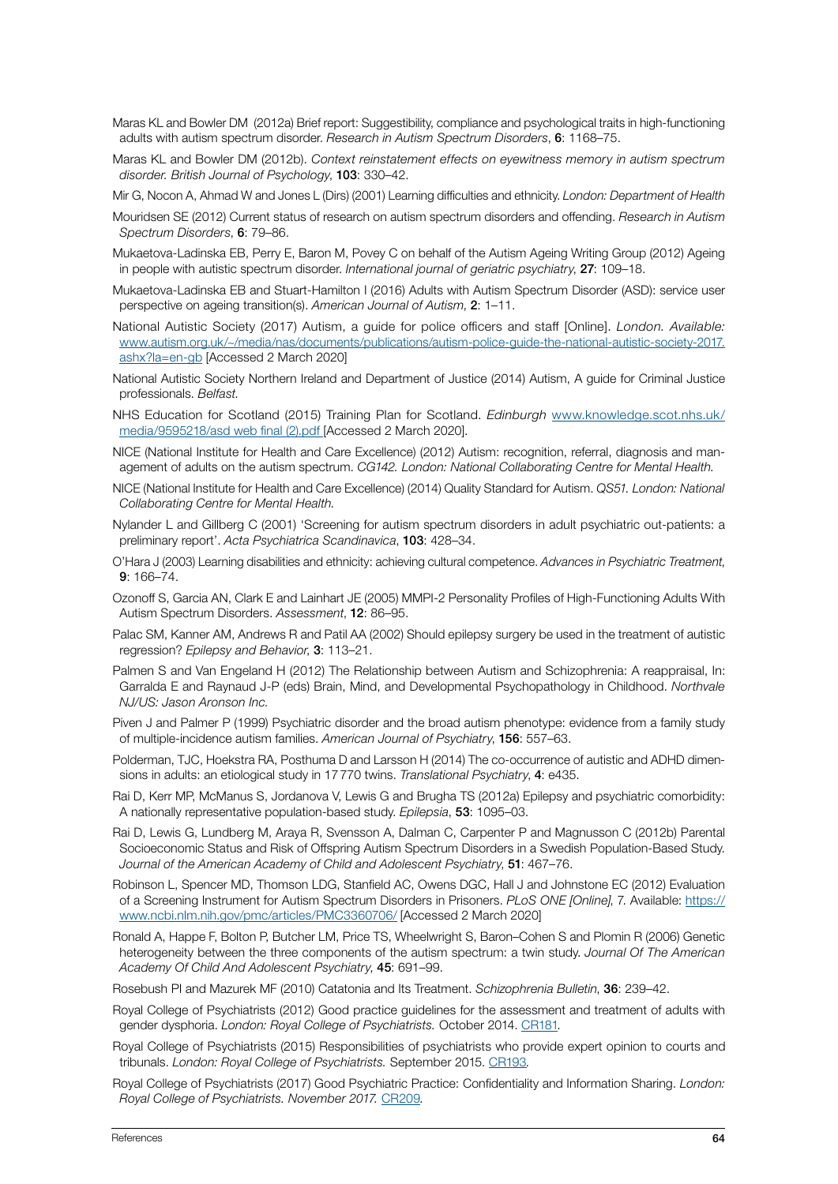Maras KL and Bowler DM (2012a) Brief report: Suggestibility, compliance and psychological traits in high-functioning adults with autism spectrum disorder. *Research in Autism Spectrum Disorders*, **6**: 1168–75.

Maras KL and Bowler DM (2012b). *Context reinstatement effects on eyewitness memory in autism spectrum disorder. British Journal of Psychology*, **103**: 330–42.

Mir G, Nocon A, Ahmad W and Jones L (Dirs) (2001) Learning difficulties and ethnicity. *London: Department of Health*

Mouridsen SE (2012) Current status of research on autism spectrum disorders and offending. *Research in Autism Spectrum Disorders*, **6**: 79–86.

Mukaetova-Ladinska EB, Perry E, Baron M, Povey C on behalf of the Autism Ageing Writing Group (2012) Ageing in people with autistic spectrum disorder. *International journal of geriatric psychiatry*, **27**: 109–18.

Mukaetova-Ladinska EB and Stuart-Hamilton I (2016) Adults with Autism Spectrum Disorder (ASD): service user perspective on ageing transition(s). *American Journal of Autism*, **2**: 1–11.

National Autistic Society (2017) Autism, a guide for police officers and staff [Online]. *London. Available:* www.autism.org.uk/~/media/nas/documents/publications/autism-police-guide-the-national-autistic-society-2017.ashx?la=en-gb [Accessed 2 March 2020]

National Autistic Society Northern Ireland and Department of Justice (2014) Autism, A guide for Criminal Justice professionals. *Belfast.*

NHS Education for Scotland (2015) Training Plan for Scotland. *Edinburgh* www.knowledge.scot.nhs.uk/media/9595218/asd web final (2).pdf [Accessed 2 March 2020].

NICE (National Institute for Health and Care Excellence) (2012) Autism: recognition, referral, diagnosis and management of adults on the autism spectrum. *CG142. London: National Collaborating Centre for Mental Health.*

NICE (National Institute for Health and Care Excellence) (2014) Quality Standard for Autism. *QS51. London: National Collaborating Centre for Mental Health.*

Nylander L and Gillberg C (2001) 'Screening for autism spectrum disorders in adult psychiatric out-patients: a preliminary report'. *Acta Psychiatrica Scandinavica*, **103**: 428–34.

O'Hara J (2003) Learning disabilities and ethnicity: achieving cultural competence. *Advances in Psychiatric Treatment*, **9**: 166–74.

Ozonoff S, Garcia AN, Clark E and Lainhart JE (2005) MMPI-2 Personality Profiles of High-Functioning Adults With Autism Spectrum Disorders. *Assessment*, **12**: 86–95.

Palac SM, Kanner AM, Andrews R and Patil AA (2002) Should epilepsy surgery be used in the treatment of autistic regression? *Epilepsy and Behavior*, **3**: 113–21.

Palmen S and Van Engeland H (2012) The Relationship between Autism and Schizophrenia: A reappraisal, In: Garralda E and Raynaud J-P (eds) Brain, Mind, and Developmental Psychopathology in Childhood. *Northvale NJ/US: Jason Aronson Inc.*

Piven J and Palmer P (1999) Psychiatric disorder and the broad autism phenotype: evidence from a family study of multiple-incidence autism families. *American Journal of Psychiatry*, **156**: 557–63.

Polderman, TJC, Hoekstra RA, Posthuma D and Larsson H (2014) The co-occurrence of autistic and ADHD dimensions in adults: an etiological study in 17 770 twins. *Translational Psychiatry*, **4**: e435.

Rai D, Kerr MP, McManus S, Jordanova V, Lewis G and Brugha TS (2012a) Epilepsy and psychiatric comorbidity: A nationally representative population-based study. *Epilepsia*, **53**: 1095–03.

Rai D, Lewis G, Lundberg M, Araya R, Svensson A, Dalman C, Carpenter P and Magnusson C (2012b) Parental Socioeconomic Status and Risk of Offspring Autism Spectrum Disorders in a Swedish Population-Based Study. *Journal of the American Academy of Child and Adolescent Psychiatry*, **51**: 467–76.

Robinson L, Spencer MD, Thomson LDG, Stanfield AC, Owens DGC, Hall J and Johnstone EC (2012) Evaluation of a Screening Instrument for Autism Spectrum Disorders in Prisoners. *PLoS ONE [Online]*, 7. Available: https://www.ncbi.nlm.nih.gov/pmc/articles/PMC3360706/ [Accessed 2 March 2020]

Ronald A, Happe F, Bolton P, Butcher LM, Price TS, Wheelwright S, Baron–Cohen S and Plomin R (2006) Genetic heterogeneity between the three components of the autism spectrum: a twin study. *Journal Of The American Academy Of Child And Adolescent Psychiatry*, **45**: 691–99.

Rosebush PI and Mazurek MF (2010) Catatonia and Its Treatment. *Schizophrenia Bulletin*, **36**: 239–42.

Royal College of Psychiatrists (2012) Good practice guidelines for the assessment and treatment of adults with gender dysphoria. *London: Royal College of Psychiatrists.* October 2014. CR181.

Royal College of Psychiatrists (2015) Responsibilities of psychiatrists who provide expert opinion to courts and tribunals. *London: Royal College of Psychiatrists.* September 2015. CR193.

Royal College of Psychiatrists (2017) Good Psychiatric Practice: Confidentiality and Information Sharing. *London: Royal College of Psychiatrists. November 2017.* CR209.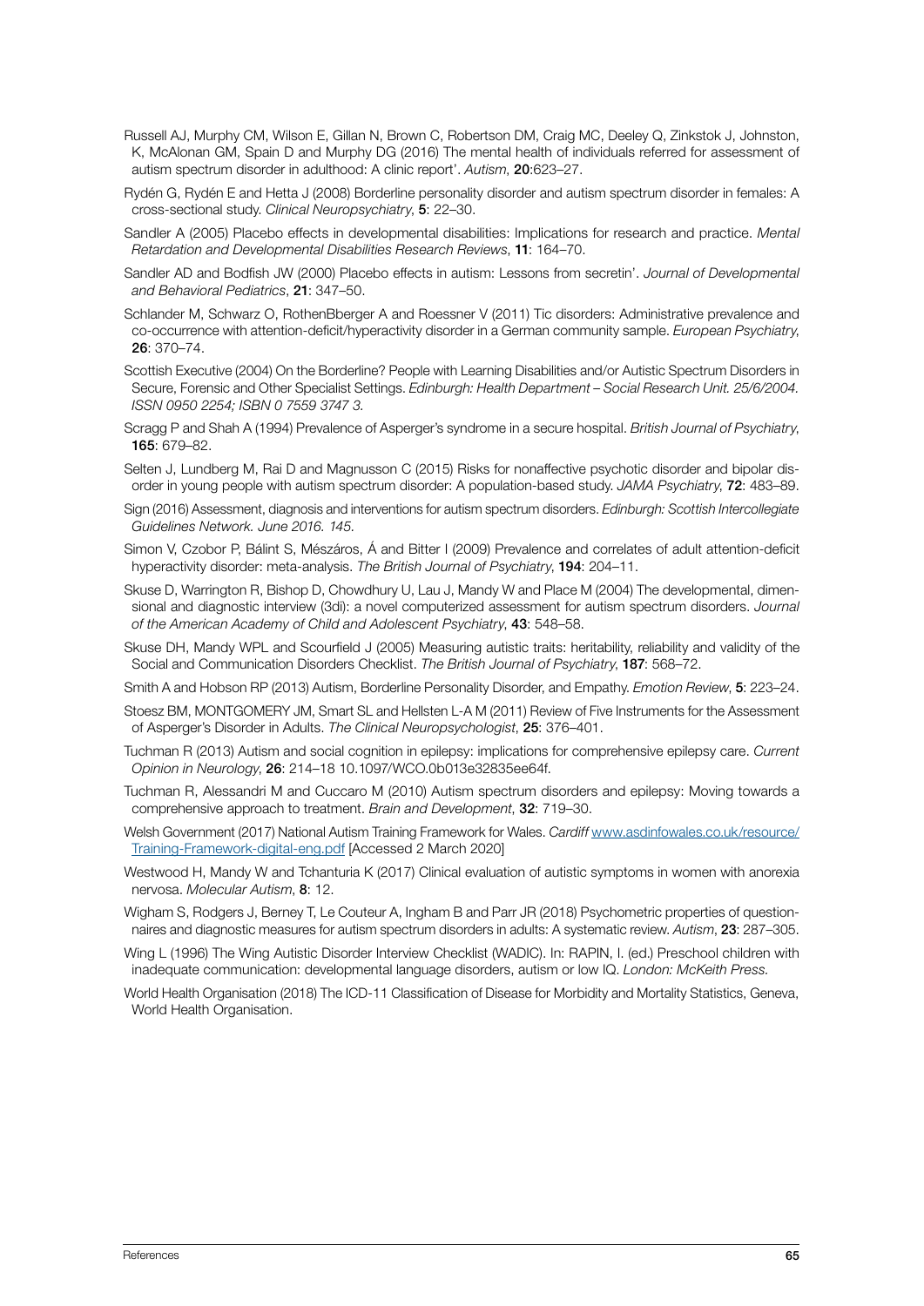Russell AJ, Murphy CM, Wilson E, Gillan N, Brown C, Robertson DM, Craig MC, Deeley Q, Zinkstok J, Johnston, K, McAlonan GM, Spain D and Murphy DG (2016) The mental health of individuals referred for assessment of autism spectrum disorder in adulthood: A clinic report'. *Autism*, **20**:623–27.

Rydén G, Rydén E and Hetta J (2008) Borderline personality disorder and autism spectrum disorder in females: A cross-sectional study. *Clinical Neuropsychiatry*, **5**: 22–30.

Sandler A (2005) Placebo effects in developmental disabilities: Implications for research and practice. *Mental Retardation and Developmental Disabilities Research Reviews*, **11**: 164–70.

Sandler AD and Bodfish JW (2000) Placebo effects in autism: Lessons from secretin'. *Journal of Developmental and Behavioral Pediatrics*, **21**: 347–50.

Schlander M, Schwarz O, RothenBberger A and Roessner V (2011) Tic disorders: Administrative prevalence and co-occurrence with attention-deficit/hyperactivity disorder in a German community sample. *European Psychiatry*, **26**: 370–74.

Scottish Executive (2004) On the Borderline? People with Learning Disabilities and/or Autistic Spectrum Disorders in Secure, Forensic and Other Specialist Settings. *Edinburgh: Health Department – Social Research Unit. 25/6/2004. ISSN 0950 2254; ISBN 0 7559 3747 3.*

Scragg P and Shah A (1994) Prevalence of Asperger's syndrome in a secure hospital. *British Journal of Psychiatry*, **165**: 679–82.

Selten J, Lundberg M, Rai D and Magnusson C (2015) Risks for nonaffective psychotic disorder and bipolar disorder in young people with autism spectrum disorder: A population-based study. *JAMA Psychiatry*, **72**: 483–89.

Sign (2016) Assessment, diagnosis and interventions for autism spectrum disorders. *Edinburgh: Scottish Intercollegiate Guidelines Network. June 2016. 145.*

Simon V, Czobor P, Bálint S, Mészáros, Á and Bitter I (2009) Prevalence and correlates of adult attention-deficit hyperactivity disorder: meta-analysis. *The British Journal of Psychiatry*, **194**: 204–11.

Skuse D, Warrington R, Bishop D, Chowdhury U, Lau J, Mandy W and Place M (2004) The developmental, dimensional and diagnostic interview (3di): a novel computerized assessment for autism spectrum disorders. *Journal of the American Academy of Child and Adolescent Psychiatry*, **43**: 548–58.

Skuse DH, Mandy WPL and Scourfield J (2005) Measuring autistic traits: heritability, reliability and validity of the Social and Communication Disorders Checklist. *The British Journal of Psychiatry*, **187**: 568–72.

Smith A and Hobson RP (2013) Autism, Borderline Personality Disorder, and Empathy. *Emotion Review*, **5**: 223–24.

Stoesz BM, MONTGOMERY JM, Smart SL and Hellsten L-A M (2011) Review of Five Instruments for the Assessment of Asperger's Disorder in Adults. *The Clinical Neuropsychologist*, **25**: 376–401.

Tuchman R (2013) Autism and social cognition in epilepsy: implications for comprehensive epilepsy care. *Current Opinion in Neurology*, **26**: 214–18 10.1097/WCO.0b013e32835ee64f.

Tuchman R, Alessandri M and Cuccaro M (2010) Autism spectrum disorders and epilepsy: Moving towards a comprehensive approach to treatment. *Brain and Development*, **32**: 719–30.

Welsh Government (2017) National Autism Training Framework for Wales. *Cardiff* www.asdinfowales.co.uk/resource/Training-Framework-digital-eng.pdf [Accessed 2 March 2020]

Westwood H, Mandy W and Tchanturia K (2017) Clinical evaluation of autistic symptoms in women with anorexia nervosa. *Molecular Autism*, **8**: 12.

Wigham S, Rodgers J, Berney T, Le Couteur A, Ingham B and Parr JR (2018) Psychometric properties of questionnaires and diagnostic measures for autism spectrum disorders in adults: A systematic review. *Autism*, **23**: 287–305.

Wing L (1996) The Wing Autistic Disorder Interview Checklist (WADIC). In: RAPIN, I. (ed.) Preschool children with inadequate communication: developmental language disorders, autism or low IQ. *London: McKeith Press.*

World Health Organisation (2018) The ICD-11 Classification of Disease for Morbidity and Mortality Statistics, Geneva, World Health Organisation.